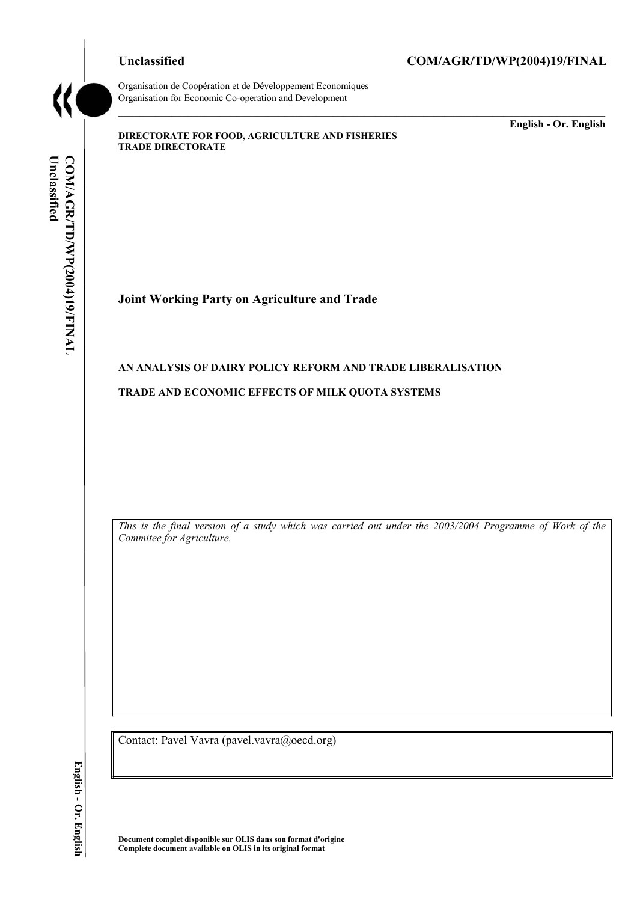**Unclassified** **COM/AGR/TD/WP(2004)19/FINAL**

Organisation de Coopération et de Développement Economiques
Organisation for Economic Co-operation and Development

**English - Or. English**

**DIRECTORATE FOR FOOD, AGRICULTURE AND FISHERIES**
**TRADE DIRECTORATE**

## Joint Working Party on Agriculture and Trade

### AN ANALYSIS OF DAIRY POLICY REFORM AND TRADE LIBERALISATION

### TRADE AND ECONOMIC EFFECTS OF MILK QUOTA SYSTEMS

*This is the final version of a study which was carried out under the 2003/2004 Programme of Work of the Commitee for Agriculture.*

Contact: Pavel Vavra (pavel.vavra@oecd.org)

**Document complet disponible sur OLIS dans son format d'origine**
**Complete document available on OLIS in its original format**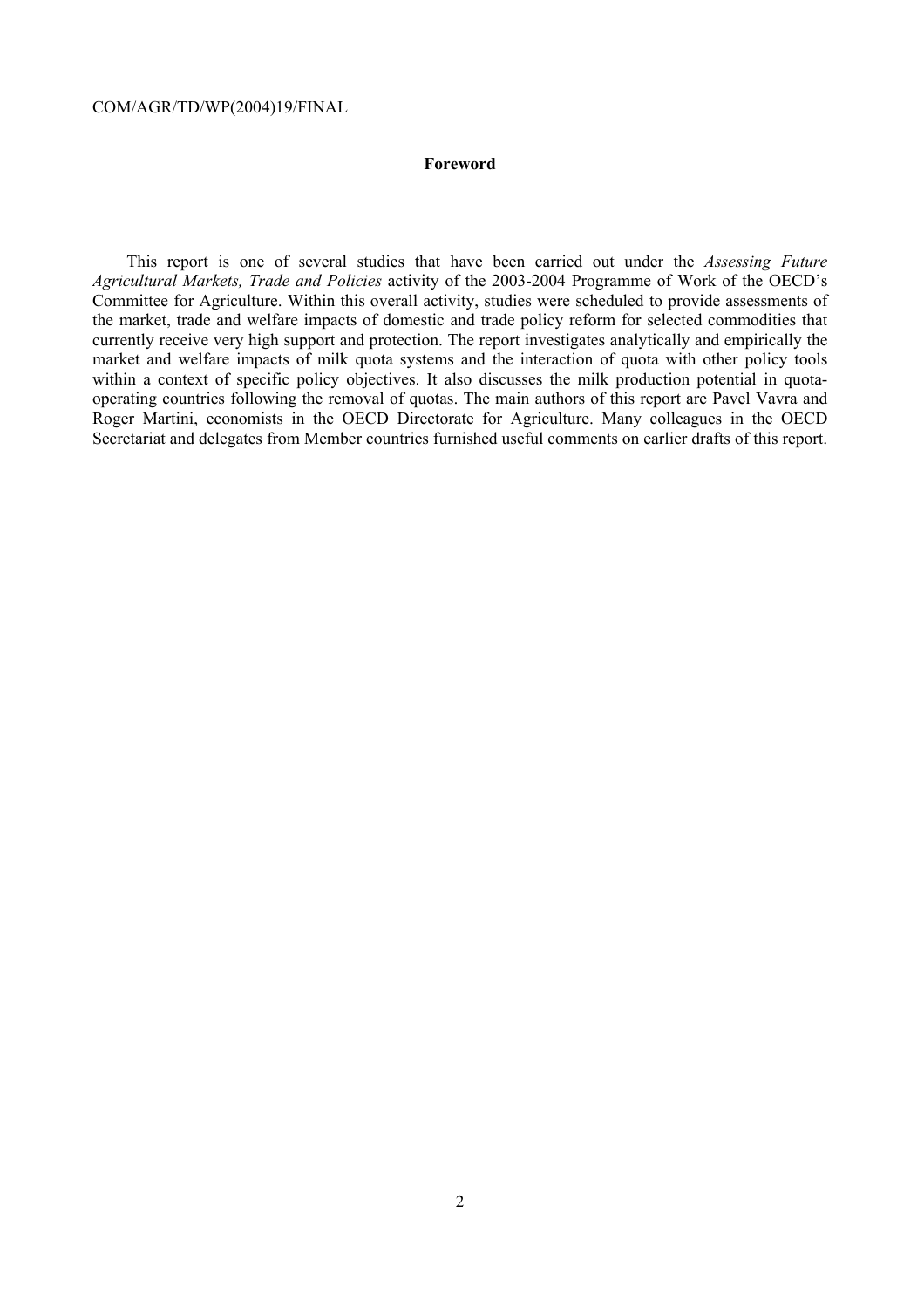## Foreword

This report is one of several studies that have been carried out under the *Assessing Future Agricultural Markets, Trade and Policies* activity of the 2003-2004 Programme of Work of the OECD's Committee for Agriculture. Within this overall activity, studies were scheduled to provide assessments of the market, trade and welfare impacts of domestic and trade policy reform for selected commodities that currently receive very high support and protection. The report investigates analytically and empirically the market and welfare impacts of milk quota systems and the interaction of quota with other policy tools within a context of specific policy objectives. It also discusses the milk production potential in quota-operating countries following the removal of quotas. The main authors of this report are Pavel Vavra and Roger Martini, economists in the OECD Directorate for Agriculture. Many colleagues in the OECD Secretariat and delegates from Member countries furnished useful comments on earlier drafts of this report.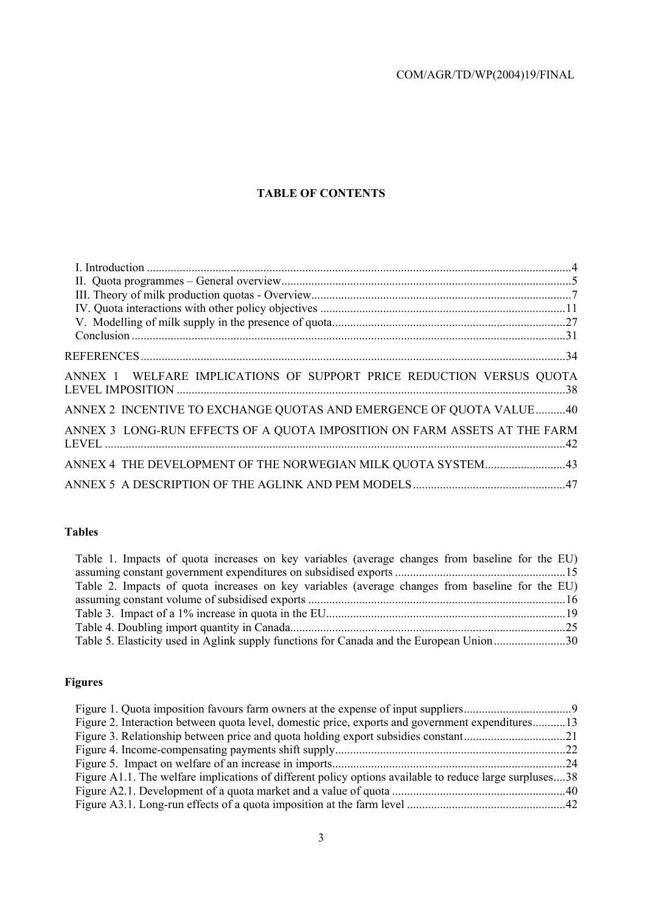## TABLE OF CONTENTS

I. Introduction ....................................................................................................................................4
II. Quota programmes – General overview........................................................................................5
III. Theory of milk production quotas - Overview.............................................................................7
IV. Quota interactions with other policy objectives ..........................................................................11
V. Modelling of milk supply in the presence of quota.......................................................................27
Conclusion ..........................................................................................................................................31

REFERENCES......................................................................................................................................34

ANNEX 1 WELFARE IMPLICATIONS OF SUPPORT PRICE REDUCTION VERSUS QUOTA LEVEL IMPOSITION ..........................................................................................................................38

ANNEX 2 INCENTIVE TO EXCHANGE QUOTAS AND EMERGENCE OF QUOTA VALUE..........40

ANNEX 3 LONG-RUN EFFECTS OF A QUOTA IMPOSITION ON FARM ASSETS AT THE FARM LEVEL ...................................................................................................................................................42

ANNEX 4 THE DEVELOPMENT OF THE NORWEGIAN MILK QUOTA SYSTEM...........................43

ANNEX 5 A DESCRIPTION OF THE AGLINK AND PEM MODELS...................................................47

### Tables

Table 1. Impacts of quota increases on key variables (average changes from baseline for the EU) assuming constant government expenditures on subsidised exports .........................................................15
Table 2. Impacts of quota increases on key variables (average changes from baseline for the EU) assuming constant volume of subsidised exports ........................................................................................16
Table 3. Impact of a 1% increase in quota in the EU..............................................................................19
Table 4. Doubling import quantity in Canada..........................................................................................25
Table 5. Elasticity used in Aglink supply functions for Canada and the European Union........................30

### Figures

Figure 1. Quota imposition favours farm owners at the expense of input suppliers....................................9
Figure 2. Interaction between quota level, domestic price, exports and government expenditures...........13
Figure 3. Relationship between price and quota holding export subsidies constant..................................21
Figure 4. Income-compensating payments shift supply............................................................................22
Figure 5. Impact on welfare of an increase in imports..............................................................................24
Figure A1.1. The welfare implications of different policy options available to reduce large surpluses....38
Figure A2.1. Development of a quota market and a value of quota ..........................................................40
Figure A3.1. Long-run effects of a quota imposition at the farm level .....................................................42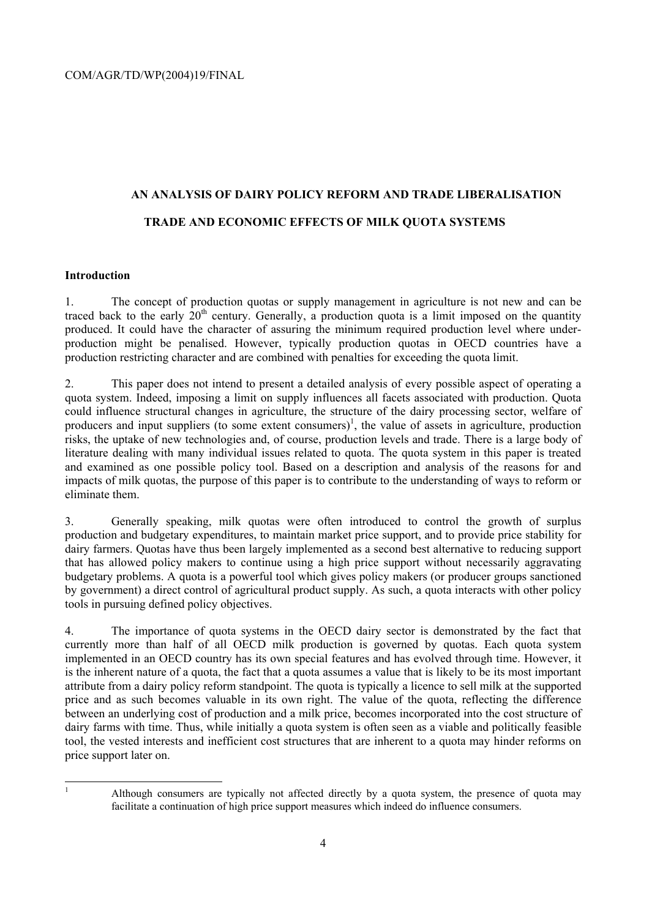COM/AGR/TD/WP(2004)19/FINAL

## AN ANALYSIS OF DAIRY POLICY REFORM AND TRADE LIBERALISATION

## TRADE AND ECONOMIC EFFECTS OF MILK QUOTA SYSTEMS

### Introduction

1. The concept of production quotas or supply management in agriculture is not new and can be traced back to the early 20th century. Generally, a production quota is a limit imposed on the quantity produced. It could have the character of assuring the minimum required production level where under-production might be penalised. However, typically production quotas in OECD countries have a production restricting character and are combined with penalties for exceeding the quota limit.

2. This paper does not intend to present a detailed analysis of every possible aspect of operating a quota system. Indeed, imposing a limit on supply influences all facets associated with production. Quota could influence structural changes in agriculture, the structure of the dairy processing sector, welfare of producers and input suppliers (to some extent consumers)[1], the value of assets in agriculture, production risks, the uptake of new technologies and, of course, production levels and trade. There is a large body of literature dealing with many individual issues related to quota. The quota system in this paper is treated and examined as one possible policy tool. Based on a description and analysis of the reasons for and impacts of milk quotas, the purpose of this paper is to contribute to the understanding of ways to reform or eliminate them.

3. Generally speaking, milk quotas were often introduced to control the growth of surplus production and budgetary expenditures, to maintain market price support, and to provide price stability for dairy farmers. Quotas have thus been largely implemented as a second best alternative to reducing support that has allowed policy makers to continue using a high price support without necessarily aggravating budgetary problems. A quota is a powerful tool which gives policy makers (or producer groups sanctioned by government) a direct control of agricultural product supply. As such, a quota interacts with other policy tools in pursuing defined policy objectives.

4. The importance of quota systems in the OECD dairy sector is demonstrated by the fact that currently more than half of all OECD milk production is governed by quotas. Each quota system implemented in an OECD country has its own special features and has evolved through time. However, it is the inherent nature of a quota, the fact that a quota assumes a value that is likely to be its most important attribute from a dairy policy reform standpoint. The quota is typically a licence to sell milk at the supported price and as such becomes valuable in its own right. The value of the quota, reflecting the difference between an underlying cost of production and a milk price, becomes incorporated into the cost structure of dairy farms with time. Thus, while initially a quota system is often seen as a viable and politically feasible tool, the vested interests and inefficient cost structures that are inherent to a quota may hinder reforms on price support later on.

---

[1] Although consumers are typically not affected directly by a quota system, the presence of quota may facilitate a continuation of high price support measures which indeed do influence consumers.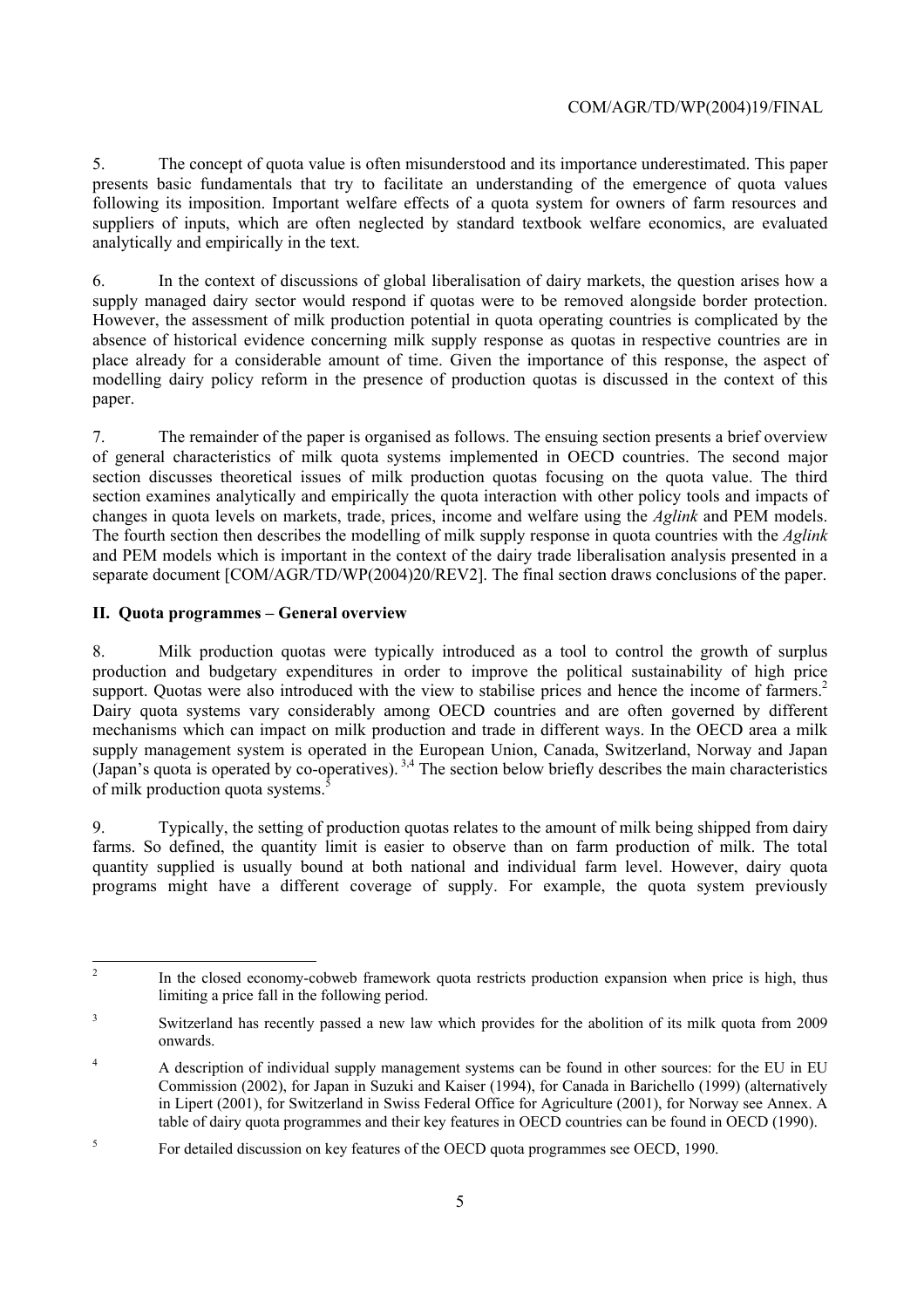5. The concept of quota value is often misunderstood and its importance underestimated. This paper presents basic fundamentals that try to facilitate an understanding of the emergence of quota values following its imposition. Important welfare effects of a quota system for owners of farm resources and suppliers of inputs, which are often neglected by standard textbook welfare economics, are evaluated analytically and empirically in the text.

6. In the context of discussions of global liberalisation of dairy markets, the question arises how a supply managed dairy sector would respond if quotas were to be removed alongside border protection. However, the assessment of milk production potential in quota operating countries is complicated by the absence of historical evidence concerning milk supply response as quotas in respective countries are in place already for a considerable amount of time. Given the importance of this response, the aspect of modelling dairy policy reform in the presence of production quotas is discussed in the context of this paper.

7. The remainder of the paper is organised as follows. The ensuing section presents a brief overview of general characteristics of milk quota systems implemented in OECD countries. The second major section discusses theoretical issues of milk production quotas focusing on the quota value. The third section examines analytically and empirically the quota interaction with other policy tools and impacts of changes in quota levels on markets, trade, prices, income and welfare using the *Aglink* and PEM models. The fourth section then describes the modelling of milk supply response in quota countries with the *Aglink* and PEM models which is important in the context of the dairy trade liberalisation analysis presented in a separate document [COM/AGR/TD/WP(2004)20/REV2]. The final section draws conclusions of the paper.

## II. Quota programmes – General overview

8. Milk production quotas were typically introduced as a tool to control the growth of surplus production and budgetary expenditures in order to improve the political sustainability of high price support. Quotas were also introduced with the view to stabilise prices and hence the income of farmers.[2] Dairy quota systems vary considerably among OECD countries and are often governed by different mechanisms which can impact on milk production and trade in different ways. In the OECD area a milk supply management system is operated in the European Union, Canada, Switzerland, Norway and Japan (Japan's quota is operated by co-operatives).[3,4] The section below briefly describes the main characteristics of milk production quota systems.[5]

9. Typically, the setting of production quotas relates to the amount of milk being shipped from dairy farms. So defined, the quantity limit is easier to observe than on farm production of milk. The total quantity supplied is usually bound at both national and individual farm level. However, dairy quota programs might have a different coverage of supply. For example, the quota system previously

---

[2] In the closed economy-cobweb framework quota restricts production expansion when price is high, thus limiting a price fall in the following period.

[3] Switzerland has recently passed a new law which provides for the abolition of its milk quota from 2009 onwards.

[4] A description of individual supply management systems can be found in other sources: for the EU in EU Commission (2002), for Japan in Suzuki and Kaiser (1994), for Canada in Barichello (1999) (alternatively in Lipert (2001), for Switzerland in Swiss Federal Office for Agriculture (2001), for Norway see Annex. A table of dairy quota programmes and their key features in OECD countries can be found in OECD (1990).

[5] For detailed discussion on key features of the OECD quota programmes see OECD, 1990.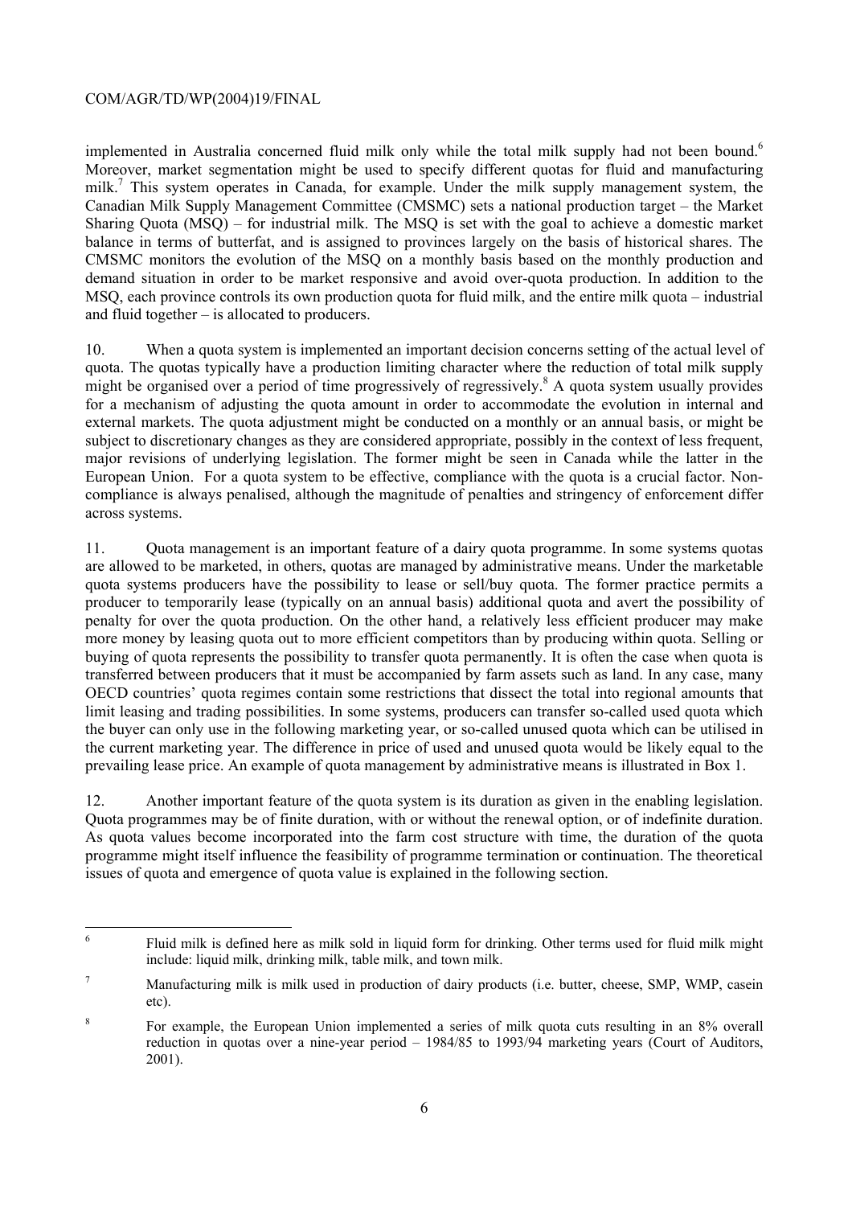implemented in Australia concerned fluid milk only while the total milk supply had not been bound.[6] Moreover, market segmentation might be used to specify different quotas for fluid and manufacturing milk.[7] This system operates in Canada, for example. Under the milk supply management system, the Canadian Milk Supply Management Committee (CMSMC) sets a national production target – the Market Sharing Quota (MSQ) – for industrial milk. The MSQ is set with the goal to achieve a domestic market balance in terms of butterfat, and is assigned to provinces largely on the basis of historical shares. The CMSMC monitors the evolution of the MSQ on a monthly basis based on the monthly production and demand situation in order to be market responsive and avoid over-quota production. In addition to the MSQ, each province controls its own production quota for fluid milk, and the entire milk quota – industrial and fluid together – is allocated to producers.

10. When a quota system is implemented an important decision concerns setting of the actual level of quota. The quotas typically have a production limiting character where the reduction of total milk supply might be organised over a period of time progressively of regressively.[8] A quota system usually provides for a mechanism of adjusting the quota amount in order to accommodate the evolution in internal and external markets. The quota adjustment might be conducted on a monthly or an annual basis, or might be subject to discretionary changes as they are considered appropriate, possibly in the context of less frequent, major revisions of underlying legislation. The former might be seen in Canada while the latter in the European Union. For a quota system to be effective, compliance with the quota is a crucial factor. Non-compliance is always penalised, although the magnitude of penalties and stringency of enforcement differ across systems.

11. Quota management is an important feature of a dairy quota programme. In some systems quotas are allowed to be marketed, in others, quotas are managed by administrative means. Under the marketable quota systems producers have the possibility to lease or sell/buy quota. The former practice permits a producer to temporarily lease (typically on an annual basis) additional quota and avert the possibility of penalty for over the quota production. On the other hand, a relatively less efficient producer may make more money by leasing quota out to more efficient competitors than by producing within quota. Selling or buying of quota represents the possibility to transfer quota permanently. It is often the case when quota is transferred between producers that it must be accompanied by farm assets such as land. In any case, many OECD countries' quota regimes contain some restrictions that dissect the total into regional amounts that limit leasing and trading possibilities. In some systems, producers can transfer so-called used quota which the buyer can only use in the following marketing year, or so-called unused quota which can be utilised in the current marketing year. The difference in price of used and unused quota would be likely equal to the prevailing lease price. An example of quota management by administrative means is illustrated in Box 1.

12. Another important feature of the quota system is its duration as given in the enabling legislation. Quota programmes may be of finite duration, with or without the renewal option, or of indefinite duration. As quota values become incorporated into the farm cost structure with time, the duration of the quota programme might itself influence the feasibility of programme termination or continuation. The theoretical issues of quota and emergence of quota value is explained in the following section.

---

[6] Fluid milk is defined here as milk sold in liquid form for drinking. Other terms used for fluid milk might include: liquid milk, drinking milk, table milk, and town milk.

[7] Manufacturing milk is milk used in production of dairy products (i.e. butter, cheese, SMP, WMP, casein etc).

[8] For example, the European Union implemented a series of milk quota cuts resulting in an 8% overall reduction in quotas over a nine-year period – 1984/85 to 1993/94 marketing years (Court of Auditors, 2001).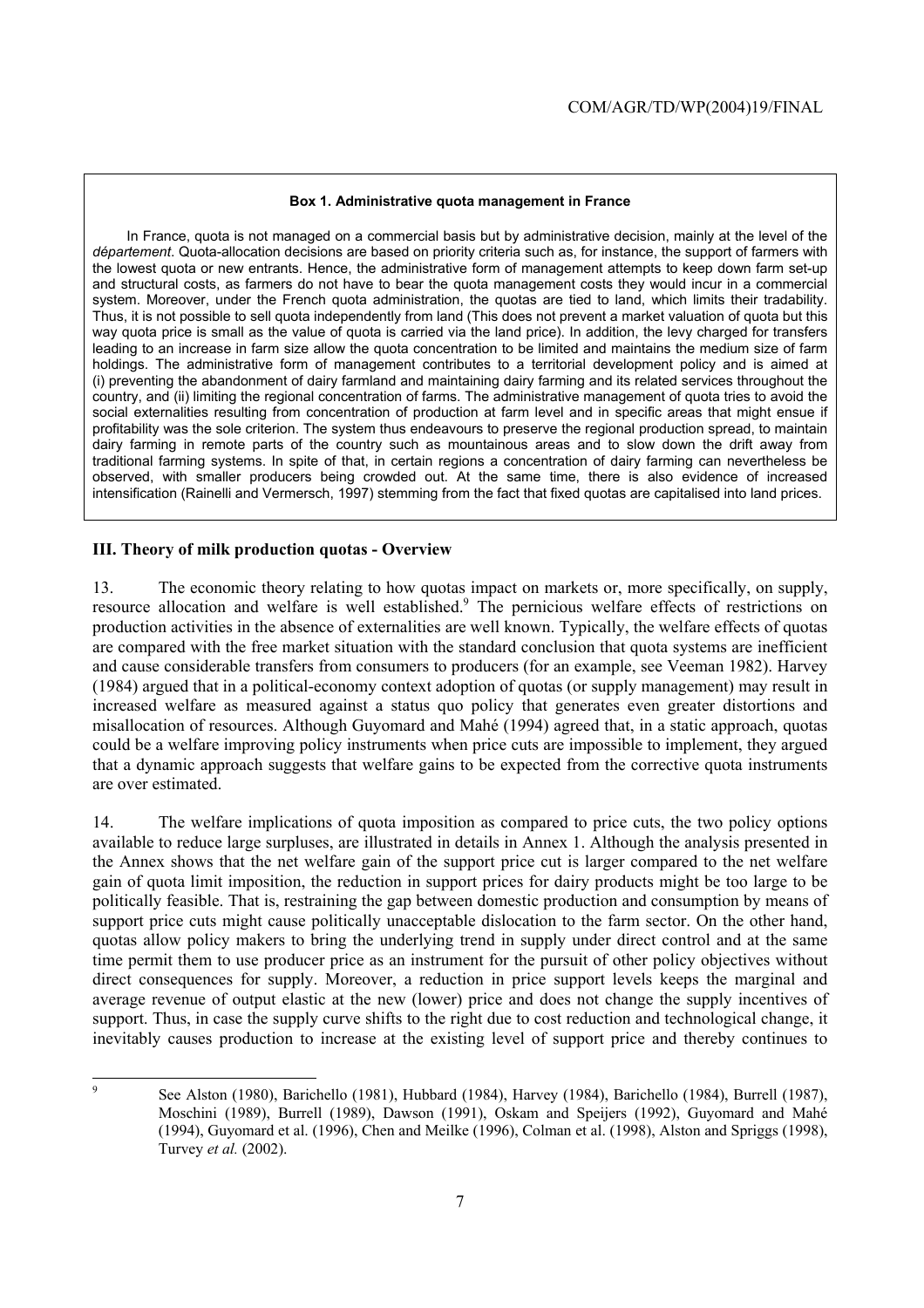**Box 1. Administrative quota management in France**

In France, quota is not managed on a commercial basis but by administrative decision, mainly at the level of the *département*. Quota-allocation decisions are based on priority criteria such as, for instance, the support of farmers with the lowest quota or new entrants. Hence, the administrative form of management attempts to keep down farm set-up and structural costs, as farmers do not have to bear the quota management costs they would incur in a commercial system. Moreover, under the French quota administration, the quotas are tied to land, which limits their tradability. Thus, it is not possible to sell quota independently from land (This does not prevent a market valuation of quota but this way quota price is small as the value of quota is carried via the land price). In addition, the levy charged for transfers leading to an increase in farm size allow the quota concentration to be limited and maintains the medium size of farm holdings. The administrative form of management contributes to a territorial development policy and is aimed at (i) preventing the abandonment of dairy farmland and maintaining dairy farming and its related services throughout the country, and (ii) limiting the regional concentration of farms. The administrative management of quota tries to avoid the social externalities resulting from concentration of production at farm level and in specific areas that might ensue if profitability was the sole criterion. The system thus endeavours to preserve the regional production spread, to maintain dairy farming in remote parts of the country such as mountainous areas and to slow down the drift away from traditional farming systems. In spite of that, in certain regions a concentration of dairy farming can nevertheless be observed, with smaller producers being crowded out. At the same time, there is also evidence of increased intensification (Rainelli and Vermersch, 1997) stemming from the fact that fixed quotas are capitalised into land prices.

### III. Theory of milk production quotas - Overview

13. The economic theory relating to how quotas impact on markets or, more specifically, on supply, resource allocation and welfare is well established.[9] The pernicious welfare effects of restrictions on production activities in the absence of externalities are well known. Typically, the welfare effects of quotas are compared with the free market situation with the standard conclusion that quota systems are inefficient and cause considerable transfers from consumers to producers (for an example, see Veeman 1982). Harvey (1984) argued that in a political-economy context adoption of quotas (or supply management) may result in increased welfare as measured against a status quo policy that generates even greater distortions and misallocation of resources. Although Guyomard and Mahé (1994) agreed that, in a static approach, quotas could be a welfare improving policy instruments when price cuts are impossible to implement, they argued that a dynamic approach suggests that welfare gains to be expected from the corrective quota instruments are over estimated.

14. The welfare implications of quota imposition as compared to price cuts, the two policy options available to reduce large surpluses, are illustrated in details in Annex 1. Although the analysis presented in the Annex shows that the net welfare gain of the support price cut is larger compared to the net welfare gain of quota limit imposition, the reduction in support prices for dairy products might be too large to be politically feasible. That is, restraining the gap between domestic production and consumption by means of support price cuts might cause politically unacceptable dislocation to the farm sector. On the other hand, quotas allow policy makers to bring the underlying trend in supply under direct control and at the same time permit them to use producer price as an instrument for the pursuit of other policy objectives without direct consequences for supply. Moreover, a reduction in price support levels keeps the marginal and average revenue of output elastic at the new (lower) price and does not change the supply incentives of support. Thus, in case the supply curve shifts to the right due to cost reduction and technological change, it inevitably causes production to increase at the existing level of support price and thereby continues to

---

[9] See Alston (1980), Barichello (1981), Hubbard (1984), Harvey (1984), Barichello (1984), Burrell (1987), Moschini (1989), Burrell (1989), Dawson (1991), Oskam and Speijers (1992), Guyomard and Mahé (1994), Guyomard et al. (1996), Chen and Meilke (1996), Colman et al. (1998), Alston and Spriggs (1998), Turvey *et al.* (2002).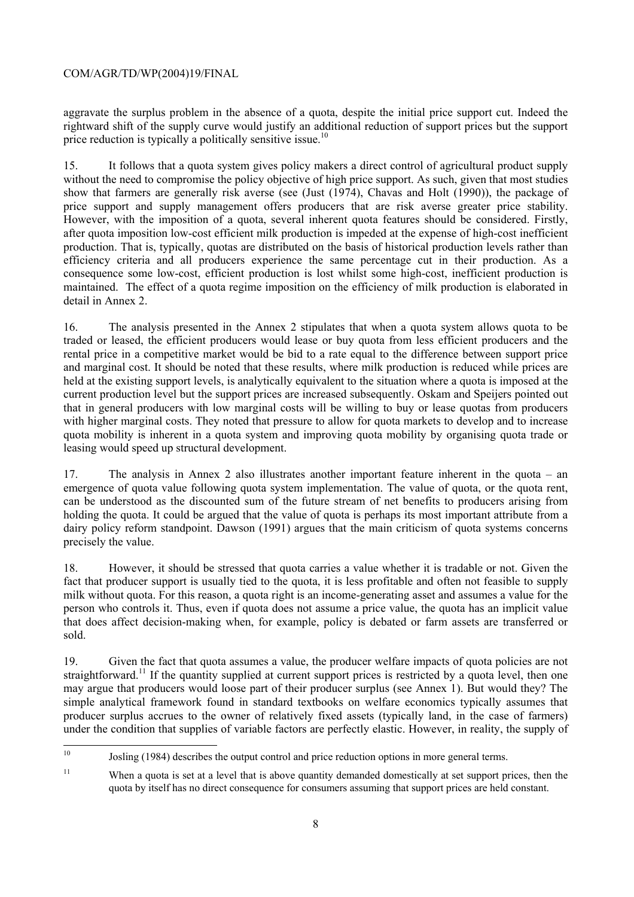aggravate the surplus problem in the absence of a quota, despite the initial price support cut. Indeed the rightward shift of the supply curve would justify an additional reduction of support prices but the support price reduction is typically a politically sensitive issue.[10]

15. It follows that a quota system gives policy makers a direct control of agricultural product supply without the need to compromise the policy objective of high price support. As such, given that most studies show that farmers are generally risk averse (see (Just (1974), Chavas and Holt (1990)), the package of price support and supply management offers producers that are risk averse greater price stability. However, with the imposition of a quota, several inherent quota features should be considered. Firstly, after quota imposition low-cost efficient milk production is impeded at the expense of high-cost inefficient production. That is, typically, quotas are distributed on the basis of historical production levels rather than efficiency criteria and all producers experience the same percentage cut in their production. As a consequence some low-cost, efficient production is lost whilst some high-cost, inefficient production is maintained. The effect of a quota regime imposition on the efficiency of milk production is elaborated in detail in Annex 2.

16. The analysis presented in the Annex 2 stipulates that when a quota system allows quota to be traded or leased, the efficient producers would lease or buy quota from less efficient producers and the rental price in a competitive market would be bid to a rate equal to the difference between support price and marginal cost. It should be noted that these results, where milk production is reduced while prices are held at the existing support levels, is analytically equivalent to the situation where a quota is imposed at the current production level but the support prices are increased subsequently. Oskam and Speijers pointed out that in general producers with low marginal costs will be willing to buy or lease quotas from producers with higher marginal costs. They noted that pressure to allow for quota markets to develop and to increase quota mobility is inherent in a quota system and improving quota mobility by organising quota trade or leasing would speed up structural development.

17. The analysis in Annex 2 also illustrates another important feature inherent in the quota – an emergence of quota value following quota system implementation. The value of quota, or the quota rent, can be understood as the discounted sum of the future stream of net benefits to producers arising from holding the quota. It could be argued that the value of quota is perhaps its most important attribute from a dairy policy reform standpoint. Dawson (1991) argues that the main criticism of quota systems concerns precisely the value.

18. However, it should be stressed that quota carries a value whether it is tradable or not. Given the fact that producer support is usually tied to the quota, it is less profitable and often not feasible to supply milk without quota. For this reason, a quota right is an income-generating asset and assumes a value for the person who controls it. Thus, even if quota does not assume a price value, the quota has an implicit value that does affect decision-making when, for example, policy is debated or farm assets are transferred or sold.

19. Given the fact that quota assumes a value, the producer welfare impacts of quota policies are not straightforward.[11] If the quantity supplied at current support prices is restricted by a quota level, then one may argue that producers would loose part of their producer surplus (see Annex 1). But would they? The simple analytical framework found in standard textbooks on welfare economics typically assumes that producer surplus accrues to the owner of relatively fixed assets (typically land, in the case of farmers) under the condition that supplies of variable factors are perfectly elastic. However, in reality, the supply of

---

[10] Josling (1984) describes the output control and price reduction options in more general terms.

[11] When a quota is set at a level that is above quantity demanded domestically at set support prices, then the quota by itself has no direct consequence for consumers assuming that support prices are held constant.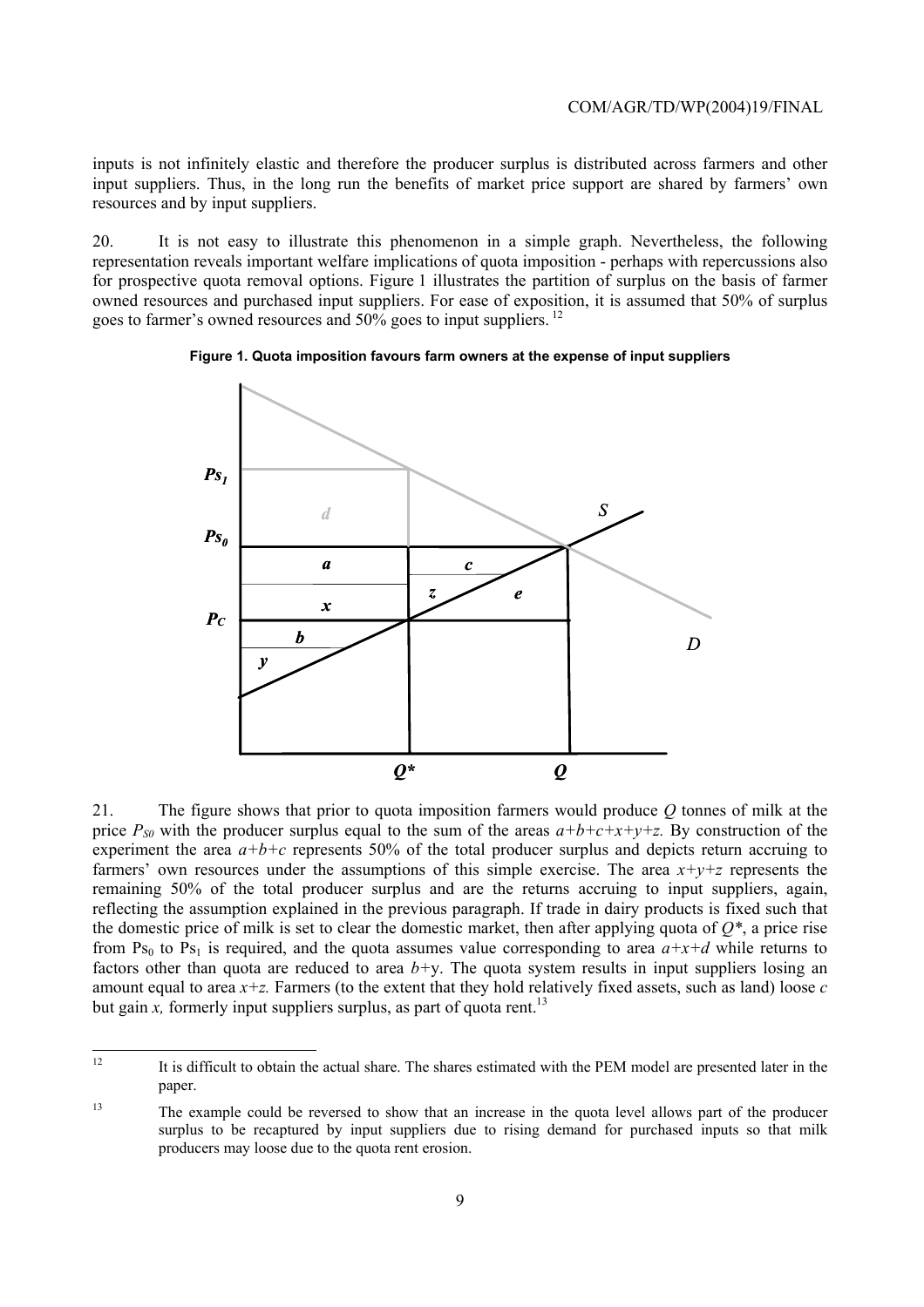inputs is not infinitely elastic and therefore the producer surplus is distributed across farmers and other input suppliers. Thus, in the long run the benefits of market price support are shared by farmers' own resources and by input suppliers.

20. It is not easy to illustrate this phenomenon in a simple graph. Nevertheless, the following representation reveals important welfare implications of quota imposition - perhaps with repercussions also for prospective quota removal options. Figure 1 illustrates the partition of surplus on the basis of farmer owned resources and purchased input suppliers. For ease of exposition, it is assumed that 50% of surplus goes to farmer's owned resources and 50% goes to input suppliers.[12]

**Figure 1. Quota imposition favours farm owners at the expense of input suppliers**

21. The figure shows that prior to quota imposition farmers would produce *Q* tonnes of milk at the price $P_{S0}$ with the producer surplus equal to the sum of the areas $a+b+c+x+y+z$. By construction of the experiment the area $a+b+c$ represents 50% of the total producer surplus and depicts return accruing to farmers' own resources under the assumptions of this simple exercise. The area $x+y+z$ represents the remaining 50% of the total producer surplus and are the returns accruing to input suppliers, again, reflecting the assumption explained in the previous paragraph. If trade in dairy products is fixed such that the domestic price of milk is set to clear the domestic market, then after applying quota of $Q^*$, a price rise from $Ps_0$ to $Ps_1$ is required, and the quota assumes value corresponding to area $a+x+d$ while returns to factors other than quota are reduced to area $b+y$. The quota system results in input suppliers losing an amount equal to area $x+z$. Farmers (to the extent that they hold relatively fixed assets, such as land) loose *c* but gain *x*, formerly input suppliers surplus, as part of quota rent.[13]

---

[12] It is difficult to obtain the actual share. The shares estimated with the PEM model are presented later in the paper.

[13] The example could be reversed to show that an increase in the quota level allows part of the producer surplus to be recaptured by input suppliers due to rising demand for purchased inputs so that milk producers may loose due to the quota rent erosion.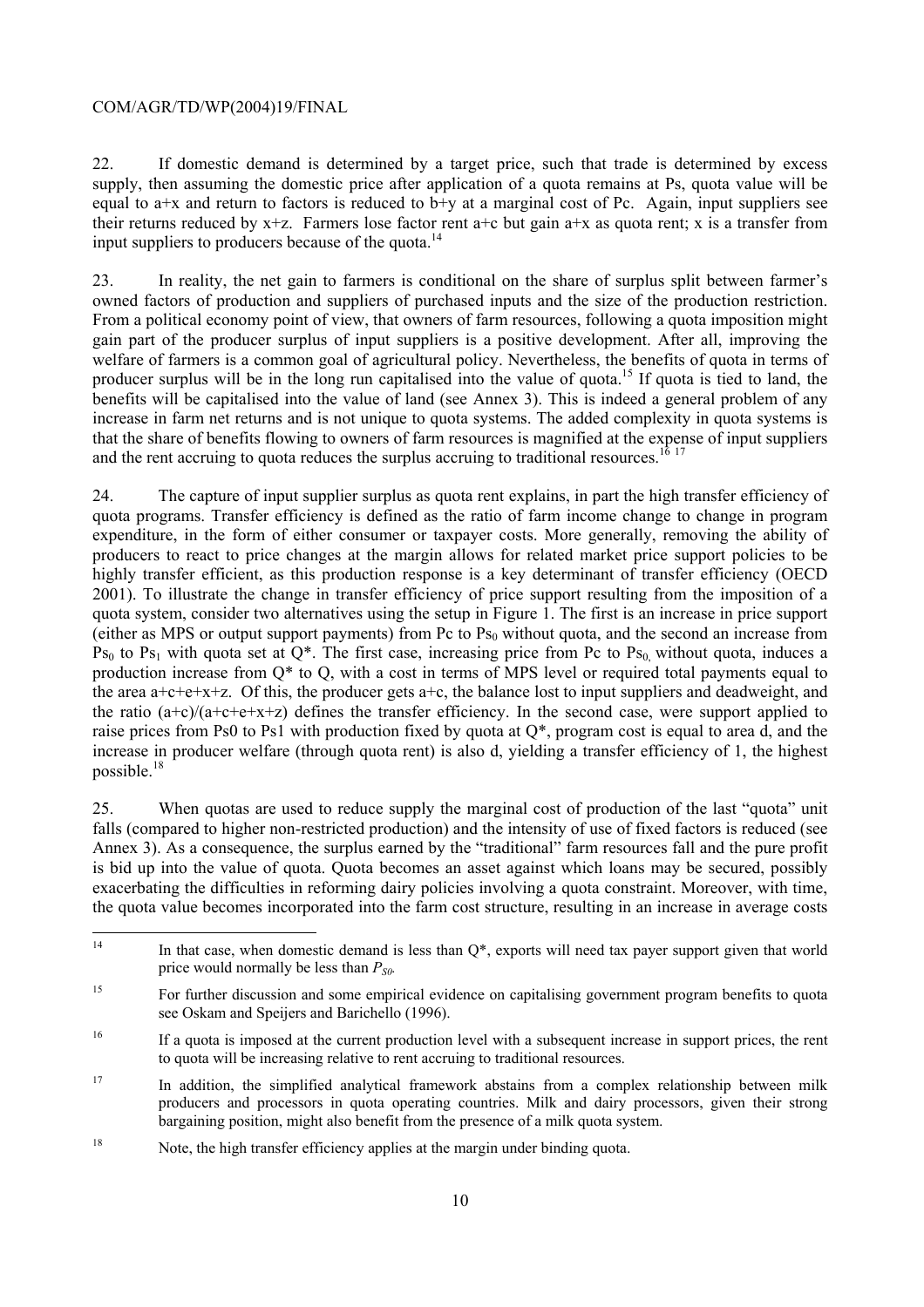22. If domestic demand is determined by a target price, such that trade is determined by excess supply, then assuming the domestic price after application of a quota remains at Ps, quota value will be equal to a+x and return to factors is reduced to b+y at a marginal cost of Pc. Again, input suppliers see their returns reduced by x+z. Farmers lose factor rent a+c but gain a+x as quota rent; x is a transfer from input suppliers to producers because of the quota.[14]

23. In reality, the net gain to farmers is conditional on the share of surplus split between farmer's owned factors of production and suppliers of purchased inputs and the size of the production restriction. From a political economy point of view, that owners of farm resources, following a quota imposition might gain part of the producer surplus of input suppliers is a positive development. After all, improving the welfare of farmers is a common goal of agricultural policy. Nevertheless, the benefits of quota in terms of producer surplus will be in the long run capitalised into the value of quota.[15] If quota is tied to land, the benefits will be capitalised into the value of land (see Annex 3). This is indeed a general problem of any increase in farm net returns and is not unique to quota systems. The added complexity in quota systems is that the share of benefits flowing to owners of farm resources is magnified at the expense of input suppliers and the rent accruing to quota reduces the surplus accruing to traditional resources.[16] [17]

24. The capture of input supplier surplus as quota rent explains, in part the high transfer efficiency of quota programs. Transfer efficiency is defined as the ratio of farm income change to change in program expenditure, in the form of either consumer or taxpayer costs. More generally, removing the ability of producers to react to price changes at the margin allows for related market price support policies to be highly transfer efficient, as this production response is a key determinant of transfer efficiency (OECD 2001). To illustrate the change in transfer efficiency of price support resulting from the imposition of a quota system, consider two alternatives using the setup in Figure 1. The first is an increase in price support (either as MPS or output support payments) from Pc to $Ps_0$ without quota, and the second an increase from $Ps_0$ to $Ps_1$ with quota set at Q*. The first case, increasing price from Pc to $Ps_0$, without quota, induces a production increase from Q* to Q, with a cost in terms of MPS level or required total payments equal to the area a+c+e+x+z. Of this, the producer gets a+c, the balance lost to input suppliers and deadweight, and the ratio (a+c)/(a+c+e+x+z) defines the transfer efficiency. In the second case, were support applied to raise prices from Ps0 to Ps1 with production fixed by quota at Q*, program cost is equal to area d, and the increase in producer welfare (through quota rent) is also d, yielding a transfer efficiency of 1, the highest possible.[18]

25. When quotas are used to reduce supply the marginal cost of production of the last "quota" unit falls (compared to higher non-restricted production) and the intensity of use of fixed factors is reduced (see Annex 3). As a consequence, the surplus earned by the "traditional" farm resources fall and the pure profit is bid up into the value of quota. Quota becomes an asset against which loans may be secured, possibly exacerbating the difficulties in reforming dairy policies involving a quota constraint. Moreover, with time, the quota value becomes incorporated into the farm cost structure, resulting in an increase in average costs

---

[14] In that case, when domestic demand is less than Q*, exports will need tax payer support given that world price would normally be less than $P_{S0}$.

[15] For further discussion and some empirical evidence on capitalising government program benefits to quota see Oskam and Speijers and Barichello (1996).

[16] If a quota is imposed at the current production level with a subsequent increase in support prices, the rent to quota will be increasing relative to rent accruing to traditional resources.

[17] In addition, the simplified analytical framework abstains from a complex relationship between milk producers and processors in quota operating countries. Milk and dairy processors, given their strong bargaining position, might also benefit from the presence of a milk quota system.

[18] Note, the high transfer efficiency applies at the margin under binding quota.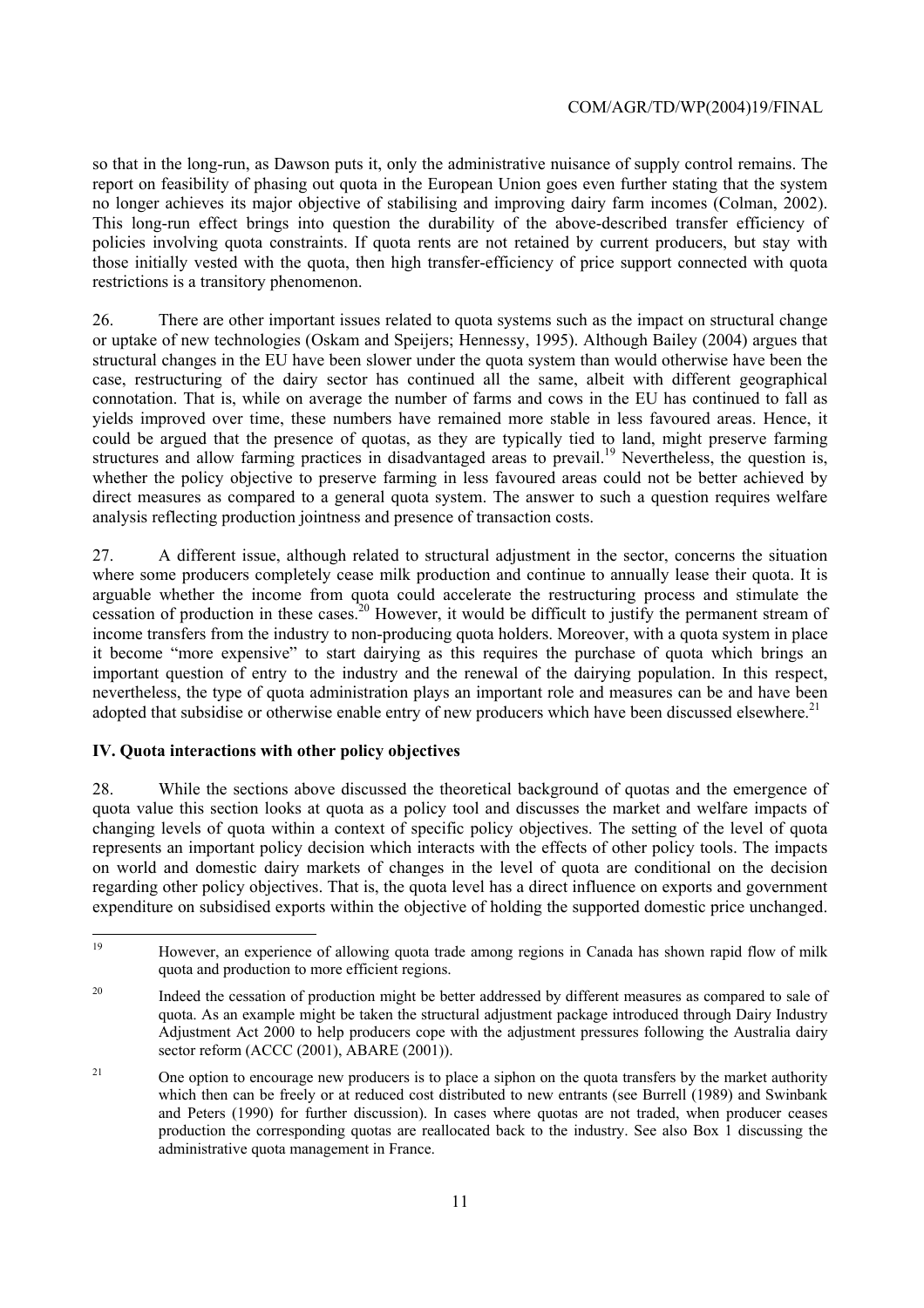so that in the long-run, as Dawson puts it, only the administrative nuisance of supply control remains. The report on feasibility of phasing out quota in the European Union goes even further stating that the system no longer achieves its major objective of stabilising and improving dairy farm incomes (Colman, 2002). This long-run effect brings into question the durability of the above-described transfer efficiency of policies involving quota constraints. If quota rents are not retained by current producers, but stay with those initially vested with the quota, then high transfer-efficiency of price support connected with quota restrictions is a transitory phenomenon.

26. There are other important issues related to quota systems such as the impact on structural change or uptake of new technologies (Oskam and Speijers; Hennessy, 1995). Although Bailey (2004) argues that structural changes in the EU have been slower under the quota system than would otherwise have been the case, restructuring of the dairy sector has continued all the same, albeit with different geographical connotation. That is, while on average the number of farms and cows in the EU has continued to fall as yields improved over time, these numbers have remained more stable in less favoured areas. Hence, it could be argued that the presence of quotas, as they are typically tied to land, might preserve farming structures and allow farming practices in disadvantaged areas to prevail.[19] Nevertheless, the question is, whether the policy objective to preserve farming in less favoured areas could not be better achieved by direct measures as compared to a general quota system. The answer to such a question requires welfare analysis reflecting production jointness and presence of transaction costs.

27. A different issue, although related to structural adjustment in the sector, concerns the situation where some producers completely cease milk production and continue to annually lease their quota. It is arguable whether the income from quota could accelerate the restructuring process and stimulate the cessation of production in these cases.[20] However, it would be difficult to justify the permanent stream of income transfers from the industry to non-producing quota holders. Moreover, with a quota system in place it become "more expensive" to start dairying as this requires the purchase of quota which brings an important question of entry to the industry and the renewal of the dairying population. In this respect, nevertheless, the type of quota administration plays an important role and measures can be and have been adopted that subsidise or otherwise enable entry of new producers which have been discussed elsewhere.[21]

## IV. Quota interactions with other policy objectives

28. While the sections above discussed the theoretical background of quotas and the emergence of quota value this section looks at quota as a policy tool and discusses the market and welfare impacts of changing levels of quota within a context of specific policy objectives. The setting of the level of quota represents an important policy decision which interacts with the effects of other policy tools. The impacts on world and domestic dairy markets of changes in the level of quota are conditional on the decision regarding other policy objectives. That is, the quota level has a direct influence on exports and government expenditure on subsidised exports within the objective of holding the supported domestic price unchanged.

---

19 However, an experience of allowing quota trade among regions in Canada has shown rapid flow of milk quota and production to more efficient regions.

20 Indeed the cessation of production might be better addressed by different measures as compared to sale of quota. As an example might be taken the structural adjustment package introduced through Dairy Industry Adjustment Act 2000 to help producers cope with the adjustment pressures following the Australia dairy sector reform (ACCC (2001), ABARE (2001)).

21 One option to encourage new producers is to place a siphon on the quota transfers by the market authority which then can be freely or at reduced cost distributed to new entrants (see Burrell (1989) and Swinbank and Peters (1990) for further discussion). In cases where quotas are not traded, when producer ceases production the corresponding quotas are reallocated back to the industry. See also Box 1 discussing the administrative quota management in France.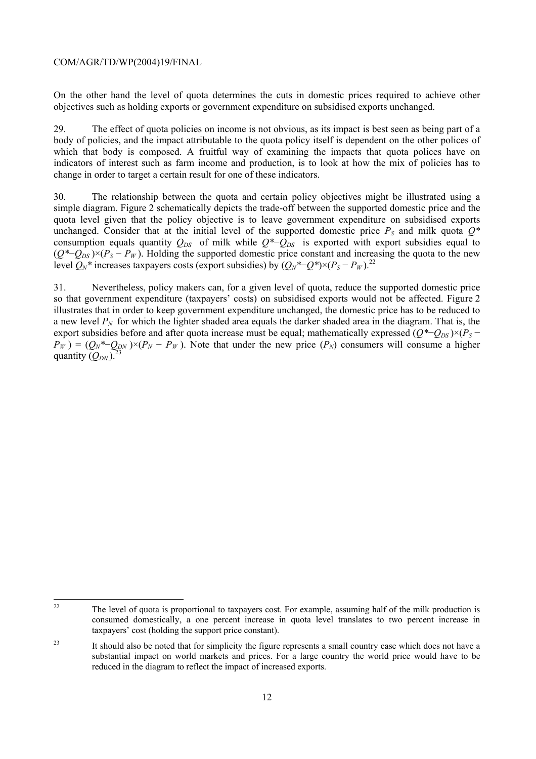On the other hand the level of quota determines the cuts in domestic prices required to achieve other objectives such as holding exports or government expenditure on subsidised exports unchanged.

29. The effect of quota policies on income is not obvious, as its impact is best seen as being part of a body of policies, and the impact attributable to the quota policy itself is dependent on the other polices of which that body is composed. A fruitful way of examining the impacts that quota polices have on indicators of interest such as farm income and production, is to look at how the mix of policies has to change in order to target a certain result for one of these indicators.

30. The relationship between the quota and certain policy objectives might be illustrated using a simple diagram. Figure 2 schematically depicts the trade-off between the supported domestic price and the quota level given that the policy objective is to leave government expenditure on subsidised exports unchanged. Consider that at the initial level of the supported domestic price $P_S$ and milk quota $Q^*$ consumption equals quantity $Q_{DS}$ of milk while $Q^*-Q_{DS}$ is exported with export subsidies equal to $(Q^*-Q_{DS})\times(P_S - P_W)$. Holding the supported domestic price constant and increasing the quota to the new level $Q_N^*$ increases taxpayers costs (export subsidies) by $(Q_N^*-Q^*)\times(P_S - P_W)$.[22]

31. Nevertheless, policy makers can, for a given level of quota, reduce the supported domestic price so that government expenditure (taxpayers' costs) on subsidised exports would not be affected. Figure 2 illustrates that in order to keep government expenditure unchanged, the domestic price has to be reduced to a new level $P_N$ for which the lighter shaded area equals the darker shaded area in the diagram. That is, the export subsidies before and after quota increase must be equal; mathematically expressed $(Q^*-Q_{DS})\times(P_S - P_W) = (Q_N^*-Q_{DN})\times(P_N - P_W)$. Note that under the new price ($P_N$) consumers will consume a higher quantity ($Q_{DN}$).[23]

---

[22] The level of quota is proportional to taxpayers cost. For example, assuming half of the milk production is consumed domestically, a one percent increase in quota level translates to two percent increase in taxpayers' cost (holding the support price constant).

[23] It should also be noted that for simplicity the figure represents a small country case which does not have a substantial impact on world markets and prices. For a large country the world price would have to be reduced in the diagram to reflect the impact of increased exports.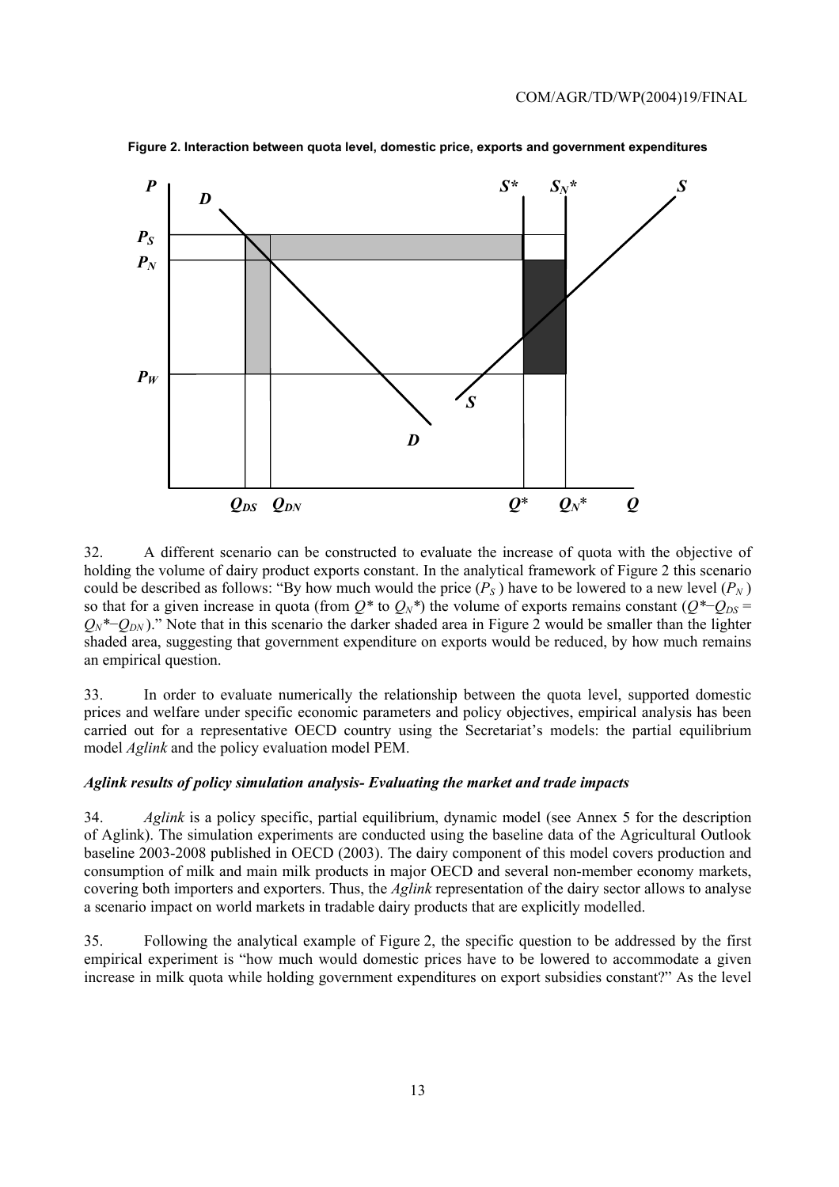**Figure 2. Interaction between quota level, domestic price, exports and government expenditures**

32. A different scenario can be constructed to evaluate the increase of quota with the objective of holding the volume of dairy product exports constant. In the analytical framework of Figure 2 this scenario could be described as follows: "By how much would the price ($P_S$) have to be lowered to a new level ($P_N$) so that for a given increase in quota (from $Q^*$ to $Q_N^*$) the volume of exports remains constant ($Q^*-Q_{DS} = Q_N^*-Q_{DN}$)." Note that in this scenario the darker shaded area in Figure 2 would be smaller than the lighter shaded area, suggesting that government expenditure on exports would be reduced, by how much remains an empirical question.

33. In order to evaluate numerically the relationship between the quota level, supported domestic prices and welfare under specific economic parameters and policy objectives, empirical analysis has been carried out for a representative OECD country using the Secretariat's models: the partial equilibrium model *Aglink* and the policy evaluation model PEM.

***Aglink results of policy simulation analysis- Evaluating the market and trade impacts***

34. *Aglink* is a policy specific, partial equilibrium, dynamic model (see Annex 5 for the description of Aglink). The simulation experiments are conducted using the baseline data of the Agricultural Outlook baseline 2003-2008 published in OECD (2003). The dairy component of this model covers production and consumption of milk and main milk products in major OECD and several non-member economy markets, covering both importers and exporters. Thus, the *Aglink* representation of the dairy sector allows to analyse a scenario impact on world markets in tradable dairy products that are explicitly modelled.

35. Following the analytical example of Figure 2, the specific question to be addressed by the first empirical experiment is "how much would domestic prices have to be lowered to accommodate a given increase in milk quota while holding government expenditures on export subsidies constant?" As the level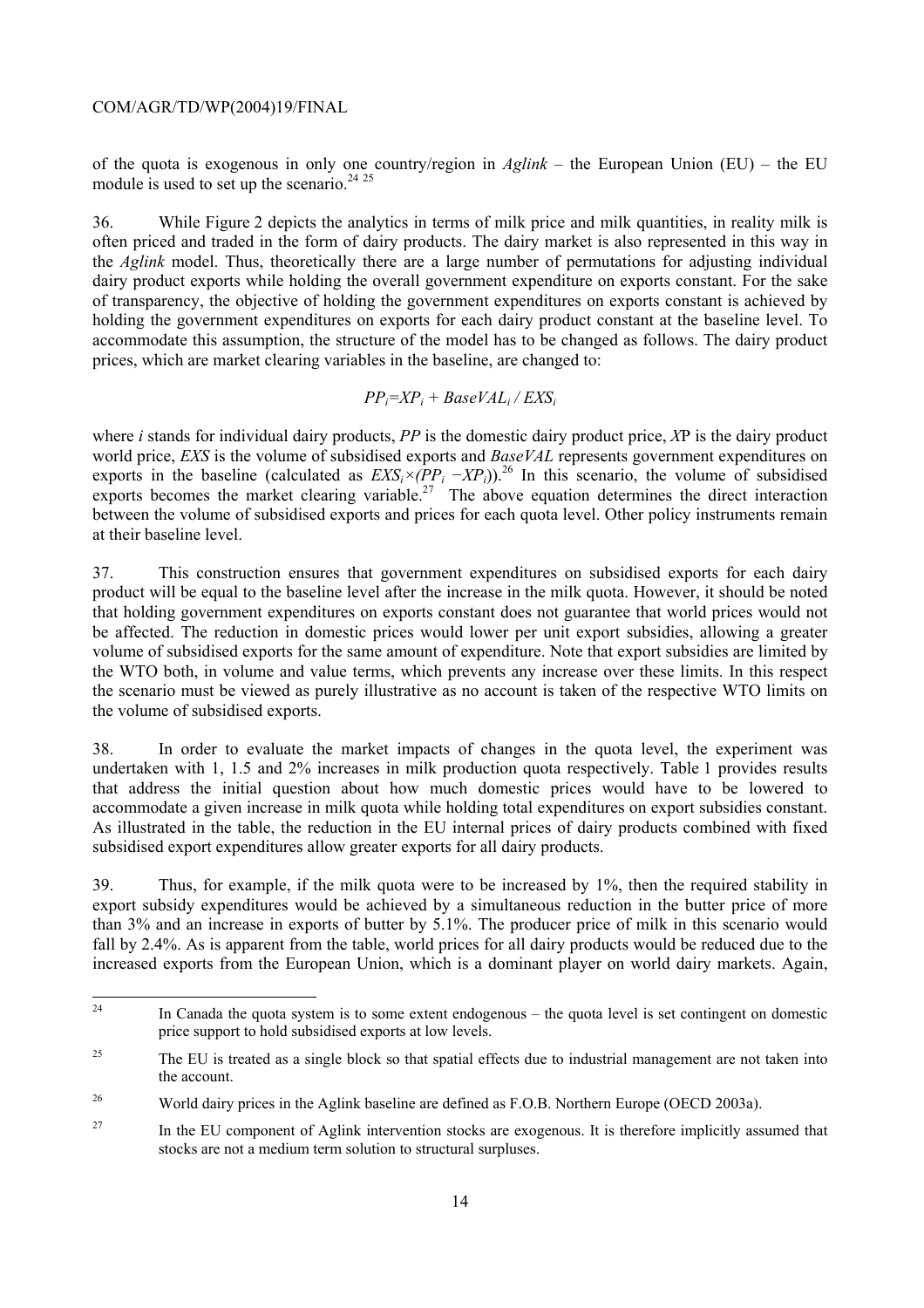of the quota is exogenous in only one country/region in *Aglink* – the European Union (EU) – the EU module is used to set up the scenario.[24] [25]

36. While Figure 2 depicts the analytics in terms of milk price and milk quantities, in reality milk is often priced and traded in the form of dairy products. The dairy market is also represented in this way in the *Aglink* model. Thus, theoretically there are a large number of permutations for adjusting individual dairy product exports while holding the overall government expenditure on exports constant. For the sake of transparency, the objective of holding the government expenditures on exports constant is achieved by holding the government expenditures on exports for each dairy product constant at the baseline level. To accommodate this assumption, the structure of the model has to be changed as follows. The dairy product prices, which are market clearing variables in the baseline, are changed to:

$$PP_i = XP_i + BaseVAL_i / EXS_i$$

where *i* stands for individual dairy products, *PP* is the domestic dairy product price, *XP* is the dairy product world price, *EXS* is the volume of subsidised exports and *BaseVAL* represents government expenditures on exports in the baseline (calculated as $EXS_i \times (PP_i - XP_i)$).[26] In this scenario, the volume of subsidised exports becomes the market clearing variable.[27] The above equation determines the direct interaction between the volume of subsidised exports and prices for each quota level. Other policy instruments remain at their baseline level.

37. This construction ensures that government expenditures on subsidised exports for each dairy product will be equal to the baseline level after the increase in the milk quota. However, it should be noted that holding government expenditures on exports constant does not guarantee that world prices would not be affected. The reduction in domestic prices would lower per unit export subsidies, allowing a greater volume of subsidised exports for the same amount of expenditure. Note that export subsidies are limited by the WTO both, in volume and value terms, which prevents any increase over these limits. In this respect the scenario must be viewed as purely illustrative as no account is taken of the respective WTO limits on the volume of subsidised exports.

38. In order to evaluate the market impacts of changes in the quota level, the experiment was undertaken with 1, 1.5 and 2% increases in milk production quota respectively. Table 1 provides results that address the initial question about how much domestic prices would have to be lowered to accommodate a given increase in milk quota while holding total expenditures on export subsidies constant. As illustrated in the table, the reduction in the EU internal prices of dairy products combined with fixed subsidised export expenditures allow greater exports for all dairy products.

39. Thus, for example, if the milk quota were to be increased by 1%, then the required stability in export subsidy expenditures would be achieved by a simultaneous reduction in the butter price of more than 3% and an increase in exports of butter by 5.1%. The producer price of milk in this scenario would fall by 2.4%. As is apparent from the table, world prices for all dairy products would be reduced due to the increased exports from the European Union, which is a dominant player on world dairy markets. Again,

---

[24] In Canada the quota system is to some extent endogenous – the quota level is set contingent on domestic price support to hold subsidised exports at low levels.

[25] The EU is treated as a single block so that spatial effects due to industrial management are not taken into the account.

[26] World dairy prices in the Aglink baseline are defined as F.O.B. Northern Europe (OECD 2003a).

[27] In the EU component of Aglink intervention stocks are exogenous. It is therefore implicitly assumed that stocks are not a medium term solution to structural surpluses.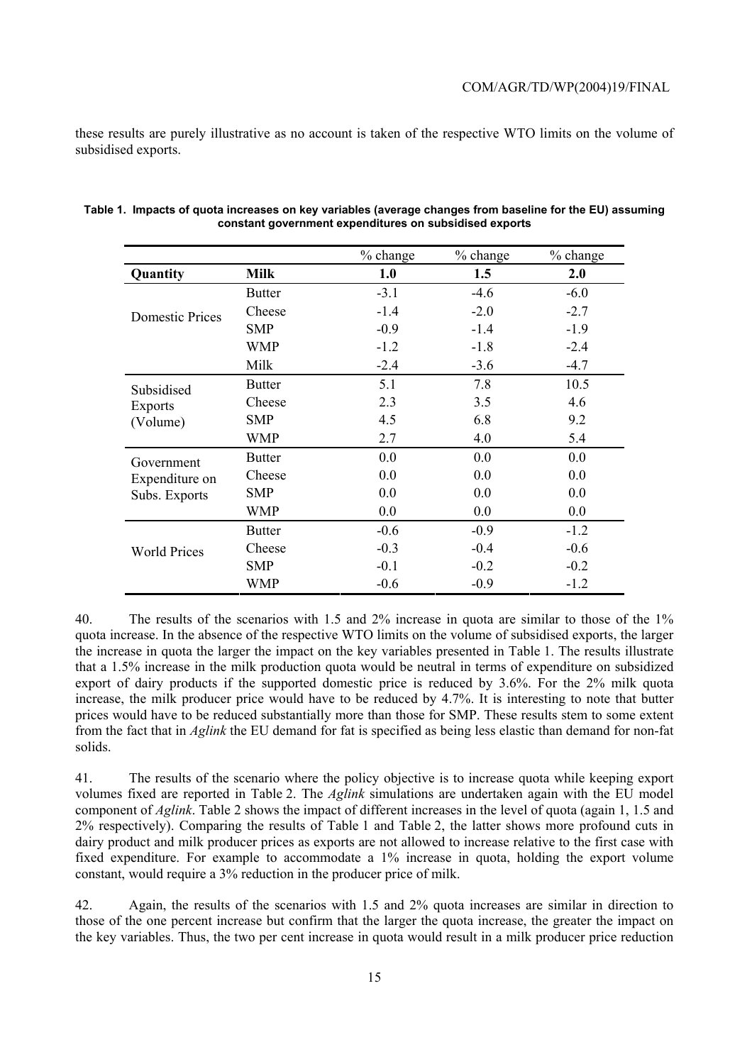these results are purely illustrative as no account is taken of the respective WTO limits on the volume of subsidised exports.

**Table 1. Impacts of quota increases on key variables (average changes from baseline for the EU) assuming constant government expenditures on subsidised exports**

| | | % change | % change | % change |
|---|---|---|---|---|
| **Quantity** | **Milk** | **1.0** | **1.5** | **2.0** |
| Domestic Prices | Butter | -3.1 | -4.6 | -6.0 |
| | Cheese | -1.4 | -2.0 | -2.7 |
| | SMP | -0.9 | -1.4 | -1.9 |
| | WMP | -1.2 | -1.8 | -2.4 |
| | Milk | -2.4 | -3.6 | -4.7 |
| Subsidised Exports (Volume) | Butter | 5.1 | 7.8 | 10.5 |
| | Cheese | 2.3 | 3.5 | 4.6 |
| | SMP | 4.5 | 6.8 | 9.2 |
| | WMP | 2.7 | 4.0 | 5.4 |
| Government Expenditure on Subs. Exports | Butter | 0.0 | 0.0 | 0.0 |
| | Cheese | 0.0 | 0.0 | 0.0 |
| | SMP | 0.0 | 0.0 | 0.0 |
| | WMP | 0.0 | 0.0 | 0.0 |
| World Prices | Butter | -0.6 | -0.9 | -1.2 |
| | Cheese | -0.3 | -0.4 | -0.6 |
| | SMP | -0.1 | -0.2 | -0.2 |
| | WMP | -0.6 | -0.9 | -1.2 |

40. The results of the scenarios with 1.5 and 2% increase in quota are similar to those of the 1% quota increase. In the absence of the respective WTO limits on the volume of subsidised exports, the larger the increase in quota the larger the impact on the key variables presented in Table 1. The results illustrate that a 1.5% increase in the milk production quota would be neutral in terms of expenditure on subsidized export of dairy products if the supported domestic price is reduced by 3.6%. For the 2% milk quota increase, the milk producer price would have to be reduced by 4.7%. It is interesting to note that butter prices would have to be reduced substantially more than those for SMP. These results stem to some extent from the fact that in *Aglink* the EU demand for fat is specified as being less elastic than demand for non-fat solids.

41. The results of the scenario where the policy objective is to increase quota while keeping export volumes fixed are reported in Table 2. The *Aglink* simulations are undertaken again with the EU model component of *Aglink*. Table 2 shows the impact of different increases in the level of quota (again 1, 1.5 and 2% respectively). Comparing the results of Table 1 and Table 2, the latter shows more profound cuts in dairy product and milk producer prices as exports are not allowed to increase relative to the first case with fixed expenditure. For example to accommodate a 1% increase in quota, holding the export volume constant, would require a 3% reduction in the producer price of milk.

42. Again, the results of the scenarios with 1.5 and 2% quota increases are similar in direction to those of the one percent increase but confirm that the larger the quota increase, the greater the impact on the key variables. Thus, the two per cent increase in quota would result in a milk producer price reduction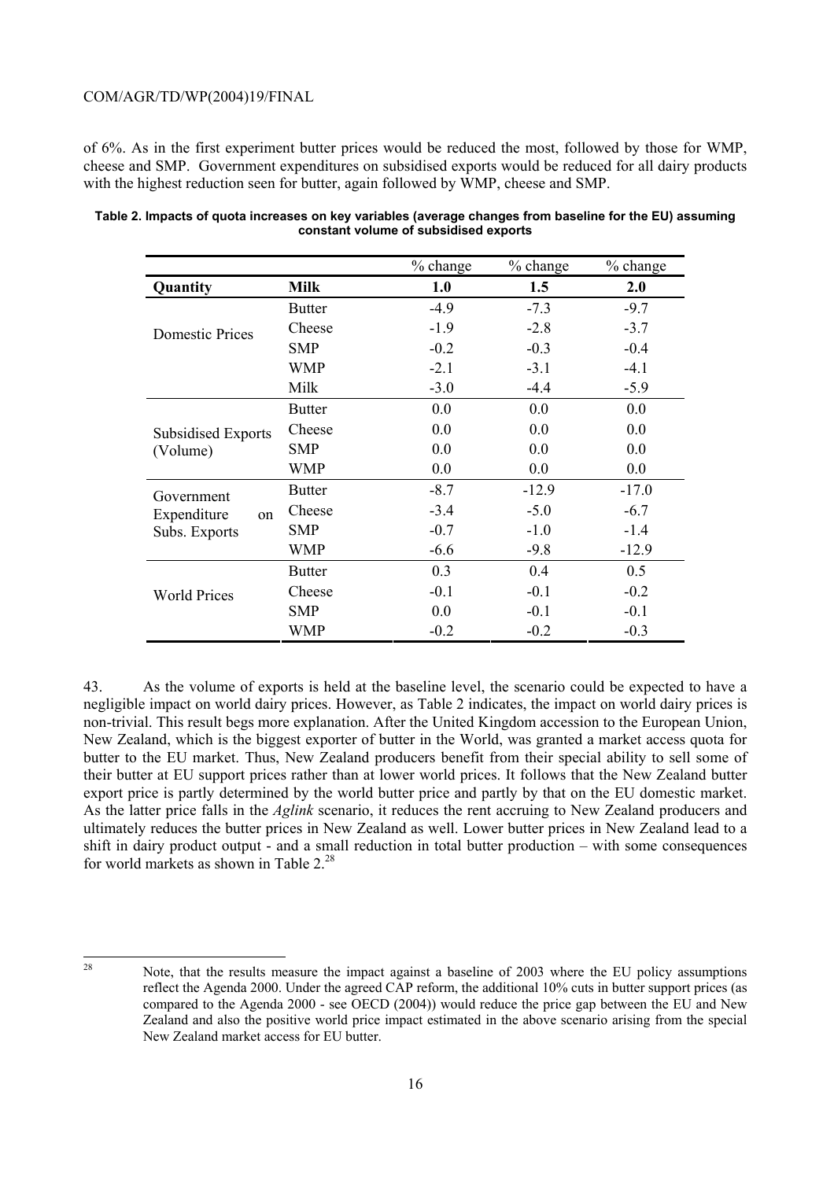of 6%. As in the first experiment butter prices would be reduced the most, followed by those for WMP, cheese and SMP. Government expenditures on subsidised exports would be reduced for all dairy products with the highest reduction seen for butter, again followed by WMP, cheese and SMP.

**Table 2. Impacts of quota increases on key variables (average changes from baseline for the EU) assuming constant volume of subsidised exports**

| | | % change | % change | % change |
|---|---|---|---|---|
| **Quantity** | **Milk** | **1.0** | **1.5** | **2.0** |
| Domestic Prices | Butter | -4.9 | -7.3 | -9.7 |
| | Cheese | -1.9 | -2.8 | -3.7 |
| | SMP | -0.2 | -0.3 | -0.4 |
| | WMP | -2.1 | -3.1 | -4.1 |
| | Milk | -3.0 | -4.4 | -5.9 |
| Subsidised Exports (Volume) | Butter | 0.0 | 0.0 | 0.0 |
| | Cheese | 0.0 | 0.0 | 0.0 |
| | SMP | 0.0 | 0.0 | 0.0 |
| | WMP | 0.0 | 0.0 | 0.0 |
| Government Expenditure on Subs. Exports | Butter | -8.7 | -12.9 | -17.0 |
| | Cheese | -3.4 | -5.0 | -6.7 |
| | SMP | -0.7 | -1.0 | -1.4 |
| | WMP | -6.6 | -9.8 | -12.9 |
| World Prices | Butter | 0.3 | 0.4 | 0.5 |
| | Cheese | -0.1 | -0.1 | -0.2 |
| | SMP | 0.0 | -0.1 | -0.1 |
| | WMP | -0.2 | -0.2 | -0.3 |

43. As the volume of exports is held at the baseline level, the scenario could be expected to have a negligible impact on world dairy prices. However, as Table 2 indicates, the impact on world dairy prices is non-trivial. This result begs more explanation. After the United Kingdom accession to the European Union, New Zealand, which is the biggest exporter of butter in the World, was granted a market access quota for butter to the EU market. Thus, New Zealand producers benefit from their special ability to sell some of their butter at EU support prices rather than at lower world prices. It follows that the New Zealand butter export price is partly determined by the world butter price and partly by that on the EU domestic market. As the latter price falls in the *Aglink* scenario, it reduces the rent accruing to New Zealand producers and ultimately reduces the butter prices in New Zealand as well. Lower butter prices in New Zealand lead to a shift in dairy product output - and a small reduction in total butter production – with some consequences for world markets as shown in Table 2.[28]

[28] Note, that the results measure the impact against a baseline of 2003 where the EU policy assumptions reflect the Agenda 2000. Under the agreed CAP reform, the additional 10% cuts in butter support prices (as compared to the Agenda 2000 - see OECD (2004)) would reduce the price gap between the EU and New Zealand and also the positive world price impact estimated in the above scenario arising from the special New Zealand market access for EU butter.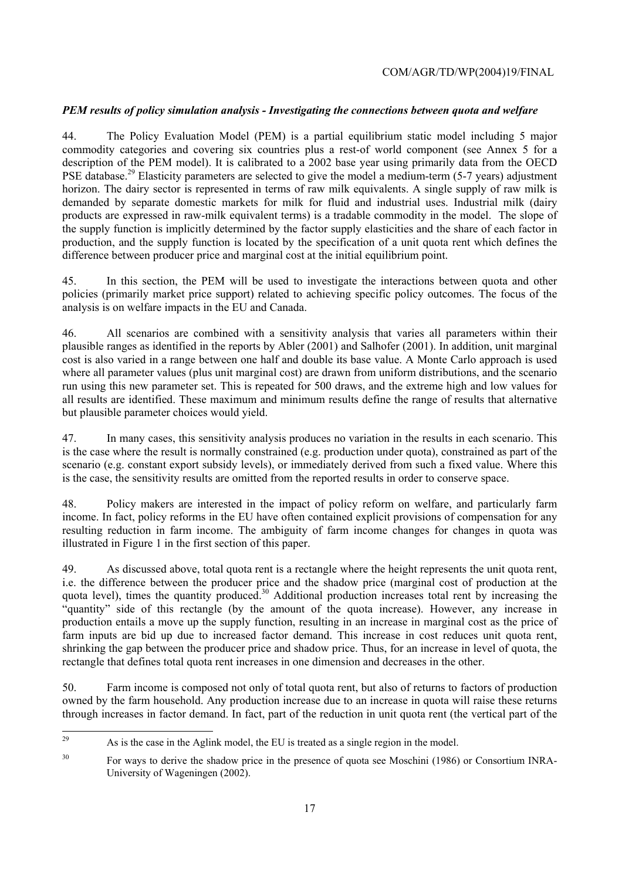### *PEM results of policy simulation analysis - Investigating the connections between quota and welfare*

44. The Policy Evaluation Model (PEM) is a partial equilibrium static model including 5 major commodity categories and covering six countries plus a rest-of world component (see Annex 5 for a description of the PEM model). It is calibrated to a 2002 base year using primarily data from the OECD PSE database.[29] Elasticity parameters are selected to give the model a medium-term (5-7 years) adjustment horizon. The dairy sector is represented in terms of raw milk equivalents. A single supply of raw milk is demanded by separate domestic markets for milk for fluid and industrial uses. Industrial milk (dairy products are expressed in raw-milk equivalent terms) is a tradable commodity in the model. The slope of the supply function is implicitly determined by the factor supply elasticities and the share of each factor in production, and the supply function is located by the specification of a unit quota rent which defines the difference between producer price and marginal cost at the initial equilibrium point.

45. In this section, the PEM will be used to investigate the interactions between quota and other policies (primarily market price support) related to achieving specific policy outcomes. The focus of the analysis is on welfare impacts in the EU and Canada.

46. All scenarios are combined with a sensitivity analysis that varies all parameters within their plausible ranges as identified in the reports by Abler (2001) and Salhofer (2001). In addition, unit marginal cost is also varied in a range between one half and double its base value. A Monte Carlo approach is used where all parameter values (plus unit marginal cost) are drawn from uniform distributions, and the scenario run using this new parameter set. This is repeated for 500 draws, and the extreme high and low values for all results are identified. These maximum and minimum results define the range of results that alternative but plausible parameter choices would yield.

47. In many cases, this sensitivity analysis produces no variation in the results in each scenario. This is the case where the result is normally constrained (e.g. production under quota), constrained as part of the scenario (e.g. constant export subsidy levels), or immediately derived from such a fixed value. Where this is the case, the sensitivity results are omitted from the reported results in order to conserve space.

48. Policy makers are interested in the impact of policy reform on welfare, and particularly farm income. In fact, policy reforms in the EU have often contained explicit provisions of compensation for any resulting reduction in farm income. The ambiguity of farm income changes for changes in quota was illustrated in Figure 1 in the first section of this paper.

49. As discussed above, total quota rent is a rectangle where the height represents the unit quota rent, i.e. the difference between the producer price and the shadow price (marginal cost of production at the quota level), times the quantity produced.[30] Additional production increases total rent by increasing the "quantity" side of this rectangle (by the amount of the quota increase). However, any increase in production entails a move up the supply function, resulting in an increase in marginal cost as the price of farm inputs are bid up due to increased factor demand. This increase in cost reduces unit quota rent, shrinking the gap between the producer price and shadow price. Thus, for an increase in level of quota, the rectangle that defines total quota rent increases in one dimension and decreases in the other.

50. Farm income is composed not only of total quota rent, but also of returns to factors of production owned by the farm household. Any production increase due to an increase in quota will raise these returns through increases in factor demand. In fact, part of the reduction in unit quota rent (the vertical part of the

---

[29] As is the case in the Aglink model, the EU is treated as a single region in the model.

[30] For ways to derive the shadow price in the presence of quota see Moschini (1986) or Consortium INRA-University of Wageningen (2002).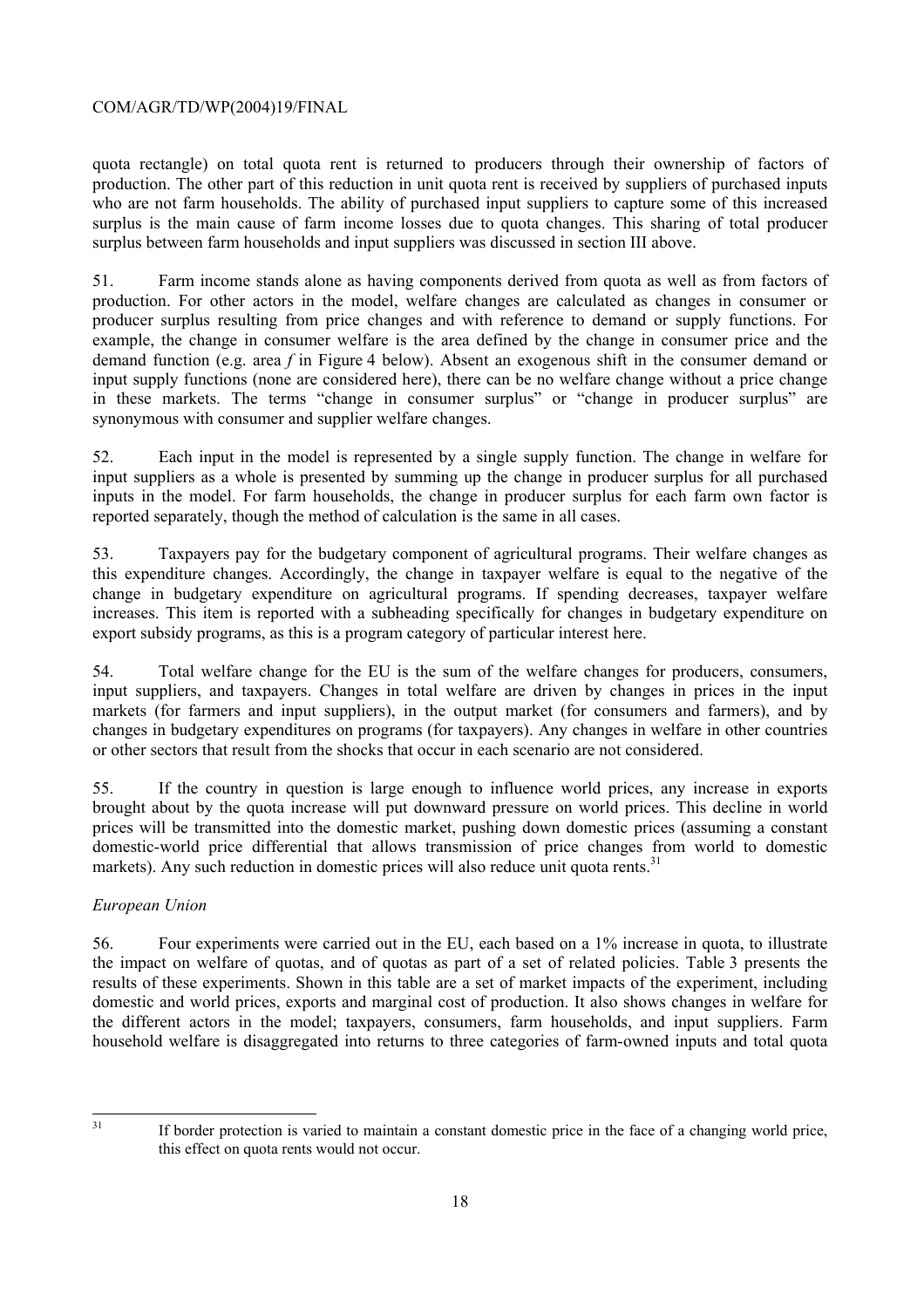quota rectangle) on total quota rent is returned to producers through their ownership of factors of production. The other part of this reduction in unit quota rent is received by suppliers of purchased inputs who are not farm households. The ability of purchased input suppliers to capture some of this increased surplus is the main cause of farm income losses due to quota changes. This sharing of total producer surplus between farm households and input suppliers was discussed in section III above.

51. Farm income stands alone as having components derived from quota as well as from factors of production. For other actors in the model, welfare changes are calculated as changes in consumer or producer surplus resulting from price changes and with reference to demand or supply functions. For example, the change in consumer welfare is the area defined by the change in consumer price and the demand function (e.g. area *f* in Figure 4 below). Absent an exogenous shift in the consumer demand or input supply functions (none are considered here), there can be no welfare change without a price change in these markets. The terms "change in consumer surplus" or "change in producer surplus" are synonymous with consumer and supplier welfare changes.

52. Each input in the model is represented by a single supply function. The change in welfare for input suppliers as a whole is presented by summing up the change in producer surplus for all purchased inputs in the model. For farm households, the change in producer surplus for each farm own factor is reported separately, though the method of calculation is the same in all cases.

53. Taxpayers pay for the budgetary component of agricultural programs. Their welfare changes as this expenditure changes. Accordingly, the change in taxpayer welfare is equal to the negative of the change in budgetary expenditure on agricultural programs. If spending decreases, taxpayer welfare increases. This item is reported with a subheading specifically for changes in budgetary expenditure on export subsidy programs, as this is a program category of particular interest here.

54. Total welfare change for the EU is the sum of the welfare changes for producers, consumers, input suppliers, and taxpayers. Changes in total welfare are driven by changes in prices in the input markets (for farmers and input suppliers), in the output market (for consumers and farmers), and by changes in budgetary expenditures on programs (for taxpayers). Any changes in welfare in other countries or other sectors that result from the shocks that occur in each scenario are not considered.

55. If the country in question is large enough to influence world prices, any increase in exports brought about by the quota increase will put downward pressure on world prices. This decline in world prices will be transmitted into the domestic market, pushing down domestic prices (assuming a constant domestic-world price differential that allows transmission of price changes from world to domestic markets). Any such reduction in domestic prices will also reduce unit quota rents.[31]

*European Union*

56. Four experiments were carried out in the EU, each based on a 1% increase in quota, to illustrate the impact on welfare of quotas, and of quotas as part of a set of related policies. Table 3 presents the results of these experiments. Shown in this table are a set of market impacts of the experiment, including domestic and world prices, exports and marginal cost of production. It also shows changes in welfare for the different actors in the model; taxpayers, consumers, farm households, and input suppliers. Farm household welfare is disaggregated into returns to three categories of farm-owned inputs and total quota

---

[31] If border protection is varied to maintain a constant domestic price in the face of a changing world price, this effect on quota rents would not occur.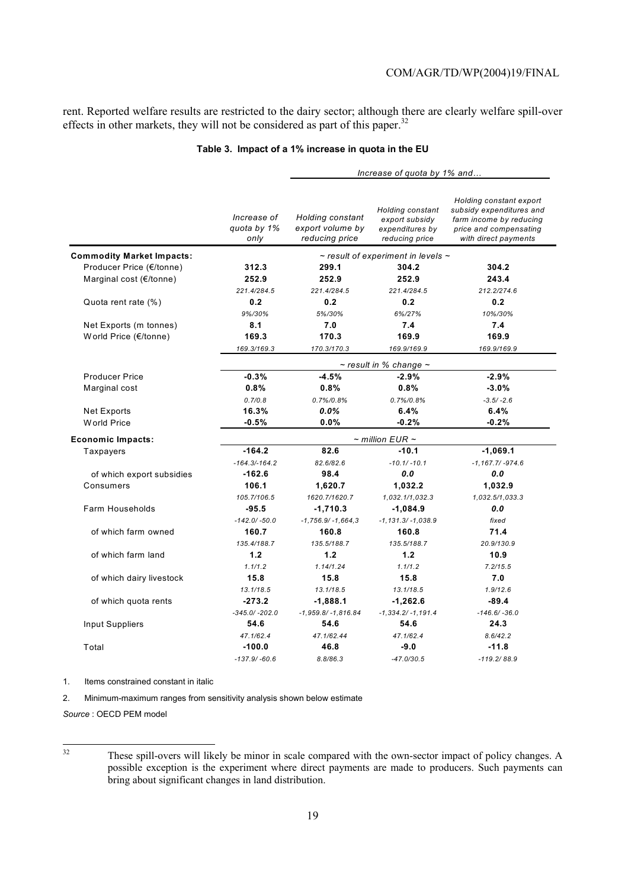rent. Reported welfare results are restricted to the dairy sector; although there are clearly welfare spill-over effects in other markets, they will not be considered as part of this paper.[32]

**Table 3. Impact of a 1% increase in quota in the EU**

| | | *Increase of quota by 1% and…* | | |
|---|---|---|---|---|
| | *Increase of quota by 1% only* | *Holding constant export volume by reducing price* | *Holding constant export subsidy expenditures by reducing price* | *Holding constant export subsidy expenditures and farm income by reducing price and compensating with direct payments* |
| **Commodity Market Impacts:** | *~ result of experiment in levels ~* | | | |
| Producer Price (€/tonne) | **312.3** | **299.1** | **304.2** | **304.2** |
| Marginal cost (€/tonne) | **252.9** | **252.9** | **252.9** | **243.4** |
| | *221.4/284.5* | *221.4/284.5* | *221.4/284.5* | *212.2/274.6* |
| Quota rent rate (%) | **0.2** | **0.2** | **0.2** | **0.2** |
| | *9%/30%* | *5%/30%* | *6%/27%* | *10%/30%* |
| Net Exports (m tonnes) | **8.1** | **7.0** | **7.4** | **7.4** |
| World Price (€/tonne) | **169.3** | **170.3** | **169.9** | **169.9** |
| | *169.3/169.3* | *170.3/170.3* | *169.9/169.9* | *169.9/169.9* |
| | *~ result in % change ~* | | | |
| Producer Price | **-0.3%** | **-4.5%** | **-2.9%** | **-2.9%** |
| Marginal cost | **0.8%** | **0.8%** | **0.8%** | **-3.0%** |
| | *0.7/0.8* | *0.7%/0.8%* | *0.7%/0.8%* | *-3.5/-2.6* |
| Net Exports | **16.3%** | ***0.0%*** | **6.4%** | **6.4%** |
| World Price | **-0.5%** | **0.0%** | **-0.2%** | **-0.2%** |
| **Economic Impacts:** | *~ million EUR ~* | | | |
| Taxpayers | **-164.2** | **82.6** | **-10.1** | **-1,069.1** |
| | *-164.3/-164.2* | *82.6/82.6* | *-10.1/-10.1* | *-1,167.7/-974.6* |
| of which export subsidies | **-162.6** | **98.4** | ***0.0*** | ***0.0*** |
| Consumers | **106.1** | **1,620.7** | **1,032.2** | **1,032.9** |
| | *105.7/106.5* | *1620.7/1620.7* | *1,032.1/1,032.3* | *1,032.5/1,033.3* |
| Farm Households | **-95.5** | **-1,710.3** | **-1,084.9** | ***0.0*** |
| | *-142.0/-50.0* | *-1,756.9/-1,664,3* | *-1,131.3/-1,038.9* | *fixed* |
| of which farm owned | **160.7** | **160.8** | **160.8** | **71.4** |
| | *135.4/188.7* | *135.5/188.7* | *135.5/188.7* | *20.9/130.9* |
| of which farm land | **1.2** | **1.2** | **1.2** | **10.9** |
| | *1.1/1.2* | *1.14/1.24* | *1.1/1.2* | *7.2/15.5* |
| of which dairy livestock | **15.8** | **15.8** | **15.8** | **7.0** |
| | *13.1/18.5* | *13.1/18.5* | *13.1/18.5* | *1.9/12.6* |
| of which quota rents | **-273.2** | **-1,888.1** | **-1,262.6** | **-89.4** |
| | *-345.0/-202.0* | *-1,959.8/-1,816.84* | *-1,334.2/-1,191.4* | *-146.6/-36.0* |
| Input Suppliers | **54.6** | **54.6** | **54.6** | **24.3** |
| | *47.1/62.4* | *47.1/62.44* | *47.1/62.4* | *8.6/42.2* |
| Total | **-100.0** | **46.8** | **-9.0** | **-11.8** |
| | *-137.9/-60.6* | *8.8/86.3* | *-47.0/30.5* | *-119.2/88.9* |

1. Items constrained constant in italic

2. Minimum-maximum ranges from sensitivity analysis shown below estimate

*Source* : OECD PEM model

[32] These spill-overs will likely be minor in scale compared with the own-sector impact of policy changes. A possible exception is the experiment where direct payments are made to producers. Such payments can bring about significant changes in land distribution.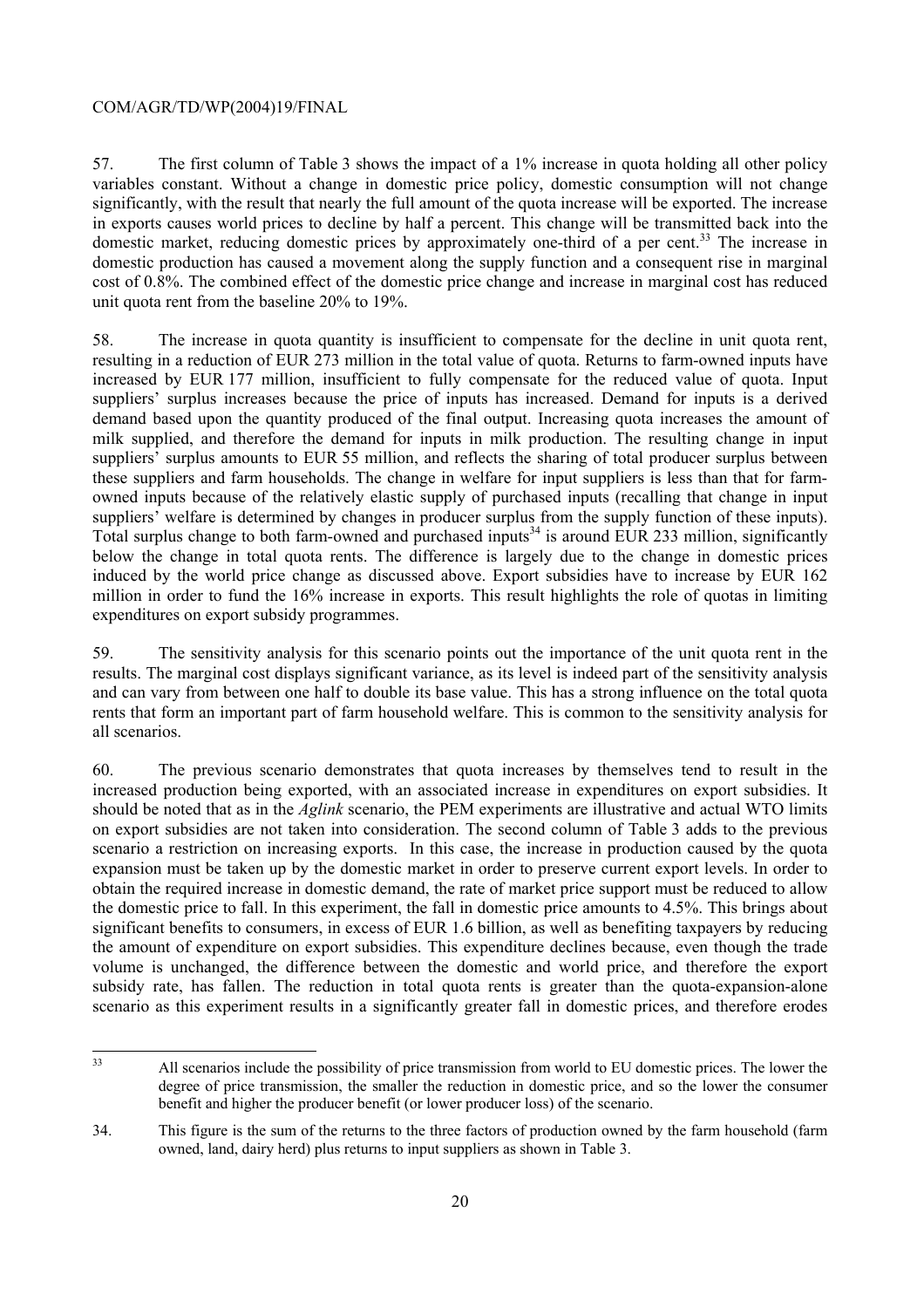57. The first column of Table 3 shows the impact of a 1% increase in quota holding all other policy variables constant. Without a change in domestic price policy, domestic consumption will not change significantly, with the result that nearly the full amount of the quota increase will be exported. The increase in exports causes world prices to decline by half a percent. This change will be transmitted back into the domestic market, reducing domestic prices by approximately one-third of a per cent.[33] The increase in domestic production has caused a movement along the supply function and a consequent rise in marginal cost of 0.8%. The combined effect of the domestic price change and increase in marginal cost has reduced unit quota rent from the baseline 20% to 19%.

58. The increase in quota quantity is insufficient to compensate for the decline in unit quota rent, resulting in a reduction of EUR 273 million in the total value of quota. Returns to farm-owned inputs have increased by EUR 177 million, insufficient to fully compensate for the reduced value of quota. Input suppliers' surplus increases because the price of inputs has increased. Demand for inputs is a derived demand based upon the quantity produced of the final output. Increasing quota increases the amount of milk supplied, and therefore the demand for inputs in milk production. The resulting change in input suppliers' surplus amounts to EUR 55 million, and reflects the sharing of total producer surplus between these suppliers and farm households. The change in welfare for input suppliers is less than that for farm-owned inputs because of the relatively elastic supply of purchased inputs (recalling that change in input suppliers' welfare is determined by changes in producer surplus from the supply function of these inputs). Total surplus change to both farm-owned and purchased inputs[34] is around EUR 233 million, significantly below the change in total quota rents. The difference is largely due to the change in domestic prices induced by the world price change as discussed above. Export subsidies have to increase by EUR 162 million in order to fund the 16% increase in exports. This result highlights the role of quotas in limiting expenditures on export subsidy programmes.

59. The sensitivity analysis for this scenario points out the importance of the unit quota rent in the results. The marginal cost displays significant variance, as its level is indeed part of the sensitivity analysis and can vary from between one half to double its base value. This has a strong influence on the total quota rents that form an important part of farm household welfare. This is common to the sensitivity analysis for all scenarios.

60. The previous scenario demonstrates that quota increases by themselves tend to result in the increased production being exported, with an associated increase in expenditures on export subsidies. It should be noted that as in the *Aglink* scenario, the PEM experiments are illustrative and actual WTO limits on export subsidies are not taken into consideration. The second column of Table 3 adds to the previous scenario a restriction on increasing exports. In this case, the increase in production caused by the quota expansion must be taken up by the domestic market in order to preserve current export levels. In order to obtain the required increase in domestic demand, the rate of market price support must be reduced to allow the domestic price to fall. In this experiment, the fall in domestic price amounts to 4.5%. This brings about significant benefits to consumers, in excess of EUR 1.6 billion, as well as benefiting taxpayers by reducing the amount of expenditure on export subsidies. This expenditure declines because, even though the trade volume is unchanged, the difference between the domestic and world price, and therefore the export subsidy rate, has fallen. The reduction in total quota rents is greater than the quota-expansion-alone scenario as this experiment results in a significantly greater fall in domestic prices, and therefore erodes

---

33. All scenarios include the possibility of price transmission from world to EU domestic prices. The lower the degree of price transmission, the smaller the reduction in domestic price, and so the lower the consumer benefit and higher the producer benefit (or lower producer loss) of the scenario.

34. This figure is the sum of the returns to the three factors of production owned by the farm household (farm owned, land, dairy herd) plus returns to input suppliers as shown in Table 3.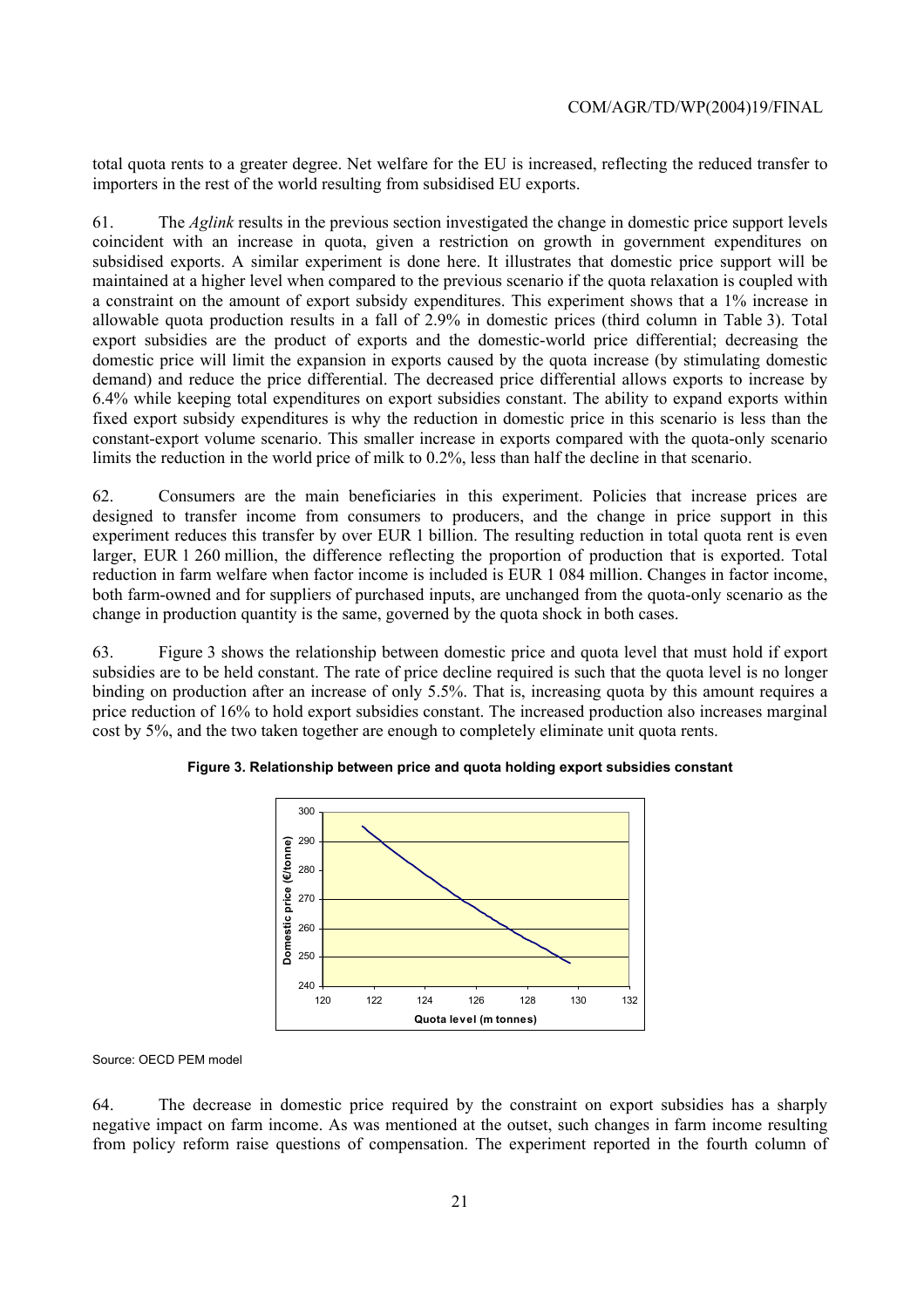total quota rents to a greater degree. Net welfare for the EU is increased, reflecting the reduced transfer to importers in the rest of the world resulting from subsidised EU exports.

61. The *Aglink* results in the previous section investigated the change in domestic price support levels coincident with an increase in quota, given a restriction on growth in government expenditures on subsidised exports. A similar experiment is done here. It illustrates that domestic price support will be maintained at a higher level when compared to the previous scenario if the quota relaxation is coupled with a constraint on the amount of export subsidy expenditures. This experiment shows that a 1% increase in allowable quota production results in a fall of 2.9% in domestic prices (third column in Table 3). Total export subsidies are the product of exports and the domestic-world price differential; decreasing the domestic price will limit the expansion in exports caused by the quota increase (by stimulating domestic demand) and reduce the price differential. The decreased price differential allows exports to increase by 6.4% while keeping total expenditures on export subsidies constant. The ability to expand exports within fixed export subsidy expenditures is why the reduction in domestic price in this scenario is less than the constant-export volume scenario. This smaller increase in exports compared with the quota-only scenario limits the reduction in the world price of milk to 0.2%, less than half the decline in that scenario.

62. Consumers are the main beneficiaries in this experiment. Policies that increase prices are designed to transfer income from consumers to producers, and the change in price support in this experiment reduces this transfer by over EUR 1 billion. The resulting reduction in total quota rent is even larger, EUR 1 260 million, the difference reflecting the proportion of production that is exported. Total reduction in farm welfare when factor income is included is EUR 1 084 million. Changes in factor income, both farm-owned and for suppliers of purchased inputs, are unchanged from the quota-only scenario as the change in production quantity is the same, governed by the quota shock in both cases.

63. Figure 3 shows the relationship between domestic price and quota level that must hold if export subsidies are to be held constant. The rate of price decline required is such that the quota level is no longer binding on production after an increase of only 5.5%. That is, increasing quota by this amount requires a price reduction of 16% to hold export subsidies constant. The increased production also increases marginal cost by 5%, and the two taken together are enough to completely eliminate unit quota rents.

**Figure 3. Relationship between price and quota holding export subsidies constant**

Source: OECD PEM model

64. The decrease in domestic price required by the constraint on export subsidies has a sharply negative impact on farm income. As was mentioned at the outset, such changes in farm income resulting from policy reform raise questions of compensation. The experiment reported in the fourth column of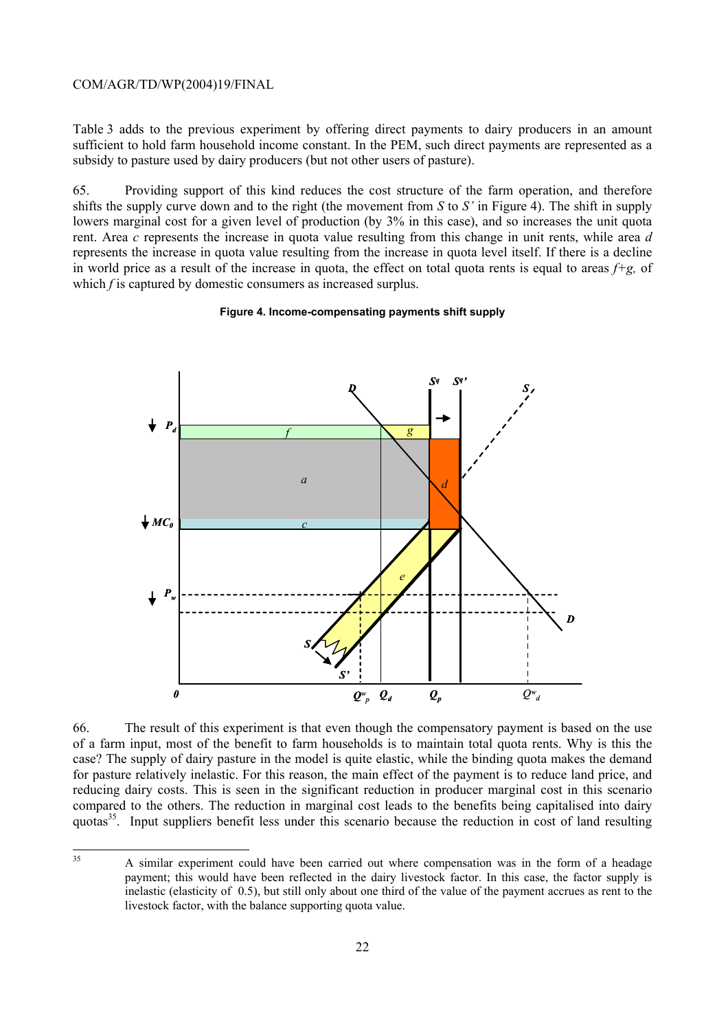Table 3 adds to the previous experiment by offering direct payments to dairy producers in an amount sufficient to hold farm household income constant. In the PEM, such direct payments are represented as a subsidy to pasture used by dairy producers (but not other users of pasture).

65. Providing support of this kind reduces the cost structure of the farm operation, and therefore shifts the supply curve down and to the right (the movement from *S* to *S'* in Figure 4). The shift in supply lowers marginal cost for a given level of production (by 3% in this case), and so increases the unit quota rent. Area *c* represents the increase in quota value resulting from this change in unit rents, while area *d* represents the increase in quota value resulting from the increase in quota level itself. If there is a decline in world price as a result of the increase in quota, the effect on total quota rents is equal to areas *f*+*g,* of which *f* is captured by domestic consumers as increased surplus.

**Figure 4. Income-compensating payments shift supply**

66. The result of this experiment is that even though the compensatory payment is based on the use of a farm input, most of the benefit to farm households is to maintain total quota rents. Why is this the case? The supply of dairy pasture in the model is quite elastic, while the binding quota makes the demand for pasture relatively inelastic. For this reason, the main effect of the payment is to reduce land price, and reducing dairy costs. This is seen in the significant reduction in producer marginal cost in this scenario compared to the others. The reduction in marginal cost leads to the benefits being capitalised into dairy quotas[35]. Input suppliers benefit less under this scenario because the reduction in cost of land resulting

---

35 A similar experiment could have been carried out where compensation was in the form of a headage payment; this would have been reflected in the dairy livestock factor. In this case, the factor supply is inelastic (elasticity of 0.5), but still only about one third of the value of the payment accrues as rent to the livestock factor, with the balance supporting quota value.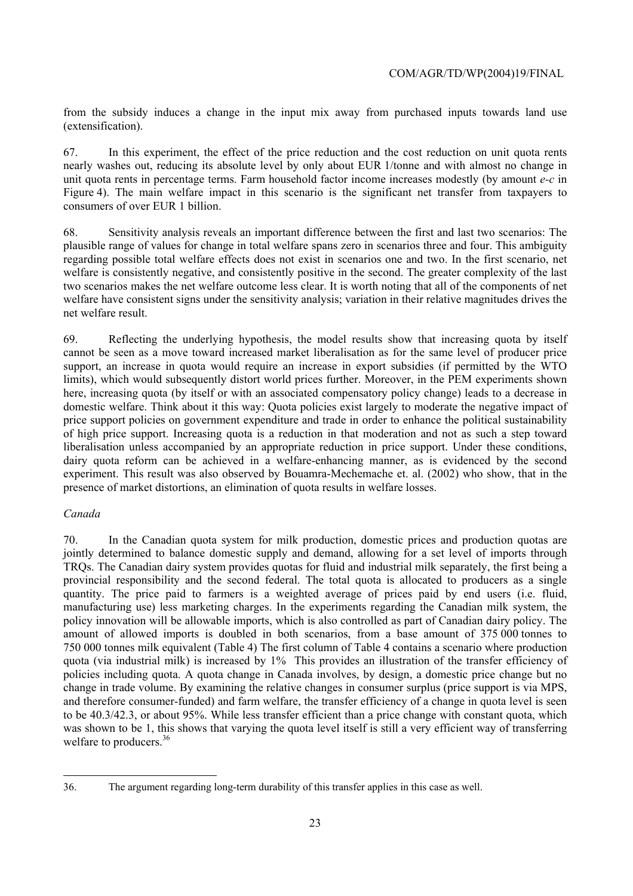from the subsidy induces a change in the input mix away from purchased inputs towards land use (extensification).

67. In this experiment, the effect of the price reduction and the cost reduction on unit quota rents nearly washes out, reducing its absolute level by only about EUR 1/tonne and with almost no change in unit quota rents in percentage terms. Farm household factor income increases modestly (by amount *e-c* in Figure 4). The main welfare impact in this scenario is the significant net transfer from taxpayers to consumers of over EUR 1 billion.

68. Sensitivity analysis reveals an important difference between the first and last two scenarios: The plausible range of values for change in total welfare spans zero in scenarios three and four. This ambiguity regarding possible total welfare effects does not exist in scenarios one and two. In the first scenario, net welfare is consistently negative, and consistently positive in the second. The greater complexity of the last two scenarios makes the net welfare outcome less clear. It is worth noting that all of the components of net welfare have consistent signs under the sensitivity analysis; variation in their relative magnitudes drives the net welfare result.

69. Reflecting the underlying hypothesis, the model results show that increasing quota by itself cannot be seen as a move toward increased market liberalisation as for the same level of producer price support, an increase in quota would require an increase in export subsidies (if permitted by the WTO limits), which would subsequently distort world prices further. Moreover, in the PEM experiments shown here, increasing quota (by itself or with an associated compensatory policy change) leads to a decrease in domestic welfare. Think about it this way: Quota policies exist largely to moderate the negative impact of price support policies on government expenditure and trade in order to enhance the political sustainability of high price support. Increasing quota is a reduction in that moderation and not as such a step toward liberalisation unless accompanied by an appropriate reduction in price support. Under these conditions, dairy quota reform can be achieved in a welfare-enhancing manner, as is evidenced by the second experiment. This result was also observed by Bouamra-Mechemache et. al. (2002) who show, that in the presence of market distortions, an elimination of quota results in welfare losses.

*Canada*

70. In the Canadian quota system for milk production, domestic prices and production quotas are jointly determined to balance domestic supply and demand, allowing for a set level of imports through TRQs. The Canadian dairy system provides quotas for fluid and industrial milk separately, the first being a provincial responsibility and the second federal. The total quota is allocated to producers as a single quantity. The price paid to farmers is a weighted average of prices paid by end users (i.e. fluid, manufacturing use) less marketing charges. In the experiments regarding the Canadian milk system, the policy innovation will be allowable imports, which is also controlled as part of Canadian dairy policy. The amount of allowed imports is doubled in both scenarios, from a base amount of 375 000 tonnes to 750 000 tonnes milk equivalent (Table 4) The first column of Table 4 contains a scenario where production quota (via industrial milk) is increased by 1% This provides an illustration of the transfer efficiency of policies including quota. A quota change in Canada involves, by design, a domestic price change but no change in trade volume. By examining the relative changes in consumer surplus (price support is via MPS, and therefore consumer-funded) and farm welfare, the transfer efficiency of a change in quota level is seen to be 40.3/42.3, or about 95%. While less transfer efficient than a price change with constant quota, which was shown to be 1, this shows that varying the quota level itself is still a very efficient way of transferring welfare to producers.[36]

---

36. The argument regarding long-term durability of this transfer applies in this case as well.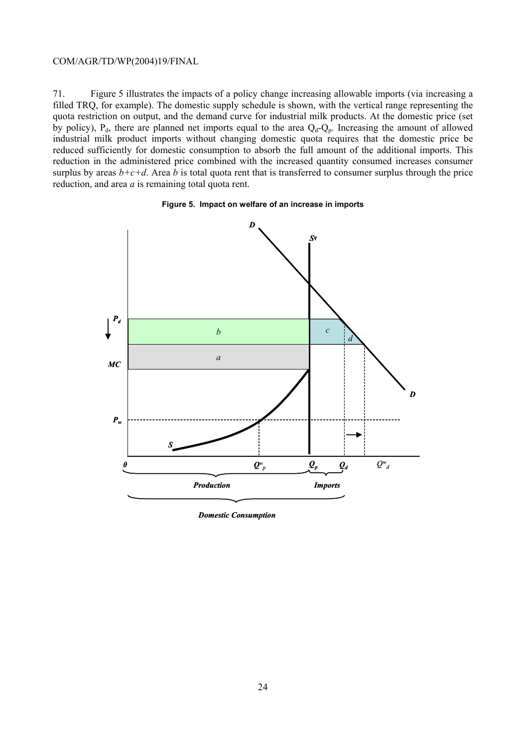71. Figure 5 illustrates the impacts of a policy change increasing allowable imports (via increasing a filled TRQ, for example). The domestic supply schedule is shown, with the vertical range representing the quota restriction on output, and the demand curve for industrial milk products. At the domestic price (set by policy), $P_d$, there are planned net imports equal to the area $Q_d$-$Q_p$. Increasing the amount of allowed industrial milk product imports without changing domestic quota requires that the domestic price be reduced sufficiently for domestic consumption to absorb the full amount of the additional imports. This reduction in the administered price combined with the increased quantity consumed increases consumer surplus by areas *b*+*c*+*d*. Area *b* is total quota rent that is transferred to consumer surplus through the price reduction, and area *a* is remaining total quota rent.

**Figure 5. Impact on welfare of an increase in imports**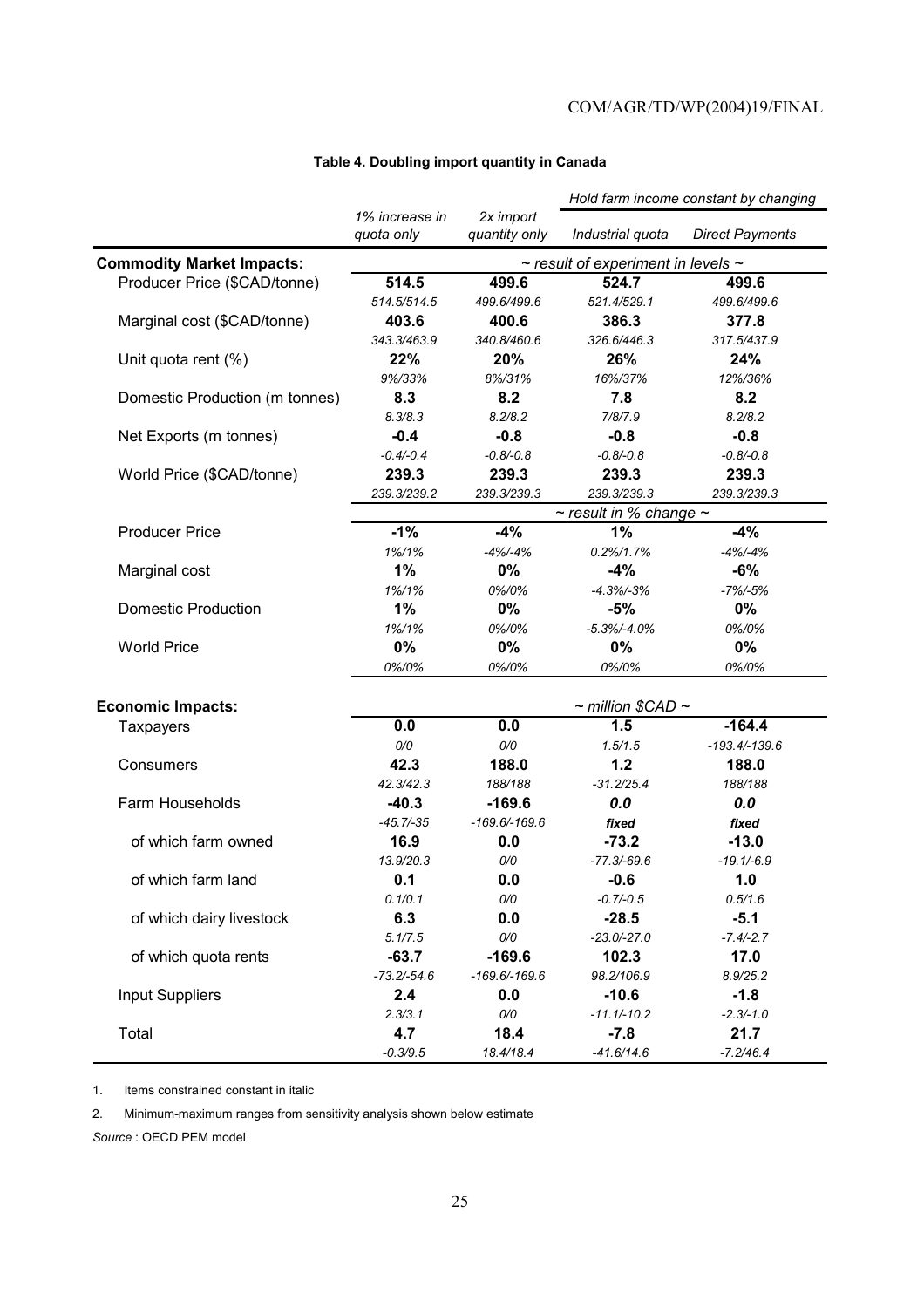**Table 4. Doubling import quantity in Canada**

| | 1% increase in quota only | 2x import quantity only | Hold farm income constant by changing | |
|---|---|---|---|---|
| | | | Industrial quota | Direct Payments |
| **Commodity Market Impacts:** | | | ~ result of experiment in levels ~ | |
| Producer Price ($CAD/tonne) | **514.5** | **499.6** | **524.7** | **499.6** |
| | *514.5/514.5* | *499.6/499.6* | *521.4/529.1* | *499.6/499.6* |
| Marginal cost ($CAD/tonne) | **403.6** | **400.6** | **386.3** | **377.8** |
| | *343.3/463.9* | *340.8/460.6* | *326.6/446.3* | *317.5/437.9* |
| Unit quota rent (%) | **22%** | **20%** | **26%** | **24%** |
| | *9%/33%* | *8%/31%* | *16%/37%* | *12%/36%* |
| Domestic Production (m tonnes) | **8.3** | **8.2** | **7.8** | **8.2** |
| | *8.3/8.3* | *8.2/8.2* | *7/8/7.9* | *8.2/8.2* |
| Net Exports (m tonnes) | **-0.4** | **-0.8** | **-0.8** | **-0.8** |
| | *-0.4/-0.4* | *-0.8/-0.8* | *-0.8/-0.8* | *-0.8/-0.8* |
| World Price ($CAD/tonne) | **239.3** | **239.3** | **239.3** | **239.3** |
| | *239.3/239.2* | *239.3/239.3* | *239.3/239.3* | *239.3/239.3* |
| | | | ~ result in % change ~ | |
| Producer Price | **-1%** | **-4%** | **1%** | **-4%** |
| | *1%/1%* | *-4%/-4%* | *0.2%/1.7%* | *-4%/-4%* |
| Marginal cost | **1%** | **0%** | **-4%** | **-6%** |
| | *1%/1%* | *0%/0%* | *-4.3%/-3%* | *-7%/-5%* |
| Domestic Production | **1%** | **0%** | **-5%** | **0%** |
| | *1%/1%* | *0%/0%* | *-5.3%/-4.0%* | *0%/0%* |
| World Price | **0%** | **0%** | **0%** | **0%** |
| | *0%/0%* | *0%/0%* | *0%/0%* | *0%/0%* |
| **Economic Impacts:** | | | ~ million $CAD ~ | |
| Taxpayers | **0.0** | **0.0** | **1.5** | **-164.4** |
| | *0/0* | *0/0* | *1.5/1.5* | *-193.4/-139.6* |
| Consumers | **42.3** | **188.0** | **1.2** | **188.0** |
| | *42.3/42.3* | *188/188* | *-31.2/25.4* | *188/188* |
| Farm Households | **-40.3** | **-169.6** | ***0.0*** | ***0.0*** |
| | *-45.7/-35* | *-169.6/-169.6* | ***fixed*** | ***fixed*** |
| of which farm owned | **16.9** | **0.0** | **-73.2** | **-13.0** |
| | *13.9/20.3* | *0/0* | *-77.3/-69.6* | *-19.1/-6.9* |
| of which farm land | **0.1** | **0.0** | **-0.6** | **1.0** |
| | *0.1/0.1* | *0/0* | *-0.7/-0.5* | *0.5/1.6* |
| of which dairy livestock | **6.3** | **0.0** | **-28.5** | **-5.1** |
| | *5.1/7.5* | *0/0* | *-23.0/-27.0* | *-7.4/-2.7* |
| of which quota rents | **-63.7** | **-169.6** | **102.3** | **17.0** |
| | *-73.2/-54.6* | *-169.6/-169.6* | *98.2/106.9* | *8.9/25.2* |
| Input Suppliers | **2.4** | **0.0** | **-10.6** | **-1.8** |
| | *2.3/3.1* | *0/0* | *-11.1/-10.2* | *-2.3/-1.0* |
| Total | **4.7** | **18.4** | **-7.8** | **21.7** |
| | *-0.3/9.5* | *18.4/18.4* | *-41.6/14.6* | *-7.2/46.4* |

1. Items constrained constant in italic

2. Minimum-maximum ranges from sensitivity analysis shown below estimate

*Source* : OECD PEM model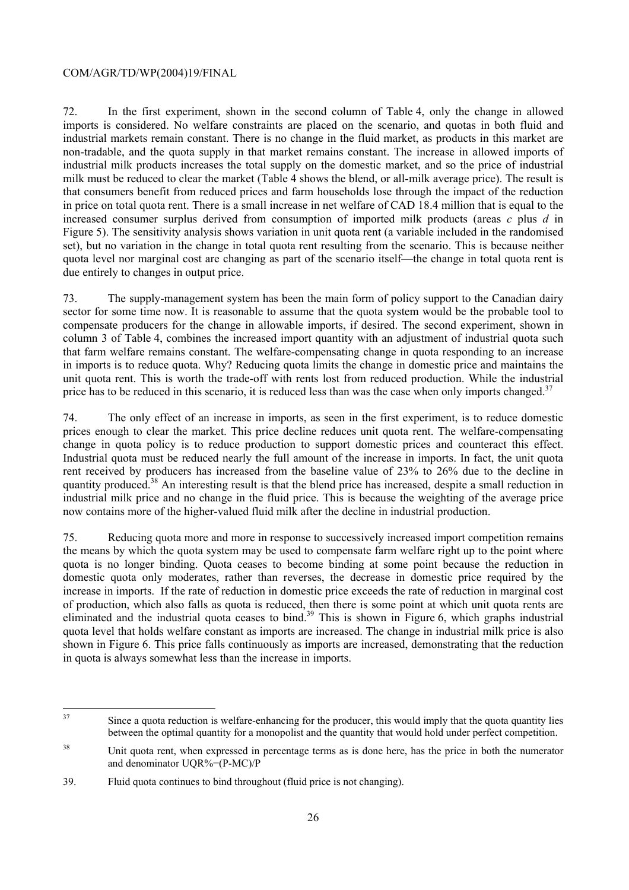72. In the first experiment, shown in the second column of Table 4, only the change in allowed imports is considered. No welfare constraints are placed on the scenario, and quotas in both fluid and industrial markets remain constant. There is no change in the fluid market, as products in this market are non-tradable, and the quota supply in that market remains constant. The increase in allowed imports of industrial milk products increases the total supply on the domestic market, and so the price of industrial milk must be reduced to clear the market (Table 4 shows the blend, or all-milk average price). The result is that consumers benefit from reduced prices and farm households lose through the impact of the reduction in price on total quota rent. There is a small increase in net welfare of CAD 18.4 million that is equal to the increased consumer surplus derived from consumption of imported milk products (areas *c* plus *d* in Figure 5). The sensitivity analysis shows variation in unit quota rent (a variable included in the randomised set), but no variation in the change in total quota rent resulting from the scenario. This is because neither quota level nor marginal cost are changing as part of the scenario itself—the change in total quota rent is due entirely to changes in output price.

73. The supply-management system has been the main form of policy support to the Canadian dairy sector for some time now. It is reasonable to assume that the quota system would be the probable tool to compensate producers for the change in allowable imports, if desired. The second experiment, shown in column 3 of Table 4, combines the increased import quantity with an adjustment of industrial quota such that farm welfare remains constant. The welfare-compensating change in quota responding to an increase in imports is to reduce quota. Why? Reducing quota limits the change in domestic price and maintains the unit quota rent. This is worth the trade-off with rents lost from reduced production. While the industrial price has to be reduced in this scenario, it is reduced less than was the case when only imports changed.[37]

74. The only effect of an increase in imports, as seen in the first experiment, is to reduce domestic prices enough to clear the market. This price decline reduces unit quota rent. The welfare-compensating change in quota policy is to reduce production to support domestic prices and counteract this effect. Industrial quota must be reduced nearly the full amount of the increase in imports. In fact, the unit quota rent received by producers has increased from the baseline value of 23% to 26% due to the decline in quantity produced.[38] An interesting result is that the blend price has increased, despite a small reduction in industrial milk price and no change in the fluid price. This is because the weighting of the average price now contains more of the higher-valued fluid milk after the decline in industrial production.

75. Reducing quota more and more in response to successively increased import competition remains the means by which the quota system may be used to compensate farm welfare right up to the point where quota is no longer binding. Quota ceases to become binding at some point because the reduction in domestic quota only moderates, rather than reverses, the decrease in domestic price required by the increase in imports. If the rate of reduction in domestic price exceeds the rate of reduction in marginal cost of production, which also falls as quota is reduced, then there is some point at which unit quota rents are eliminated and the industrial quota ceases to bind.[39] This is shown in Figure 6, which graphs industrial quota level that holds welfare constant as imports are increased. The change in industrial milk price is also shown in Figure 6. This price falls continuously as imports are increased, demonstrating that the reduction in quota is always somewhat less than the increase in imports.

---

37. Since a quota reduction is welfare-enhancing for the producer, this would imply that the quota quantity lies between the optimal quantity for a monopolist and the quantity that would hold under perfect competition.

38. Unit quota rent, when expressed in percentage terms as is done here, has the price in both the numerator and denominator UQR%=(P-MC)/P

39. Fluid quota continues to bind throughout (fluid price is not changing).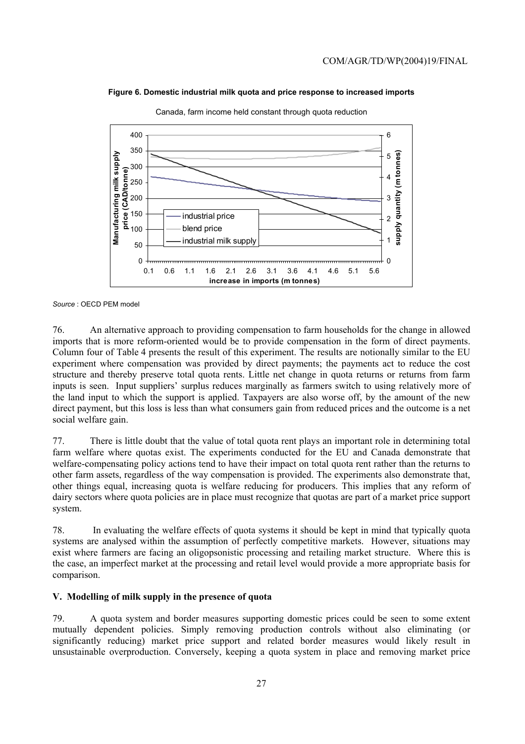**Figure 6. Domestic industrial milk quota and price response to increased imports**

Canada, farm income held constant through quota reduction

Manufacturing milk supply price (CAD/tonne)

400
350
300
250
200
150
100
50
0

supply quantity (m tonnes)

6
5
4
3
2
1
0

0.1 0.6 1.1 1.6 2.1 2.6 3.1 3.6 4.1 4.6 5.1 5.6

increase in imports (m tonnes)

industrial price
blend price
industrial milk supply

*Source* : OECD PEM model

76. An alternative approach to providing compensation to farm households for the change in allowed imports that is more reform-oriented would be to provide compensation in the form of direct payments. Column four of Table 4 presents the result of this experiment. The results are notionally similar to the EU experiment where compensation was provided by direct payments; the payments act to reduce the cost structure and thereby preserve total quota rents. Little net change in quota returns or returns from farm inputs is seen. Input suppliers' surplus reduces marginally as farmers switch to using relatively more of the land input to which the support is applied. Taxpayers are also worse off, by the amount of the new direct payment, but this loss is less than what consumers gain from reduced prices and the outcome is a net social welfare gain.

77. There is little doubt that the value of total quota rent plays an important role in determining total farm welfare where quotas exist. The experiments conducted for the EU and Canada demonstrate that welfare-compensating policy actions tend to have their impact on total quota rent rather than the returns to other farm assets, regardless of the way compensation is provided. The experiments also demonstrate that, other things equal, increasing quota is welfare reducing for producers. This implies that any reform of dairy sectors where quota policies are in place must recognize that quotas are part of a market price support system.

78. In evaluating the welfare effects of quota systems it should be kept in mind that typically quota systems are analysed within the assumption of perfectly competitive markets. However, situations may exist where farmers are facing an oligopsonistic processing and retailing market structure. Where this is the case, an imperfect market at the processing and retail level would provide a more appropriate basis for comparison.

## V. Modelling of milk supply in the presence of quota

79. A quota system and border measures supporting domestic prices could be seen to some extent mutually dependent policies. Simply removing production controls without also eliminating (or significantly reducing) market price support and related border measures would likely result in unsustainable overproduction. Conversely, keeping a quota system in place and removing market price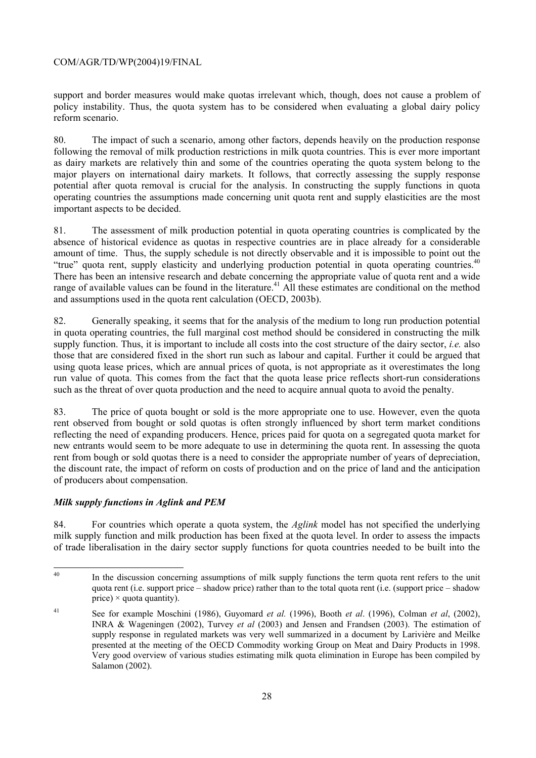support and border measures would make quotas irrelevant which, though, does not cause a problem of policy instability. Thus, the quota system has to be considered when evaluating a global dairy policy reform scenario.

80. The impact of such a scenario, among other factors, depends heavily on the production response following the removal of milk production restrictions in milk quota countries. This is ever more important as dairy markets are relatively thin and some of the countries operating the quota system belong to the major players on international dairy markets. It follows, that correctly assessing the supply response potential after quota removal is crucial for the analysis. In constructing the supply functions in quota operating countries the assumptions made concerning unit quota rent and supply elasticities are the most important aspects to be decided.

81. The assessment of milk production potential in quota operating countries is complicated by the absence of historical evidence as quotas in respective countries are in place already for a considerable amount of time. Thus, the supply schedule is not directly observable and it is impossible to point out the "true" quota rent, supply elasticity and underlying production potential in quota operating countries.[40] There has been an intensive research and debate concerning the appropriate value of quota rent and a wide range of available values can be found in the literature.[41] All these estimates are conditional on the method and assumptions used in the quota rent calculation (OECD, 2003b).

82. Generally speaking, it seems that for the analysis of the medium to long run production potential in quota operating countries, the full marginal cost method should be considered in constructing the milk supply function. Thus, it is important to include all costs into the cost structure of the dairy sector, *i.e.* also those that are considered fixed in the short run such as labour and capital. Further it could be argued that using quota lease prices, which are annual prices of quota, is not appropriate as it overestimates the long run value of quota. This comes from the fact that the quota lease price reflects short-run considerations such as the threat of over quota production and the need to acquire annual quota to avoid the penalty.

83. The price of quota bought or sold is the more appropriate one to use. However, even the quota rent observed from bought or sold quotas is often strongly influenced by short term market conditions reflecting the need of expanding producers. Hence, prices paid for quota on a segregated quota market for new entrants would seem to be more adequate to use in determining the quota rent. In assessing the quota rent from bough or sold quotas there is a need to consider the appropriate number of years of depreciation, the discount rate, the impact of reform on costs of production and on the price of land and the anticipation of producers about compensation.

### *Milk supply functions in Aglink and PEM*

84. For countries which operate a quota system, the *Aglink* model has not specified the underlying milk supply function and milk production has been fixed at the quota level. In order to assess the impacts of trade liberalisation in the dairy sector supply functions for quota countries needed to be built into the

---

[40] In the discussion concerning assumptions of milk supply functions the term quota rent refers to the unit quota rent (i.e. support price – shadow price) rather than to the total quota rent (i.e. (support price – shadow price) × quota quantity).

[41] See for example Moschini (1986), Guyomard *et al.* (1996), Booth *et al*. (1996), Colman *et al*, (2002), INRA & Wageningen (2002), Turvey *et al* (2003) and Jensen and Frandsen (2003). The estimation of supply response in regulated markets was very well summarized in a document by Larivière and Meilke presented at the meeting of the OECD Commodity working Group on Meat and Dairy Products in 1998. Very good overview of various studies estimating milk quota elimination in Europe has been compiled by Salamon (2002).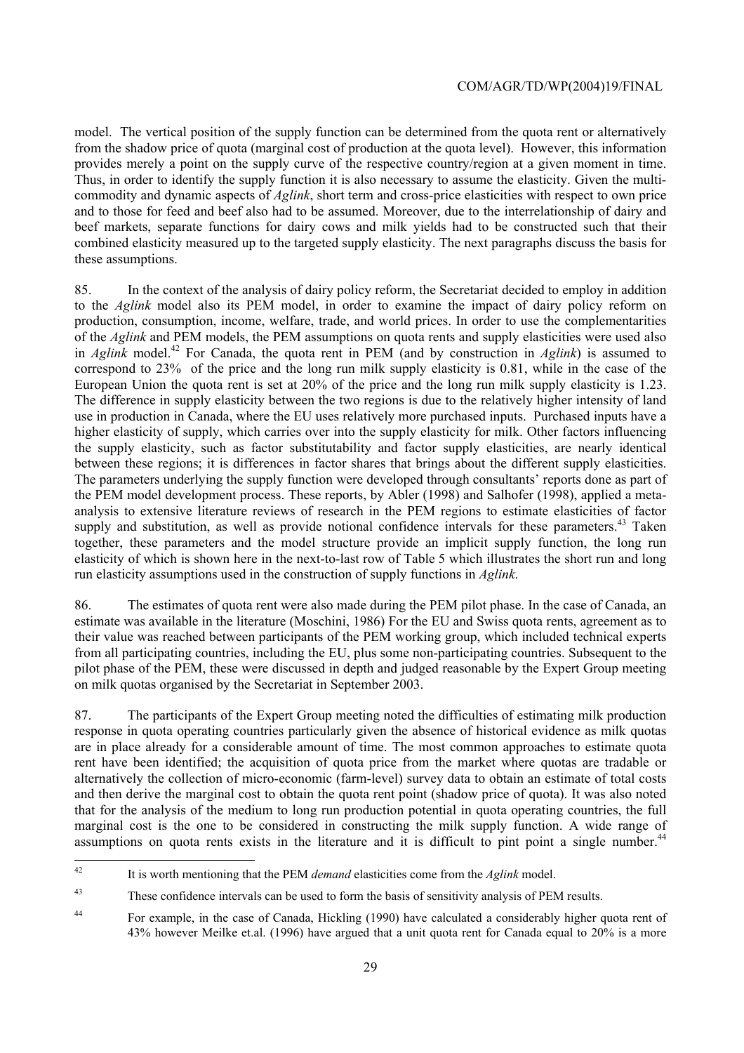model. The vertical position of the supply function can be determined from the quota rent or alternatively from the shadow price of quota (marginal cost of production at the quota level). However, this information provides merely a point on the supply curve of the respective country/region at a given moment in time. Thus, in order to identify the supply function it is also necessary to assume the elasticity. Given the multi-commodity and dynamic aspects of *Aglink*, short term and cross-price elasticities with respect to own price and to those for feed and beef also had to be assumed. Moreover, due to the interrelationship of dairy and beef markets, separate functions for dairy cows and milk yields had to be constructed such that their combined elasticity measured up to the targeted supply elasticity. The next paragraphs discuss the basis for these assumptions.

85. In the context of the analysis of dairy policy reform, the Secretariat decided to employ in addition to the *Aglink* model also its PEM model, in order to examine the impact of dairy policy reform on production, consumption, income, welfare, trade, and world prices. In order to use the complementarities of the *Aglink* and PEM models, the PEM assumptions on quota rents and supply elasticities were used also in *Aglink* model.[42] For Canada, the quota rent in PEM (and by construction in *Aglink*) is assumed to correspond to 23% of the price and the long run milk supply elasticity is 0.81, while in the case of the European Union the quota rent is set at 20% of the price and the long run milk supply elasticity is 1.23. The difference in supply elasticity between the two regions is due to the relatively higher intensity of land use in production in Canada, where the EU uses relatively more purchased inputs. Purchased inputs have a higher elasticity of supply, which carries over into the supply elasticity for milk. Other factors influencing the supply elasticity, such as factor substitutability and factor supply elasticities, are nearly identical between these regions; it is differences in factor shares that brings about the different supply elasticities. The parameters underlying the supply function were developed through consultants' reports done as part of the PEM model development process. These reports, by Abler (1998) and Salhofer (1998), applied a meta-analysis to extensive literature reviews of research in the PEM regions to estimate elasticities of factor supply and substitution, as well as provide notional confidence intervals for these parameters.[43] Taken together, these parameters and the model structure provide an implicit supply function, the long run elasticity of which is shown here in the next-to-last row of Table 5 which illustrates the short run and long run elasticity assumptions used in the construction of supply functions in *Aglink*.

86. The estimates of quota rent were also made during the PEM pilot phase. In the case of Canada, an estimate was available in the literature (Moschini, 1986) For the EU and Swiss quota rents, agreement as to their value was reached between participants of the PEM working group, which included technical experts from all participating countries, including the EU, plus some non-participating countries. Subsequent to the pilot phase of the PEM, these were discussed in depth and judged reasonable by the Expert Group meeting on milk quotas organised by the Secretariat in September 2003.

87. The participants of the Expert Group meeting noted the difficulties of estimating milk production response in quota operating countries particularly given the absence of historical evidence as milk quotas are in place already for a considerable amount of time. The most common approaches to estimate quota rent have been identified; the acquisition of quota price from the market where quotas are tradable or alternatively the collection of micro-economic (farm-level) survey data to obtain an estimate of total costs and then derive the marginal cost to obtain the quota rent point (shadow price of quota). It was also noted that for the analysis of the medium to long run production potential in quota operating countries, the full marginal cost is the one to be considered in constructing the milk supply function. A wide range of assumptions on quota rents exists in the literature and it is difficult to pint point a single number.[44]

---

[42] It is worth mentioning that the PEM *demand* elasticities come from the *Aglink* model.

[43] These confidence intervals can be used to form the basis of sensitivity analysis of PEM results.

[44] For example, in the case of Canada, Hickling (1990) have calculated a considerably higher quota rent of 43% however Meilke et.al. (1996) have argued that a unit quota rent for Canada equal to 20% is a more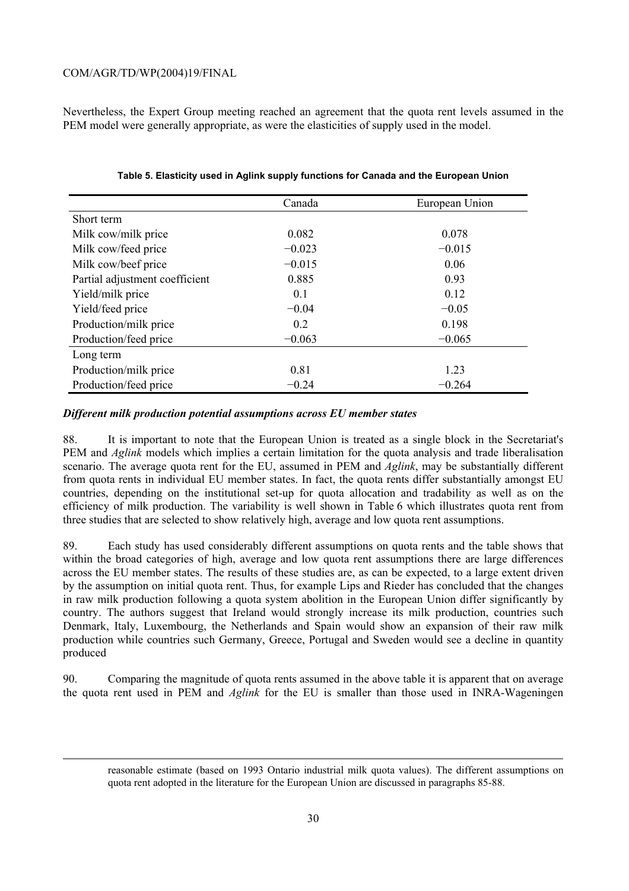Nevertheless, the Expert Group meeting reached an agreement that the quota rent levels assumed in the PEM model were generally appropriate, as were the elasticities of supply used in the model.

**Table 5. Elasticity used in Aglink supply functions for Canada and the European Union**

| | Canada | European Union |
|---|---|---|
| Short term | | |
| Milk cow/milk price | 0.082 | 0.078 |
| Milk cow/feed price | −0.023 | −0.015 |
| Milk cow/beef price | −0.015 | 0.06 |
| Partial adjustment coefficient | 0.885 | 0.93 |
| Yield/milk price | 0.1 | 0.12 |
| Yield/feed price | −0.04 | −0.05 |
| Production/milk price | 0.2 | 0.198 |
| Production/feed price | −0.063 | −0.065 |
| Long term | | |
| Production/milk price | 0.81 | 1.23 |
| Production/feed price | −0.24 | −0.264 |

***Different milk production potential assumptions across EU member states***

88. It is important to note that the European Union is treated as a single block in the Secretariat's PEM and *Aglink* models which implies a certain limitation for the quota analysis and trade liberalisation scenario. The average quota rent for the EU, assumed in PEM and *Aglink*, may be substantially different from quota rents in individual EU member states. In fact, the quota rents differ substantially amongst EU countries, depending on the institutional set-up for quota allocation and tradability as well as on the efficiency of milk production. The variability is well shown in Table 6 which illustrates quota rent from three studies that are selected to show relatively high, average and low quota rent assumptions.

89. Each study has used considerably different assumptions on quota rents and the table shows that within the broad categories of high, average and low quota rent assumptions there are large differences across the EU member states. The results of these studies are, as can be expected, to a large extent driven by the assumption on initial quota rent. Thus, for example Lips and Rieder has concluded that the changes in raw milk production following a quota system abolition in the European Union differ significantly by country. The authors suggest that Ireland would strongly increase its milk production, countries such Denmark, Italy, Luxembourg, the Netherlands and Spain would show an expansion of their raw milk production while countries such Germany, Greece, Portugal and Sweden would see a decline in quantity produced

90. Comparing the magnitude of quota rents assumed in the above table it is apparent that on average the quota rent used in PEM and *Aglink* for the EU is smaller than those used in INRA-Wageningen

reasonable estimate (based on 1993 Ontario industrial milk quota values). The different assumptions on quota rent adopted in the literature for the European Union are discussed in paragraphs 85-88.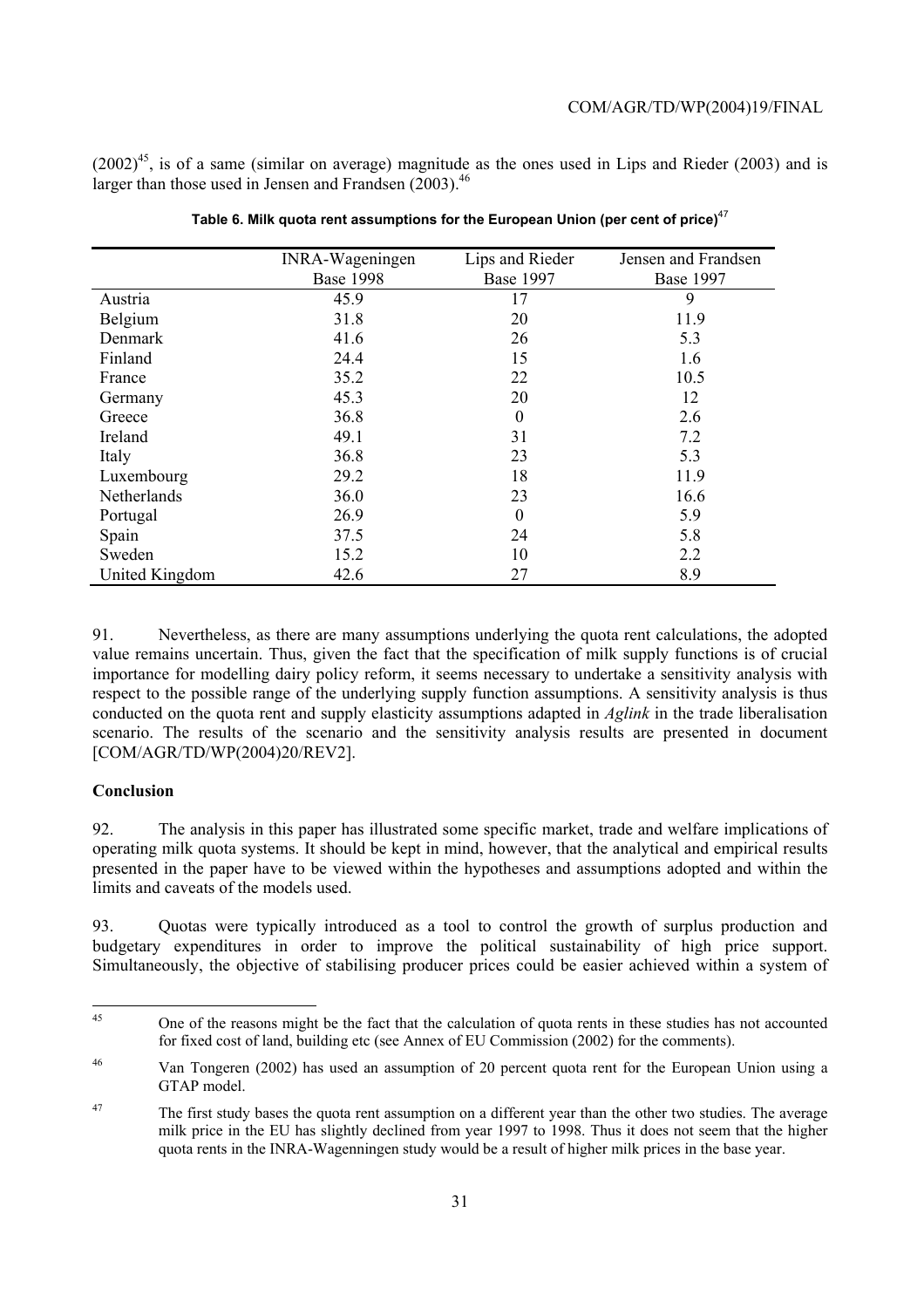(2002)[45], is of a same (similar on average) magnitude as the ones used in Lips and Rieder (2003) and is larger than those used in Jensen and Frandsen (2003).[46]

**Table 6. Milk quota rent assumptions for the European Union (per cent of price)[47]**

| | INRA-Wageningen Base 1998 | Lips and Rieder Base 1997 | Jensen and Frandsen Base 1997 |
|---|---|---|---|
| Austria | 45.9 | 17 | 9 |
| Belgium | 31.8 | 20 | 11.9 |
| Denmark | 41.6 | 26 | 5.3 |
| Finland | 24.4 | 15 | 1.6 |
| France | 35.2 | 22 | 10.5 |
| Germany | 45.3 | 20 | 12 |
| Greece | 36.8 | 0 | 2.6 |
| Ireland | 49.1 | 31 | 7.2 |
| Italy | 36.8 | 23 | 5.3 |
| Luxembourg | 29.2 | 18 | 11.9 |
| Netherlands | 36.0 | 23 | 16.6 |
| Portugal | 26.9 | 0 | 5.9 |
| Spain | 37.5 | 24 | 5.8 |
| Sweden | 15.2 | 10 | 2.2 |
| United Kingdom | 42.6 | 27 | 8.9 |

91. Nevertheless, as there are many assumptions underlying the quota rent calculations, the adopted value remains uncertain. Thus, given the fact that the specification of milk supply functions is of crucial importance for modelling dairy policy reform, it seems necessary to undertake a sensitivity analysis with respect to the possible range of the underlying supply function assumptions. A sensitivity analysis is thus conducted on the quota rent and supply elasticity assumptions adapted in *Aglink* in the trade liberalisation scenario. The results of the scenario and the sensitivity analysis results are presented in document [COM/AGR/TD/WP(2004)20/REV2].

## Conclusion

92. The analysis in this paper has illustrated some specific market, trade and welfare implications of operating milk quota systems. It should be kept in mind, however, that the analytical and empirical results presented in the paper have to be viewed within the hypotheses and assumptions adopted and within the limits and caveats of the models used.

93. Quotas were typically introduced as a tool to control the growth of surplus production and budgetary expenditures in order to improve the political sustainability of high price support. Simultaneously, the objective of stabilising producer prices could be easier achieved within a system of

---

[45] One of the reasons might be the fact that the calculation of quota rents in these studies has not accounted for fixed cost of land, building etc (see Annex of EU Commission (2002) for the comments).

[46] Van Tongeren (2002) has used an assumption of 20 percent quota rent for the European Union using a GTAP model.

[47] The first study bases the quota rent assumption on a different year than the other two studies. The average milk price in the EU has slightly declined from year 1997 to 1998. Thus it does not seem that the higher quota rents in the INRA-Wagenningen study would be a result of higher milk prices in the base year.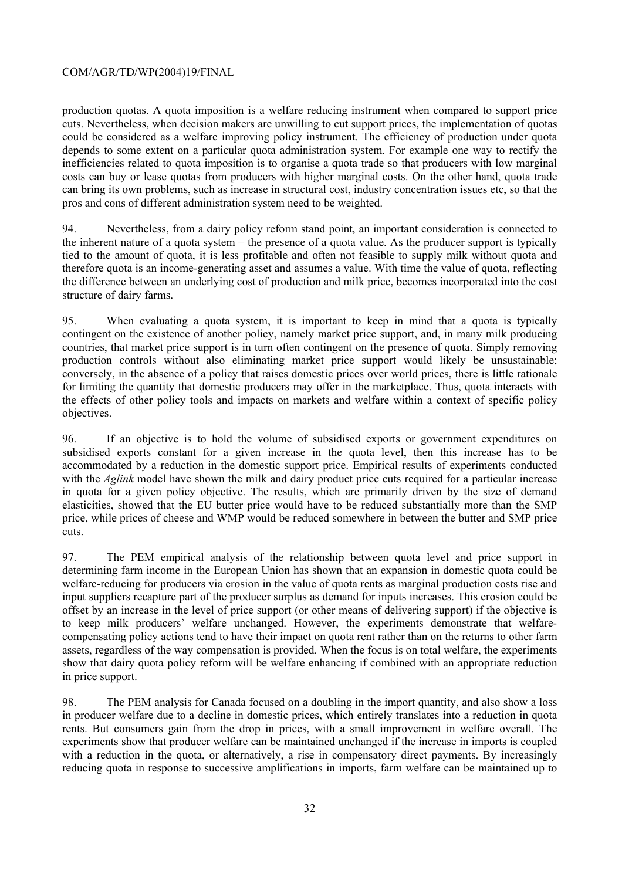production quotas. A quota imposition is a welfare reducing instrument when compared to support price cuts. Nevertheless, when decision makers are unwilling to cut support prices, the implementation of quotas could be considered as a welfare improving policy instrument. The efficiency of production under quota depends to some extent on a particular quota administration system. For example one way to rectify the inefficiencies related to quota imposition is to organise a quota trade so that producers with low marginal costs can buy or lease quotas from producers with higher marginal costs. On the other hand, quota trade can bring its own problems, such as increase in structural cost, industry concentration issues etc, so that the pros and cons of different administration system need to be weighted.

94. Nevertheless, from a dairy policy reform stand point, an important consideration is connected to the inherent nature of a quota system – the presence of a quota value. As the producer support is typically tied to the amount of quota, it is less profitable and often not feasible to supply milk without quota and therefore quota is an income-generating asset and assumes a value. With time the value of quota, reflecting the difference between an underlying cost of production and milk price, becomes incorporated into the cost structure of dairy farms.

95. When evaluating a quota system, it is important to keep in mind that a quota is typically contingent on the existence of another policy, namely market price support, and, in many milk producing countries, that market price support is in turn often contingent on the presence of quota. Simply removing production controls without also eliminating market price support would likely be unsustainable; conversely, in the absence of a policy that raises domestic prices over world prices, there is little rationale for limiting the quantity that domestic producers may offer in the marketplace. Thus, quota interacts with the effects of other policy tools and impacts on markets and welfare within a context of specific policy objectives.

96. If an objective is to hold the volume of subsidised exports or government expenditures on subsidised exports constant for a given increase in the quota level, then this increase has to be accommodated by a reduction in the domestic support price. Empirical results of experiments conducted with the *Aglink* model have shown the milk and dairy product price cuts required for a particular increase in quota for a given policy objective. The results, which are primarily driven by the size of demand elasticities, showed that the EU butter price would have to be reduced substantially more than the SMP price, while prices of cheese and WMP would be reduced somewhere in between the butter and SMP price cuts.

97. The PEM empirical analysis of the relationship between quota level and price support in determining farm income in the European Union has shown that an expansion in domestic quota could be welfare-reducing for producers via erosion in the value of quota rents as marginal production costs rise and input suppliers recapture part of the producer surplus as demand for inputs increases. This erosion could be offset by an increase in the level of price support (or other means of delivering support) if the objective is to keep milk producers' welfare unchanged. However, the experiments demonstrate that welfare-compensating policy actions tend to have their impact on quota rent rather than on the returns to other farm assets, regardless of the way compensation is provided. When the focus is on total welfare, the experiments show that dairy quota policy reform will be welfare enhancing if combined with an appropriate reduction in price support.

98. The PEM analysis for Canada focused on a doubling in the import quantity, and also show a loss in producer welfare due to a decline in domestic prices, which entirely translates into a reduction in quota rents. But consumers gain from the drop in prices, with a small improvement in welfare overall. The experiments show that producer welfare can be maintained unchanged if the increase in imports is coupled with a reduction in the quota, or alternatively, a rise in compensatory direct payments. By increasingly reducing quota in response to successive amplifications in imports, farm welfare can be maintained up to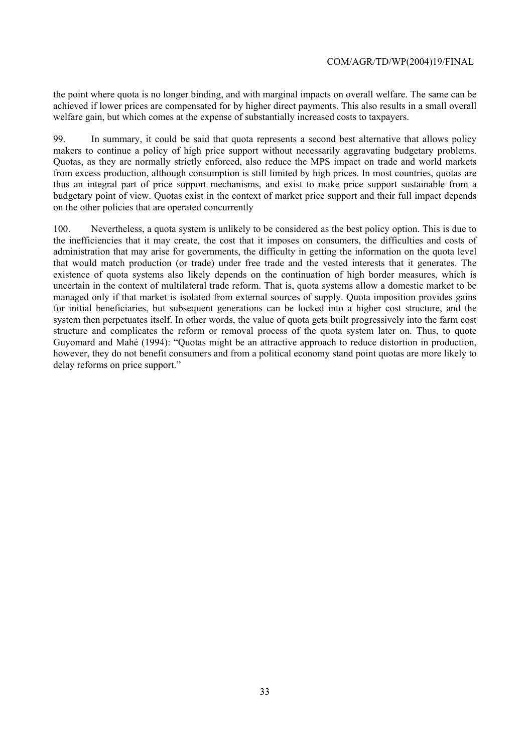the point where quota is no longer binding, and with marginal impacts on overall welfare. The same can be achieved if lower prices are compensated for by higher direct payments. This also results in a small overall welfare gain, but which comes at the expense of substantially increased costs to taxpayers.

99. In summary, it could be said that quota represents a second best alternative that allows policy makers to continue a policy of high price support without necessarily aggravating budgetary problems. Quotas, as they are normally strictly enforced, also reduce the MPS impact on trade and world markets from excess production, although consumption is still limited by high prices. In most countries, quotas are thus an integral part of price support mechanisms, and exist to make price support sustainable from a budgetary point of view. Quotas exist in the context of market price support and their full impact depends on the other policies that are operated concurrently

100. Nevertheless, a quota system is unlikely to be considered as the best policy option. This is due to the inefficiencies that it may create, the cost that it imposes on consumers, the difficulties and costs of administration that may arise for governments, the difficulty in getting the information on the quota level that would match production (or trade) under free trade and the vested interests that it generates. The existence of quota systems also likely depends on the continuation of high border measures, which is uncertain in the context of multilateral trade reform. That is, quota systems allow a domestic market to be managed only if that market is isolated from external sources of supply. Quota imposition provides gains for initial beneficiaries, but subsequent generations can be locked into a higher cost structure, and the system then perpetuates itself. In other words, the value of quota gets built progressively into the farm cost structure and complicates the reform or removal process of the quota system later on. Thus, to quote Guyomard and Mahé (1994): "Quotas might be an attractive approach to reduce distortion in production, however, they do not benefit consumers and from a political economy stand point quotas are more likely to delay reforms on price support."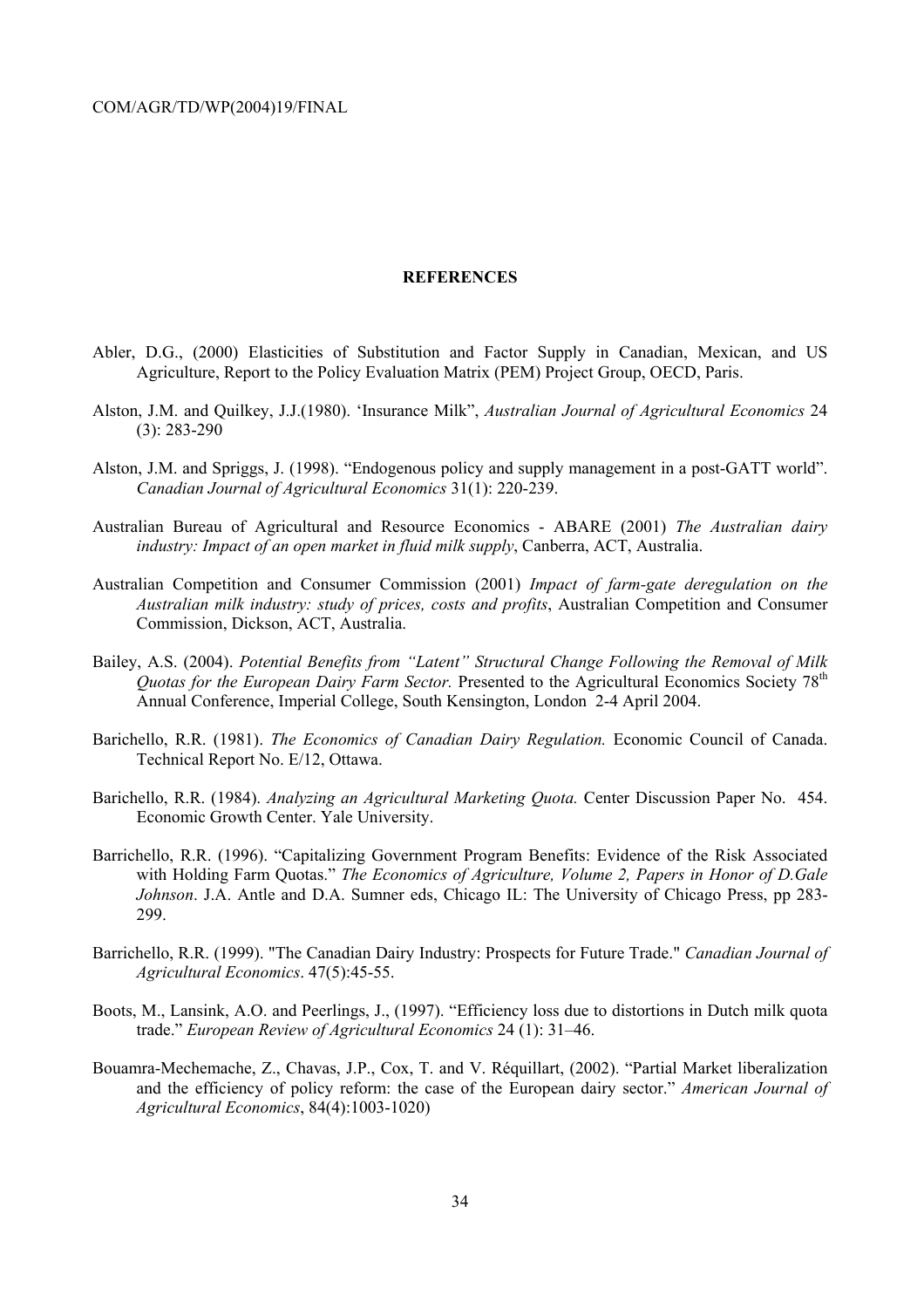# REFERENCES

Abler, D.G., (2000) Elasticities of Substitution and Factor Supply in Canadian, Mexican, and US Agriculture, Report to the Policy Evaluation Matrix (PEM) Project Group, OECD, Paris.

Alston, J.M. and Quilkey, J.J.(1980). 'Insurance Milk", *Australian Journal of Agricultural Economics* 24 (3): 283-290

Alston, J.M. and Spriggs, J. (1998). "Endogenous policy and supply management in a post-GATT world". *Canadian Journal of Agricultural Economics* 31(1): 220-239.

Australian Bureau of Agricultural and Resource Economics - ABARE (2001) *The Australian dairy industry: Impact of an open market in fluid milk supply*, Canberra, ACT, Australia.

Australian Competition and Consumer Commission (2001) *Impact of farm-gate deregulation on the Australian milk industry: study of prices, costs and profits*, Australian Competition and Consumer Commission, Dickson, ACT, Australia.

Bailey, A.S. (2004). *Potential Benefits from "Latent" Structural Change Following the Removal of Milk Quotas for the European Dairy Farm Sector.* Presented to the Agricultural Economics Society 78th Annual Conference, Imperial College, South Kensington, London 2-4 April 2004.

Barichello, R.R. (1981). *The Economics of Canadian Dairy Regulation.* Economic Council of Canada. Technical Report No. E/12, Ottawa.

Barichello, R.R. (1984). *Analyzing an Agricultural Marketing Quota.* Center Discussion Paper No. 454. Economic Growth Center. Yale University.

Barrichello, R.R. (1996). "Capitalizing Government Program Benefits: Evidence of the Risk Associated with Holding Farm Quotas." *The Economics of Agriculture, Volume 2, Papers in Honor of D.Gale Johnson*. J.A. Antle and D.A. Sumner eds, Chicago IL: The University of Chicago Press, pp 283-299.

Barrichello, R.R. (1999). "The Canadian Dairy Industry: Prospects for Future Trade." *Canadian Journal of Agricultural Economics*. 47(5):45-55.

Boots, M., Lansink, A.O. and Peerlings, J., (1997). "Efficiency loss due to distortions in Dutch milk quota trade." *European Review of Agricultural Economics* 24 (1): 31–46.

Bouamra-Mechemache, Z., Chavas, J.P., Cox, T. and V. Réquillart, (2002). "Partial Market liberalization and the efficiency of policy reform: the case of the European dairy sector." *American Journal of Agricultural Economics*, 84(4):1003-1020)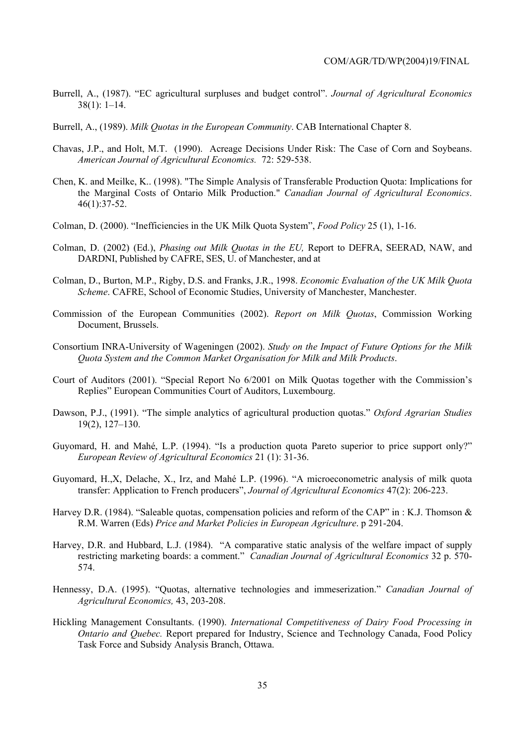Burrell, A., (1987). "EC agricultural surpluses and budget control". *Journal of Agricultural Economics* 38(1): 1–14.

Burrell, A., (1989). *Milk Quotas in the European Community*. CAB International Chapter 8.

Chavas, J.P., and Holt, M.T. (1990). Acreage Decisions Under Risk: The Case of Corn and Soybeans. *American Journal of Agricultural Economics.* 72: 529-538.

Chen, K. and Meilke, K.. (1998). "The Simple Analysis of Transferable Production Quota: Implications for the Marginal Costs of Ontario Milk Production." *Canadian Journal of Agricultural Economics*. 46(1):37-52.

Colman, D. (2000). "Inefficiencies in the UK Milk Quota System", *Food Policy* 25 (1), 1-16.

Colman, D. (2002) (Ed.), *Phasing out Milk Quotas in the EU,* Report to DEFRA, SEERAD, NAW, and DARDNI, Published by CAFRE, SES, U. of Manchester, and at

Colman, D., Burton, M.P., Rigby, D.S. and Franks, J.R., 1998. *Economic Evaluation of the UK Milk Quota Scheme*. CAFRE, School of Economic Studies, University of Manchester, Manchester.

Commission of the European Communities (2002). *Report on Milk Quotas*, Commission Working Document, Brussels.

Consortium INRA-University of Wageningen (2002). *Study on the Impact of Future Options for the Milk Quota System and the Common Market Organisation for Milk and Milk Products*.

Court of Auditors (2001). "Special Report No 6/2001 on Milk Quotas together with the Commission's Replies" European Communities Court of Auditors, Luxembourg.

Dawson, P.J., (1991). "The simple analytics of agricultural production quotas." *Oxford Agrarian Studies* 19(2), 127–130.

Guyomard, H. and Mahé, L.P. (1994). "Is a production quota Pareto superior to price support only?" *European Review of Agricultural Economics* 21 (1): 31-36.

Guyomard, H.,X, Delache, X., Irz, and Mahé L.P. (1996). "A microeconometric analysis of milk quota transfer: Application to French producers", *Journal of Agricultural Economics* 47(2): 206-223.

Harvey D.R. (1984). "Saleable quotas, compensation policies and reform of the CAP" in : K.J. Thomson & R.M. Warren (Eds) *Price and Market Policies in European Agriculture*. p 291-204.

Harvey, D.R. and Hubbard, L.J. (1984). "A comparative static analysis of the welfare impact of supply restricting marketing boards: a comment." *Canadian Journal of Agricultural Economics* 32 p. 570-574.

Hennessy, D.A. (1995). "Quotas, alternative technologies and immeserization." *Canadian Journal of Agricultural Economics,* 43, 203-208.

Hickling Management Consultants. (1990). *International Competitiveness of Dairy Food Processing in Ontario and Quebec.* Report prepared for Industry, Science and Technology Canada, Food Policy Task Force and Subsidy Analysis Branch, Ottawa.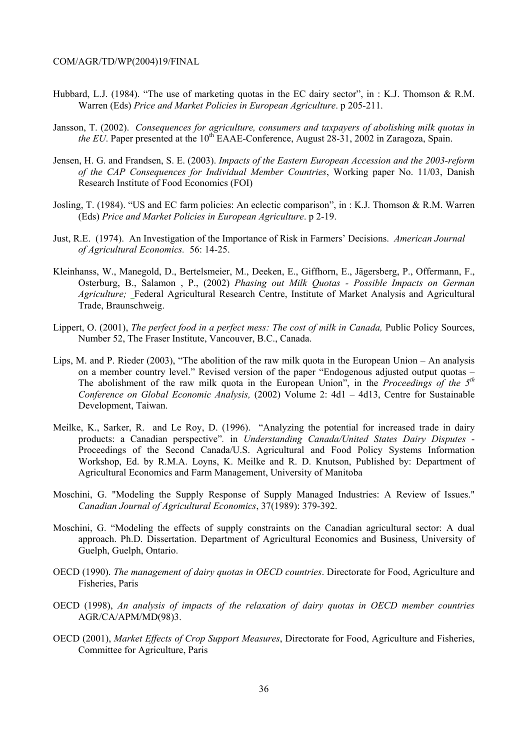Hubbard, L.J. (1984). "The use of marketing quotas in the EC dairy sector", in : K.J. Thomson & R.M. Warren (Eds) *Price and Market Policies in European Agriculture*. p 205-211.

Jansson, T. (2002). *Consequences for agriculture, consumers and taxpayers of abolishing milk quotas in the EU*. Paper presented at the 10[th] EAAE-Conference, August 28-31, 2002 in Zaragoza, Spain.

Jensen, H. G. and Frandsen, S. E. (2003). *Impacts of the Eastern European Accession and the 2003-reform of the CAP Consequences for Individual Member Countries*, Working paper No. 11/03, Danish Research Institute of Food Economics (FOI)

Josling, T. (1984). "US and EC farm policies: An eclectic comparison", in : K.J. Thomson & R.M. Warren (Eds) *Price and Market Policies in European Agriculture*. p 2-19.

Just, R.E. (1974). An Investigation of the Importance of Risk in Farmers' Decisions. *American Journal of Agricultural Economics.* 56: 14-25.

Kleinhanss, W., Manegold, D., Bertelsmeier, M., Deeken, E., Giffhorn, E., Jägersberg, P., Offermann, F., Osterburg, B., Salamon , P., (2002) *Phasing out Milk Quotas - Possible Impacts on German Agriculture;* _Federal Agricultural Research Centre, Institute of Market Analysis and Agricultural Trade, Braunschweig.

Lippert, O. (2001), *The perfect food in a perfect mess: The cost of milk in Canada,* Public Policy Sources, Number 52, The Fraser Institute, Vancouver, B.C., Canada.

Lips, M. and P. Rieder (2003), "The abolition of the raw milk quota in the European Union – An analysis on a member country level." Revised version of the paper "Endogenous adjusted output quotas – The abolishment of the raw milk quota in the European Union", in the *Proceedings of the 5[th] Conference on Global Economic Analysis,* (2002) Volume 2: 4d1 – 4d13, Centre for Sustainable Development, Taiwan.

Meilke, K., Sarker, R. and Le Roy, D. (1996). "Analyzing the potential for increased trade in dairy products: a Canadian perspective". in *Understanding Canada/United States Dairy Disputes* - Proceedings of the Second Canada/U.S. Agricultural and Food Policy Systems Information Workshop, Ed. by R.M.A. Loyns, K. Meilke and R. D. Knutson, Published by: Department of Agricultural Economics and Farm Management, University of Manitoba

Moschini, G. "Modeling the Supply Response of Supply Managed Industries: A Review of Issues." *Canadian Journal of Agricultural Economics*, 37(1989): 379-392.

Moschini, G. "Modeling the effects of supply constraints on the Canadian agricultural sector: A dual approach. Ph.D. Dissertation. Department of Agricultural Economics and Business, University of Guelph, Guelph, Ontario.

OECD (1990). *The management of dairy quotas in OECD countries*. Directorate for Food, Agriculture and Fisheries, Paris

OECD (1998), *An analysis of impacts of the relaxation of dairy quotas in OECD member countries* AGR/CA/APM/MD(98)3.

OECD (2001), *Market Effects of Crop Support Measures*, Directorate for Food, Agriculture and Fisheries, Committee for Agriculture, Paris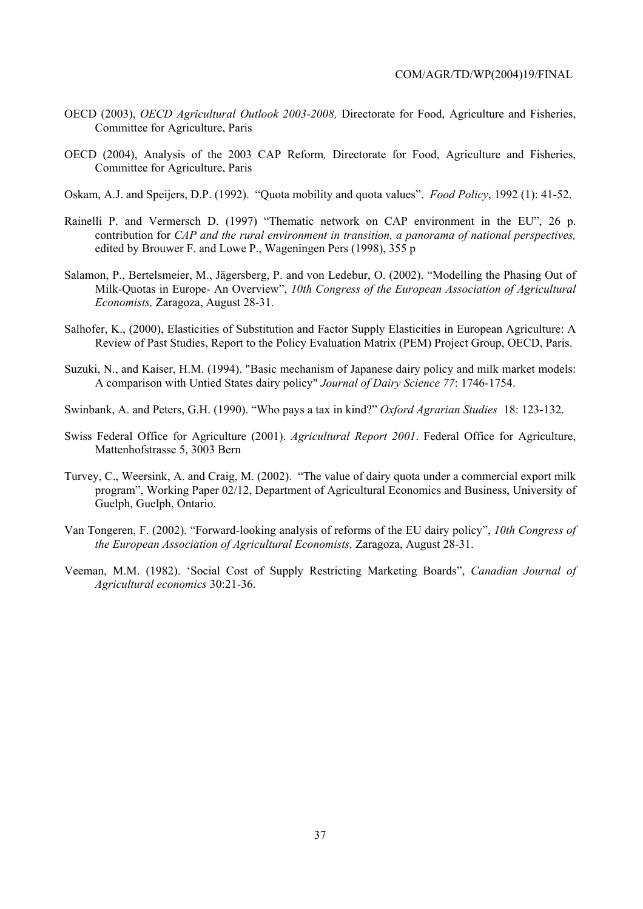OECD (2003), *OECD Agricultural Outlook 2003-2008,* Directorate for Food, Agriculture and Fisheries, Committee for Agriculture, Paris

OECD (2004), Analysis of the 2003 CAP Reform*,* Directorate for Food, Agriculture and Fisheries, Committee for Agriculture, Paris

Oskam, A.J. and Speijers, D.P. (1992). "Quota mobility and quota values". *Food Policy*, 1992 (1): 41-52.

Rainelli P. and Vermersch D. (1997) "Thematic network on CAP environment in the EU", 26 p. contribution for *CAP and the rural environment in transition, a panorama of national perspectives,* edited by Brouwer F. and Lowe P., Wageningen Pers (1998), 355 p

Salamon, P., Bertelsmeier, M., Jägersberg, P. and von Ledebur, O. (2002). "Modelling the Phasing Out of Milk-Quotas in Europe- An Overview", *10th Congress of the European Association of Agricultural Economists,* Zaragoza, August 28-31.

Salhofer, K., (2000), Elasticities of Substitution and Factor Supply Elasticities in European Agriculture: A Review of Past Studies, Report to the Policy Evaluation Matrix (PEM) Project Group, OECD, Paris.

Suzuki, N., and Kaiser, H.M. (1994). "Basic mechanism of Japanese dairy policy and milk market models: A comparison with Untied States dairy policy" *Journal of Dairy Science 77*: 1746-1754.

Swinbank, A. and Peters, G.H. (1990). "Who pays a tax in kind?" *Oxford Agrarian Studies* 18: 123-132.

Swiss Federal Office for Agriculture (2001). *Agricultural Report 2001*. Federal Office for Agriculture, Mattenhofstrasse 5, 3003 Bern

Turvey, C., Weersink, A. and Craig, M. (2002). "The value of dairy quota under a commercial export milk program", Working Paper 02/12, Department of Agricultural Economics and Business, University of Guelph, Guelph, Ontario.

Van Tongeren, F. (2002). "Forward-looking analysis of reforms of the EU dairy policy", *10th Congress of the European Association of Agricultural Economists,* Zaragoza, August 28-31.

Veeman, M.M. (1982). 'Social Cost of Supply Restricting Marketing Boards", *Canadian Journal of Agricultural economics* 30:21-36.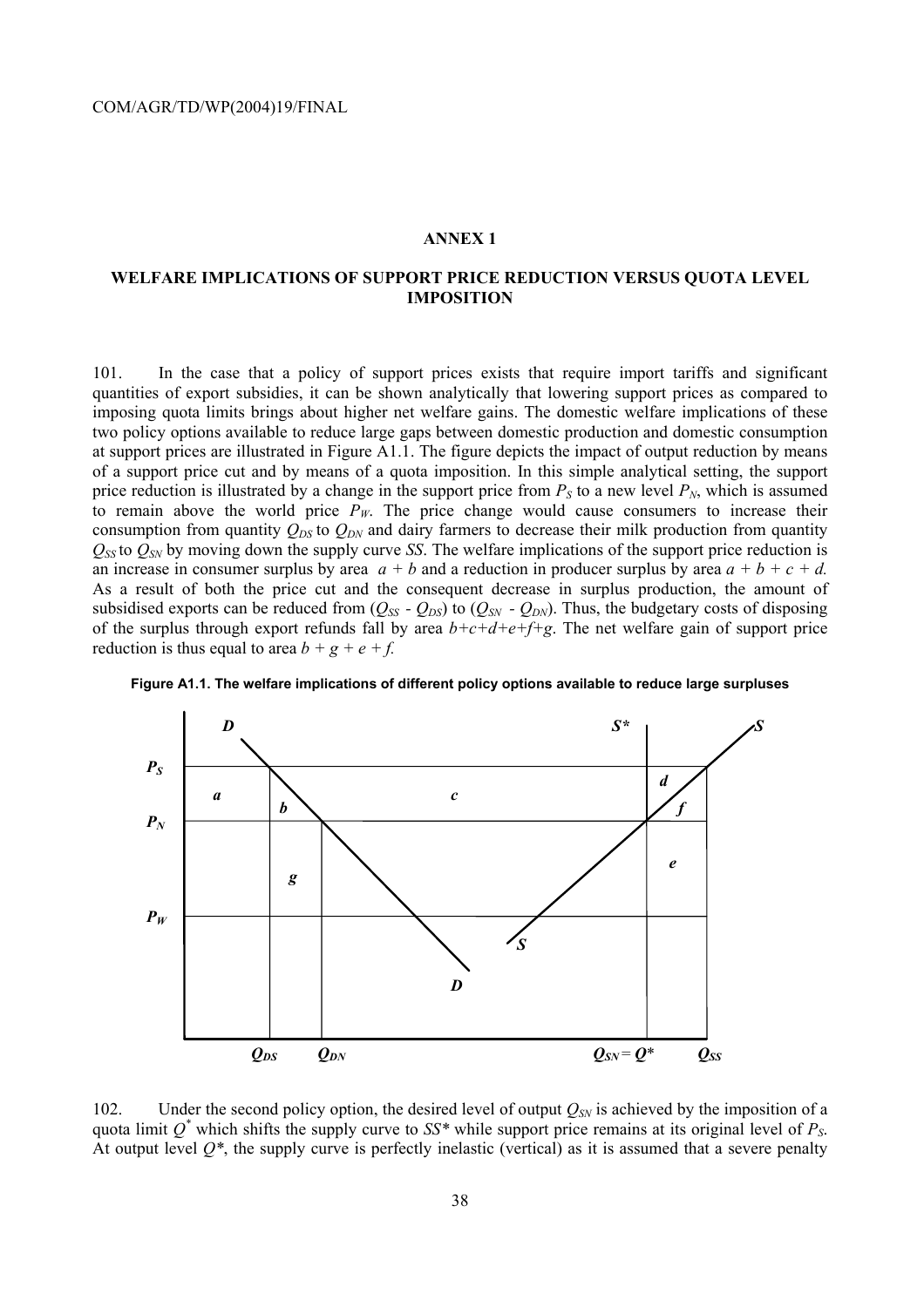## ANNEX 1

## WELFARE IMPLICATIONS OF SUPPORT PRICE REDUCTION VERSUS QUOTA LEVEL IMPOSITION

101. In the case that a policy of support prices exists that require import tariffs and significant quantities of export subsidies, it can be shown analytically that lowering support prices as compared to imposing quota limits brings about higher net welfare gains. The domestic welfare implications of these two policy options available to reduce large gaps between domestic production and domestic consumption at support prices are illustrated in Figure A1.1. The figure depicts the impact of output reduction by means of a support price cut and by means of a quota imposition. In this simple analytical setting, the support price reduction is illustrated by a change in the support price from $P_S$ to a new level $P_N$, which is assumed to remain above the world price $P_W$. The price change would cause consumers to increase their consumption from quantity $Q_{DS}$ to $Q_{DN}$ and dairy farmers to decrease their milk production from quantity $Q_{SS}$ to $Q_{SN}$ by moving down the supply curve *SS*. The welfare implications of the support price reduction is an increase in consumer surplus by area $a + b$ and a reduction in producer surplus by area $a + b + c + d$. As a result of both the price cut and the consequent decrease in surplus production, the amount of subsidised exports can be reduced from ($Q_{SS}$ - $Q_{DS}$) to ($Q_{SN}$ - $Q_{DN}$). Thus, the budgetary costs of disposing of the surplus through export refunds fall by area $b+c+d+e+f+g$. The net welfare gain of support price reduction is thus equal to area $b + g + e + f$.

**Figure A1.1. The welfare implications of different policy options available to reduce large surpluses**

102. Under the second policy option, the desired level of output $Q_{SN}$ is achieved by the imposition of a quota limit $Q^*$ which shifts the supply curve to $SS^*$ while support price remains at its original level of $P_S$. At output level $Q^*$, the supply curve is perfectly inelastic (vertical) as it is assumed that a severe penalty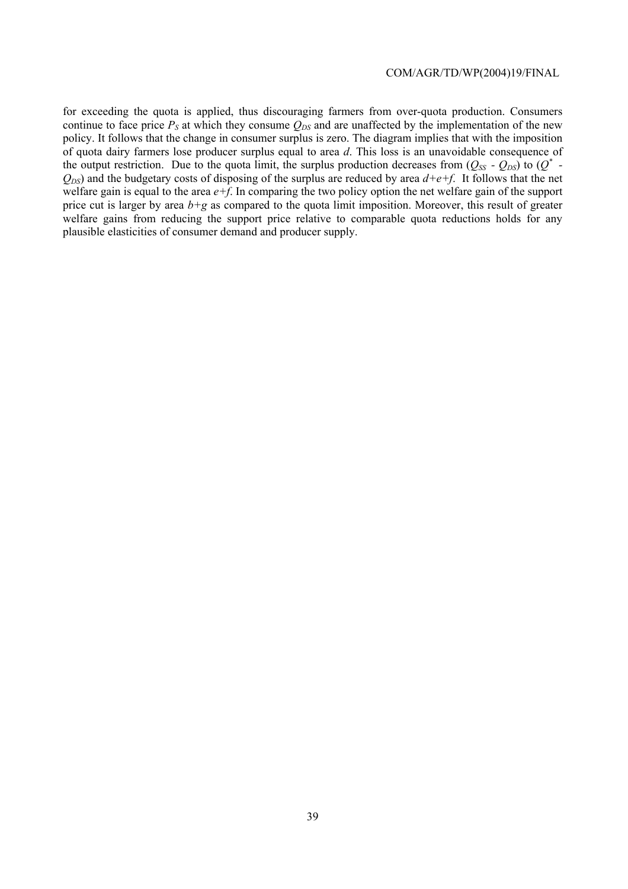for exceeding the quota is applied, thus discouraging farmers from over-quota production. Consumers continue to face price $P_S$ at which they consume $Q_{DS}$ and are unaffected by the implementation of the new policy. It follows that the change in consumer surplus is zero. The diagram implies that with the imposition of quota dairy farmers lose producer surplus equal to area *d*. This loss is an unavoidable consequence of the output restriction. Due to the quota limit, the surplus production decreases from ($Q_{SS}$ - $Q_{DS}$) to ($Q^*$ - $Q_{DS}$) and the budgetary costs of disposing of the surplus are reduced by area *d+e+f*. It follows that the net welfare gain is equal to the area *e+f*. In comparing the two policy option the net welfare gain of the support price cut is larger by area *b+g* as compared to the quota limit imposition. Moreover, this result of greater welfare gains from reducing the support price relative to comparable quota reductions holds for any plausible elasticities of consumer demand and producer supply.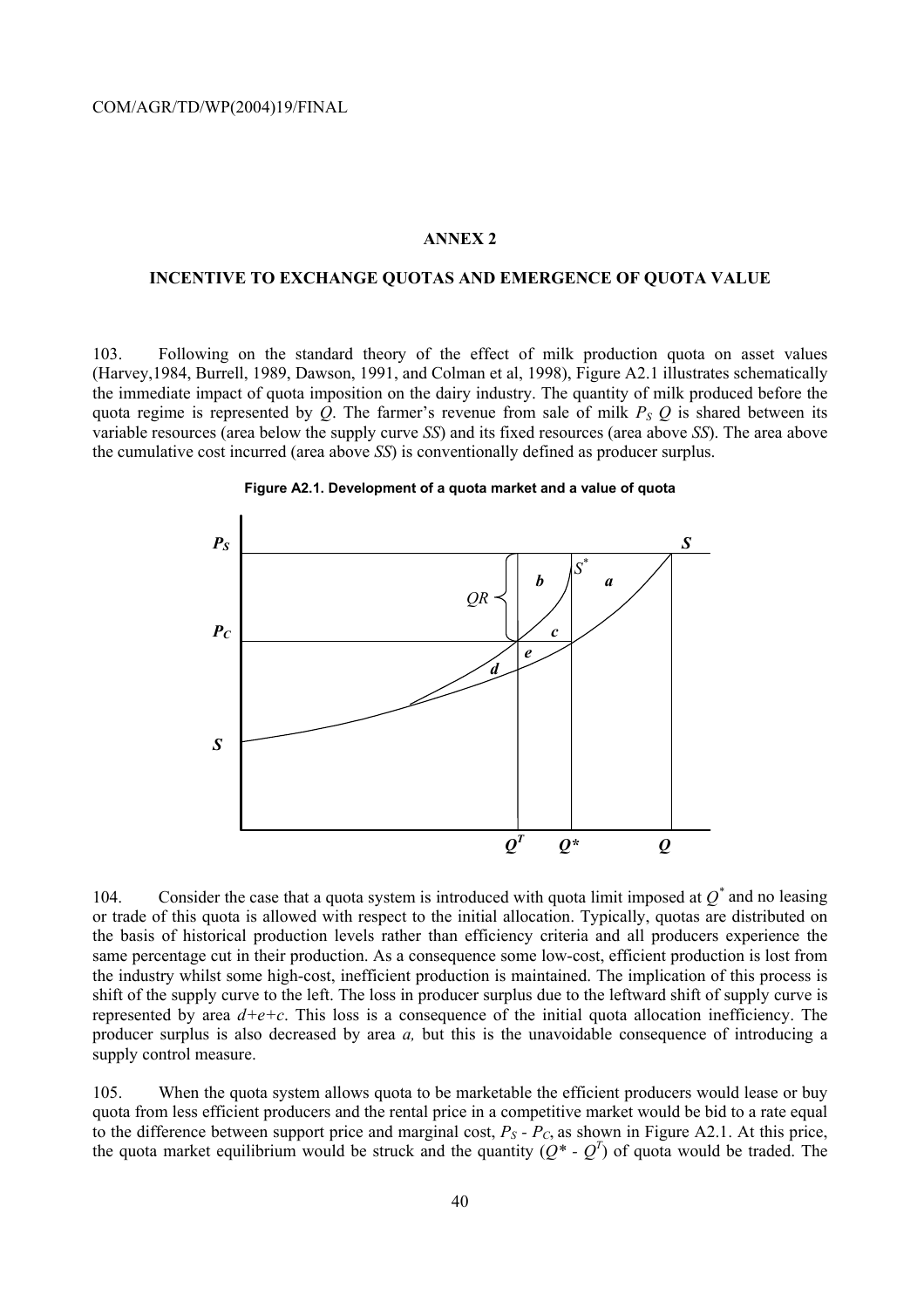## ANNEX 2

### INCENTIVE TO EXCHANGE QUOTAS AND EMERGENCE OF QUOTA VALUE

103. Following on the standard theory of the effect of milk production quota on asset values (Harvey,1984, Burrell, 1989, Dawson, 1991, and Colman et al, 1998), Figure A2.1 illustrates schematically the immediate impact of quota imposition on the dairy industry. The quantity of milk produced before the quota regime is represented by *Q*. The farmer's revenue from sale of milk $P_S$ *Q* is shared between its variable resources (area below the supply curve *SS*) and its fixed resources (area above *SS*). The area above the cumulative cost incurred (area above *SS*) is conventionally defined as producer surplus.

**Figure A2.1. Development of a quota market and a value of quota**

104. Consider the case that a quota system is introduced with quota limit imposed at $Q^*$ and no leasing or trade of this quota is allowed with respect to the initial allocation. Typically, quotas are distributed on the basis of historical production levels rather than efficiency criteria and all producers experience the same percentage cut in their production. As a consequence some low-cost, efficient production is lost from the industry whilst some high-cost, inefficient production is maintained. The implication of this process is shift of the supply curve to the left. The loss in producer surplus due to the leftward shift of supply curve is represented by area *d+e+c*. This loss is a consequence of the initial quota allocation inefficiency. The producer surplus is also decreased by area *a,* but this is the unavoidable consequence of introducing a supply control measure.

105. When the quota system allows quota to be marketable the efficient producers would lease or buy quota from less efficient producers and the rental price in a competitive market would be bid to a rate equal to the difference between support price and marginal cost, $P_S$ - $P_C$, as shown in Figure A2.1. At this price, the quota market equilibrium would be struck and the quantity ($Q^*$ - $Q^T$) of quota would be traded. The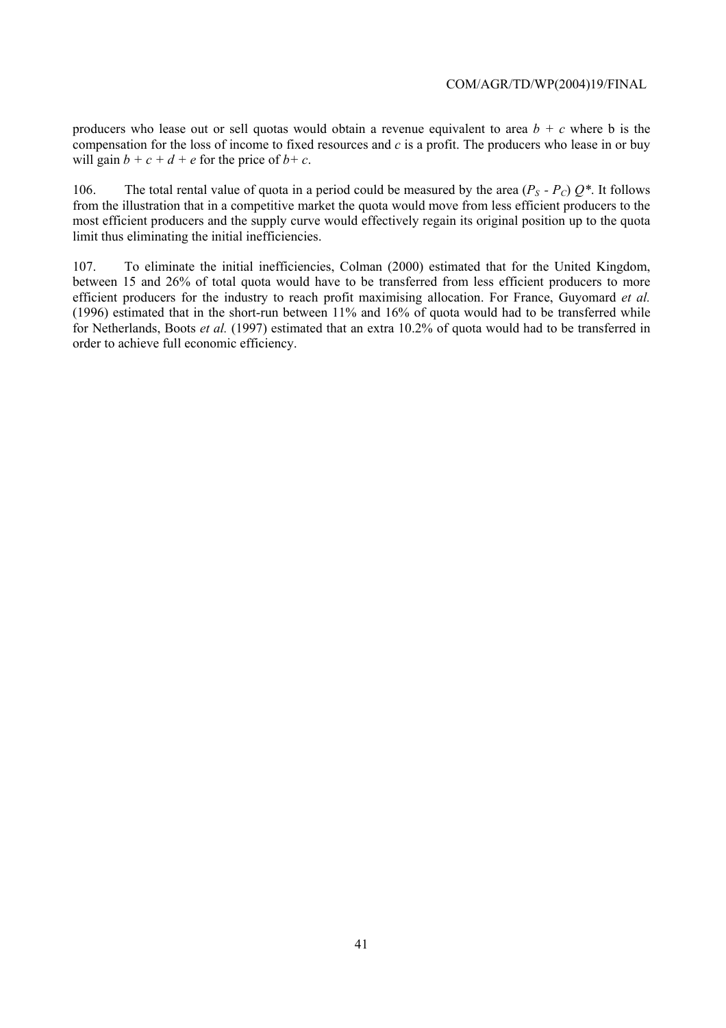producers who lease out or sell quotas would obtain a revenue equivalent to area $b + c$ where b is the compensation for the loss of income to fixed resources and $c$ is a profit. The producers who lease in or buy will gain $b + c + d + e$ for the price of $b + c$.

106. The total rental value of quota in a period could be measured by the area $(P_S - P_C)\, Q^*$. It follows from the illustration that in a competitive market the quota would move from less efficient producers to the most efficient producers and the supply curve would effectively regain its original position up to the quota limit thus eliminating the initial inefficiencies.

107. To eliminate the initial inefficiencies, Colman (2000) estimated that for the United Kingdom, between 15 and 26% of total quota would have to be transferred from less efficient producers to more efficient producers for the industry to reach profit maximising allocation. For France, Guyomard *et al.* (1996) estimated that in the short-run between 11% and 16% of quota would had to be transferred while for Netherlands, Boots *et al.* (1997) estimated that an extra 10.2% of quota would had to be transferred in order to achieve full economic efficiency.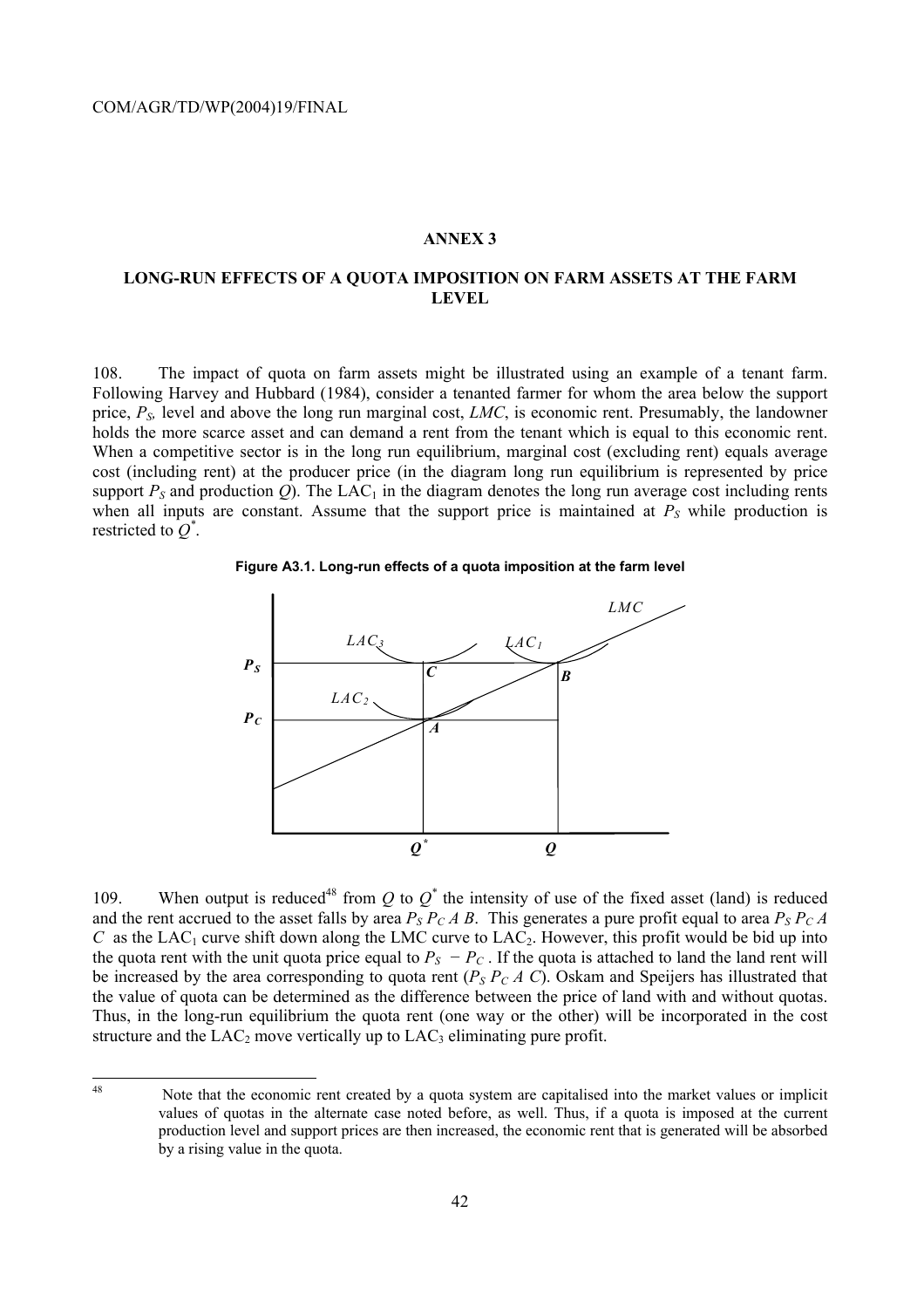## ANNEX 3

### LONG-RUN EFFECTS OF A QUOTA IMPOSITION ON FARM ASSETS AT THE FARM LEVEL

108. The impact of quota on farm assets might be illustrated using an example of a tenant farm. Following Harvey and Hubbard (1984), consider a tenanted farmer for whom the area below the support price, $P_S$, level and above the long run marginal cost, *LMC*, is economic rent. Presumably, the landowner holds the more scarce asset and can demand a rent from the tenant which is equal to this economic rent. When a competitive sector is in the long run equilibrium, marginal cost (excluding rent) equals average cost (including rent) at the producer price (in the diagram long run equilibrium is represented by price support $P_S$ and production $Q$). The $LAC_1$ in the diagram denotes the long run average cost including rents when all inputs are constant. Assume that the support price is maintained at $P_S$ while production is restricted to $Q^*$.

**Figure A3.1. Long-run effects of a quota imposition at the farm level**

109. When output is reduced[48] from $Q$ to $Q^*$ the intensity of use of the fixed asset (land) is reduced and the rent accrued to the asset falls by area $P_S P_C A B$. This generates a pure profit equal to area $P_S P_C A C$ as the $LAC_1$ curve shift down along the LMC curve to $LAC_2$. However, this profit would be bid up into the quota rent with the unit quota price equal to $P_S - P_C$. If the quota is attached to land the land rent will be increased by the area corresponding to quota rent ($P_S P_C A C$). Oskam and Speijers has illustrated that the value of quota can be determined as the difference between the price of land with and without quotas. Thus, in the long-run equilibrium the quota rent (one way or the other) will be incorporated in the cost structure and the $LAC_2$ move vertically up to $LAC_3$ eliminating pure profit.

---

[48] Note that the economic rent created by a quota system are capitalised into the market values or implicit values of quotas in the alternate case noted before, as well. Thus, if a quota is imposed at the current production level and support prices are then increased, the economic rent that is generated will be absorbed by a rising value in the quota.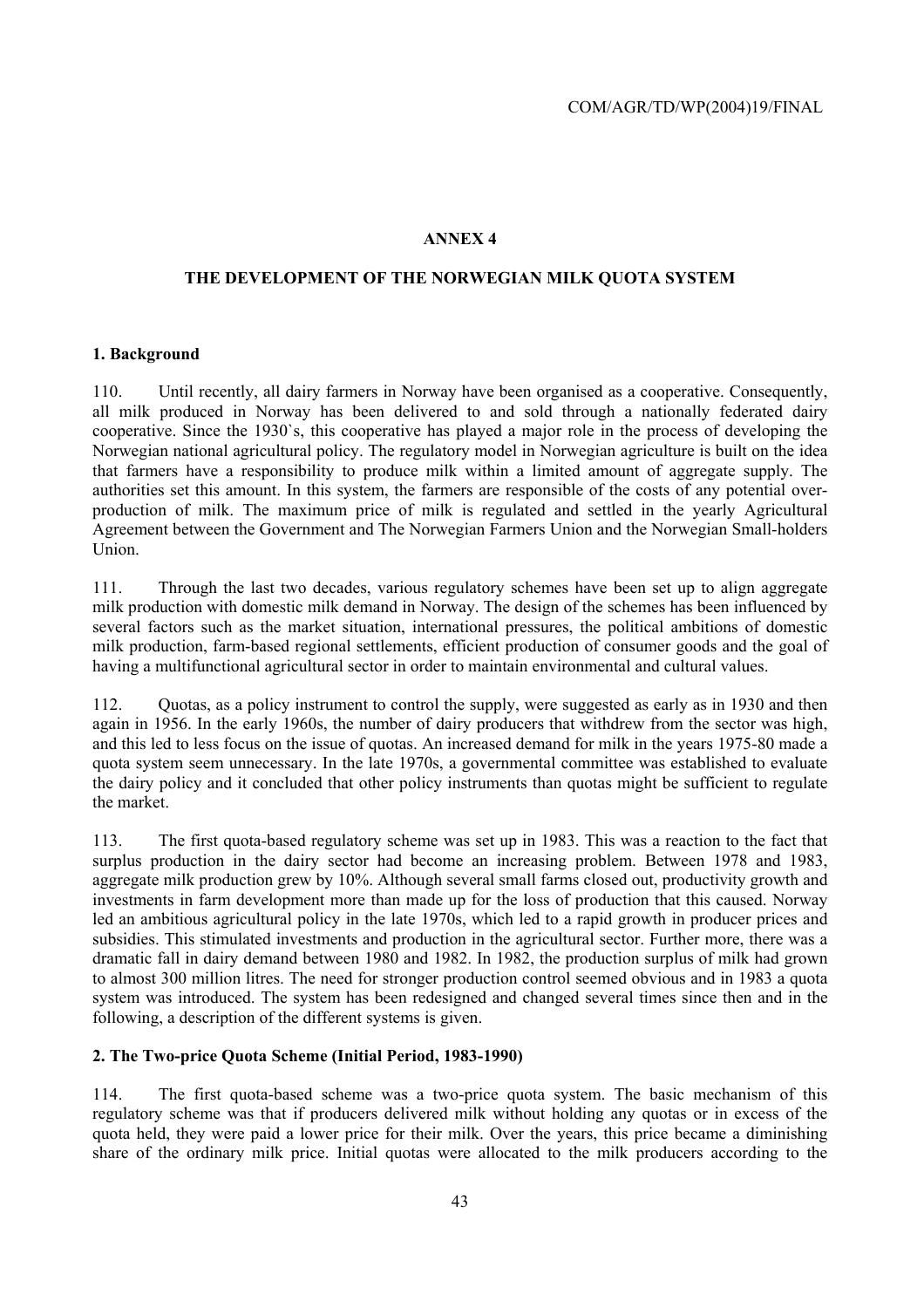## ANNEX 4

## THE DEVELOPMENT OF THE NORWEGIAN MILK QUOTA SYSTEM

### 1. Background

110. Until recently, all dairy farmers in Norway have been organised as a cooperative. Consequently, all milk produced in Norway has been delivered to and sold through a nationally federated dairy cooperative. Since the 1930`s, this cooperative has played a major role in the process of developing the Norwegian national agricultural policy. The regulatory model in Norwegian agriculture is built on the idea that farmers have a responsibility to produce milk within a limited amount of aggregate supply. The authorities set this amount. In this system, the farmers are responsible of the costs of any potential over-production of milk. The maximum price of milk is regulated and settled in the yearly Agricultural Agreement between the Government and The Norwegian Farmers Union and the Norwegian Small-holders Union.

111. Through the last two decades, various regulatory schemes have been set up to align aggregate milk production with domestic milk demand in Norway. The design of the schemes has been influenced by several factors such as the market situation, international pressures, the political ambitions of domestic milk production, farm-based regional settlements, efficient production of consumer goods and the goal of having a multifunctional agricultural sector in order to maintain environmental and cultural values.

112. Quotas, as a policy instrument to control the supply, were suggested as early as in 1930 and then again in 1956. In the early 1960s, the number of dairy producers that withdrew from the sector was high, and this led to less focus on the issue of quotas. An increased demand for milk in the years 1975-80 made a quota system seem unnecessary. In the late 1970s, a governmental committee was established to evaluate the dairy policy and it concluded that other policy instruments than quotas might be sufficient to regulate the market.

113. The first quota-based regulatory scheme was set up in 1983. This was a reaction to the fact that surplus production in the dairy sector had become an increasing problem. Between 1978 and 1983, aggregate milk production grew by 10%. Although several small farms closed out, productivity growth and investments in farm development more than made up for the loss of production that this caused. Norway led an ambitious agricultural policy in the late 1970s, which led to a rapid growth in producer prices and subsidies. This stimulated investments and production in the agricultural sector. Further more, there was a dramatic fall in dairy demand between 1980 and 1982. In 1982, the production surplus of milk had grown to almost 300 million litres. The need for stronger production control seemed obvious and in 1983 a quota system was introduced. The system has been redesigned and changed several times since then and in the following, a description of the different systems is given.

### 2. The Two-price Quota Scheme (Initial Period, 1983-1990)

114. The first quota-based scheme was a two-price quota system. The basic mechanism of this regulatory scheme was that if producers delivered milk without holding any quotas or in excess of the quota held, they were paid a lower price for their milk. Over the years, this price became a diminishing share of the ordinary milk price. Initial quotas were allocated to the milk producers according to the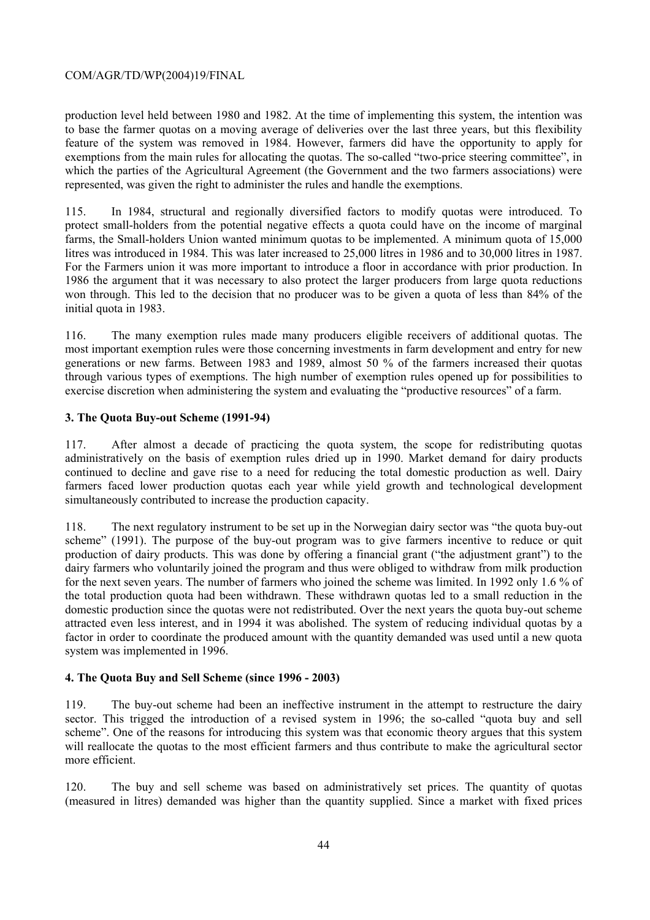production level held between 1980 and 1982. At the time of implementing this system, the intention was to base the farmer quotas on a moving average of deliveries over the last three years, but this flexibility feature of the system was removed in 1984. However, farmers did have the opportunity to apply for exemptions from the main rules for allocating the quotas. The so-called "two-price steering committee", in which the parties of the Agricultural Agreement (the Government and the two farmers associations) were represented, was given the right to administer the rules and handle the exemptions.

115. In 1984, structural and regionally diversified factors to modify quotas were introduced. To protect small-holders from the potential negative effects a quota could have on the income of marginal farms, the Small-holders Union wanted minimum quotas to be implemented. A minimum quota of 15,000 litres was introduced in 1984. This was later increased to 25,000 litres in 1986 and to 30,000 litres in 1987. For the Farmers union it was more important to introduce a floor in accordance with prior production. In 1986 the argument that it was necessary to also protect the larger producers from large quota reductions won through. This led to the decision that no producer was to be given a quota of less than 84% of the initial quota in 1983.

116. The many exemption rules made many producers eligible receivers of additional quotas. The most important exemption rules were those concerning investments in farm development and entry for new generations or new farms. Between 1983 and 1989, almost 50 % of the farmers increased their quotas through various types of exemptions. The high number of exemption rules opened up for possibilities to exercise discretion when administering the system and evaluating the "productive resources" of a farm.

### 3. The Quota Buy-out Scheme (1991-94)

117. After almost a decade of practicing the quota system, the scope for redistributing quotas administratively on the basis of exemption rules dried up in 1990. Market demand for dairy products continued to decline and gave rise to a need for reducing the total domestic production as well. Dairy farmers faced lower production quotas each year while yield growth and technological development simultaneously contributed to increase the production capacity.

118. The next regulatory instrument to be set up in the Norwegian dairy sector was "the quota buy-out scheme" (1991). The purpose of the buy-out program was to give farmers incentive to reduce or quit production of dairy products. This was done by offering a financial grant ("the adjustment grant") to the dairy farmers who voluntarily joined the program and thus were obliged to withdraw from milk production for the next seven years. The number of farmers who joined the scheme was limited. In 1992 only 1.6 % of the total production quota had been withdrawn. These withdrawn quotas led to a small reduction in the domestic production since the quotas were not redistributed. Over the next years the quota buy-out scheme attracted even less interest, and in 1994 it was abolished. The system of reducing individual quotas by a factor in order to coordinate the produced amount with the quantity demanded was used until a new quota system was implemented in 1996.

### 4. The Quota Buy and Sell Scheme (since 1996 - 2003)

119. The buy-out scheme had been an ineffective instrument in the attempt to restructure the dairy sector. This trigged the introduction of a revised system in 1996; the so-called "quota buy and sell scheme". One of the reasons for introducing this system was that economic theory argues that this system will reallocate the quotas to the most efficient farmers and thus contribute to make the agricultural sector more efficient.

120. The buy and sell scheme was based on administratively set prices. The quantity of quotas (measured in litres) demanded was higher than the quantity supplied. Since a market with fixed prices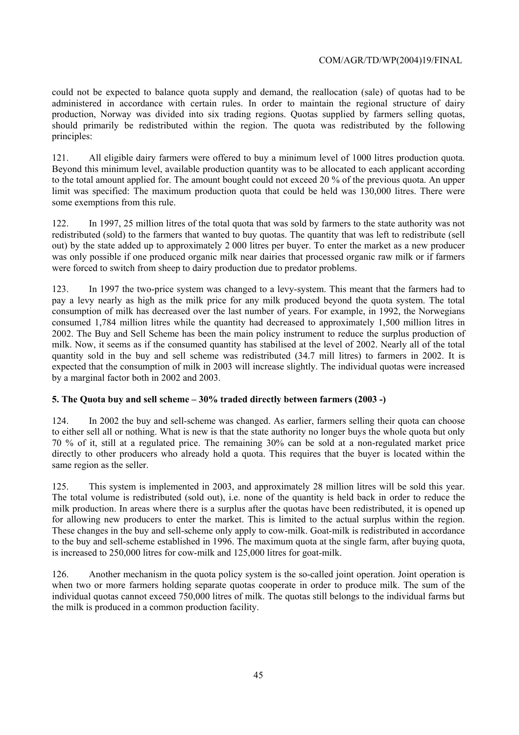could not be expected to balance quota supply and demand, the reallocation (sale) of quotas had to be administered in accordance with certain rules. In order to maintain the regional structure of dairy production, Norway was divided into six trading regions. Quotas supplied by farmers selling quotas, should primarily be redistributed within the region. The quota was redistributed by the following principles:

121. All eligible dairy farmers were offered to buy a minimum level of 1000 litres production quota. Beyond this minimum level, available production quantity was to be allocated to each applicant according to the total amount applied for. The amount bought could not exceed 20 % of the previous quota. An upper limit was specified: The maximum production quota that could be held was 130,000 litres. There were some exemptions from this rule.

122. In 1997, 25 million litres of the total quota that was sold by farmers to the state authority was not redistributed (sold) to the farmers that wanted to buy quotas. The quantity that was left to redistribute (sell out) by the state added up to approximately 2 000 litres per buyer. To enter the market as a new producer was only possible if one produced organic milk near dairies that processed organic raw milk or if farmers were forced to switch from sheep to dairy production due to predator problems.

123. In 1997 the two-price system was changed to a levy-system. This meant that the farmers had to pay a levy nearly as high as the milk price for any milk produced beyond the quota system. The total consumption of milk has decreased over the last number of years. For example, in 1992, the Norwegians consumed 1,784 million litres while the quantity had decreased to approximately 1,500 million litres in 2002. The Buy and Sell Scheme has been the main policy instrument to reduce the surplus production of milk. Now, it seems as if the consumed quantity has stabilised at the level of 2002. Nearly all of the total quantity sold in the buy and sell scheme was redistributed (34.7 mill litres) to farmers in 2002. It is expected that the consumption of milk in 2003 will increase slightly. The individual quotas were increased by a marginal factor both in 2002 and 2003.

### 5. The Quota buy and sell scheme – 30% traded directly between farmers (2003 -)

124. In 2002 the buy and sell-scheme was changed. As earlier, farmers selling their quota can choose to either sell all or nothing. What is new is that the state authority no longer buys the whole quota but only 70 % of it, still at a regulated price. The remaining 30% can be sold at a non-regulated market price directly to other producers who already hold a quota. This requires that the buyer is located within the same region as the seller.

125. This system is implemented in 2003, and approximately 28 million litres will be sold this year. The total volume is redistributed (sold out), i.e. none of the quantity is held back in order to reduce the milk production. In areas where there is a surplus after the quotas have been redistributed, it is opened up for allowing new producers to enter the market. This is limited to the actual surplus within the region. These changes in the buy and sell-scheme only apply to cow-milk. Goat-milk is redistributed in accordance to the buy and sell-scheme established in 1996. The maximum quota at the single farm, after buying quota, is increased to 250,000 litres for cow-milk and 125,000 litres for goat-milk.

126. Another mechanism in the quota policy system is the so-called joint operation. Joint operation is when two or more farmers holding separate quotas cooperate in order to produce milk. The sum of the individual quotas cannot exceed 750,000 litres of milk. The quotas still belongs to the individual farms but the milk is produced in a common production facility.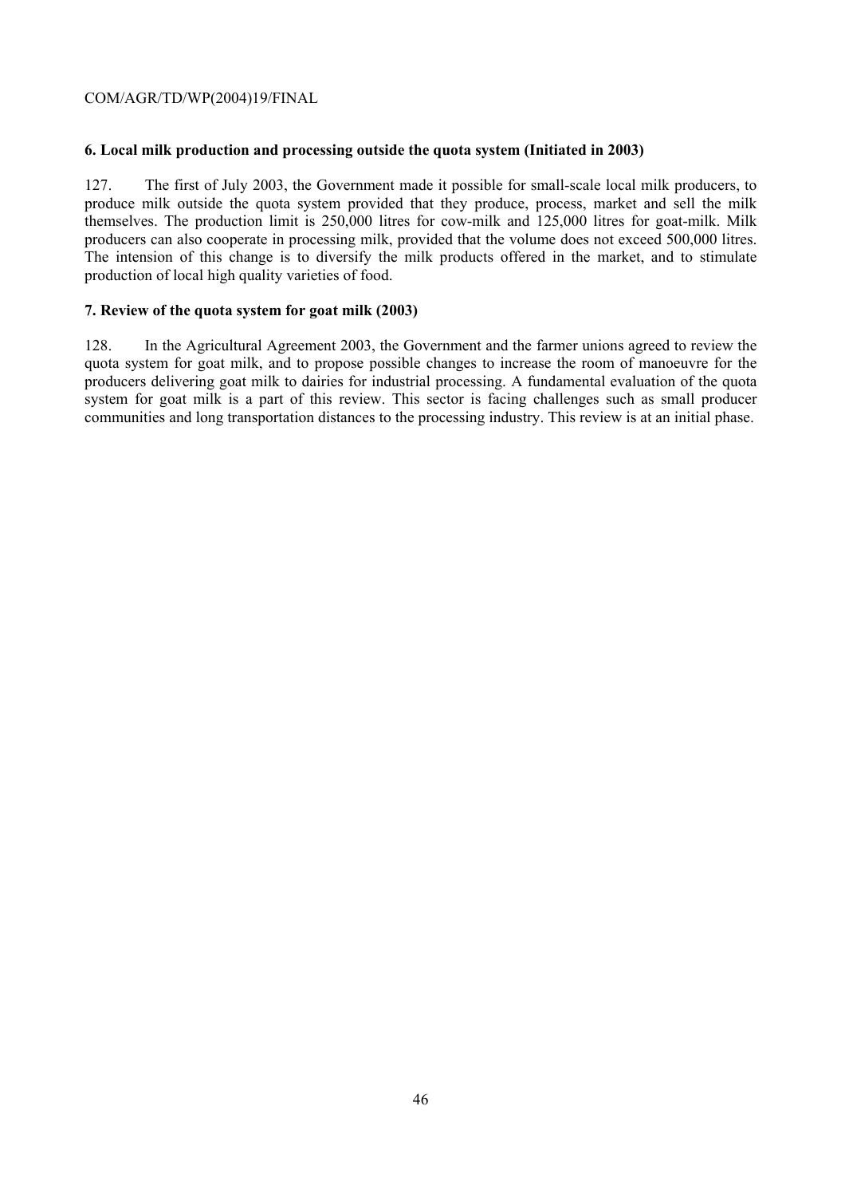**6. Local milk production and processing outside the quota system (Initiated in 2003)**

127. The first of July 2003, the Government made it possible for small-scale local milk producers, to produce milk outside the quota system provided that they produce, process, market and sell the milk themselves. The production limit is 250,000 litres for cow-milk and 125,000 litres for goat-milk. Milk producers can also cooperate in processing milk, provided that the volume does not exceed 500,000 litres. The intension of this change is to diversify the milk products offered in the market, and to stimulate production of local high quality varieties of food.

**7. Review of the quota system for goat milk (2003)**

128. In the Agricultural Agreement 2003, the Government and the farmer unions agreed to review the quota system for goat milk, and to propose possible changes to increase the room of manoeuvre for the producers delivering goat milk to dairies for industrial processing. A fundamental evaluation of the quota system for goat milk is a part of this review. This sector is facing challenges such as small producer communities and long transportation distances to the processing industry. This review is at an initial phase.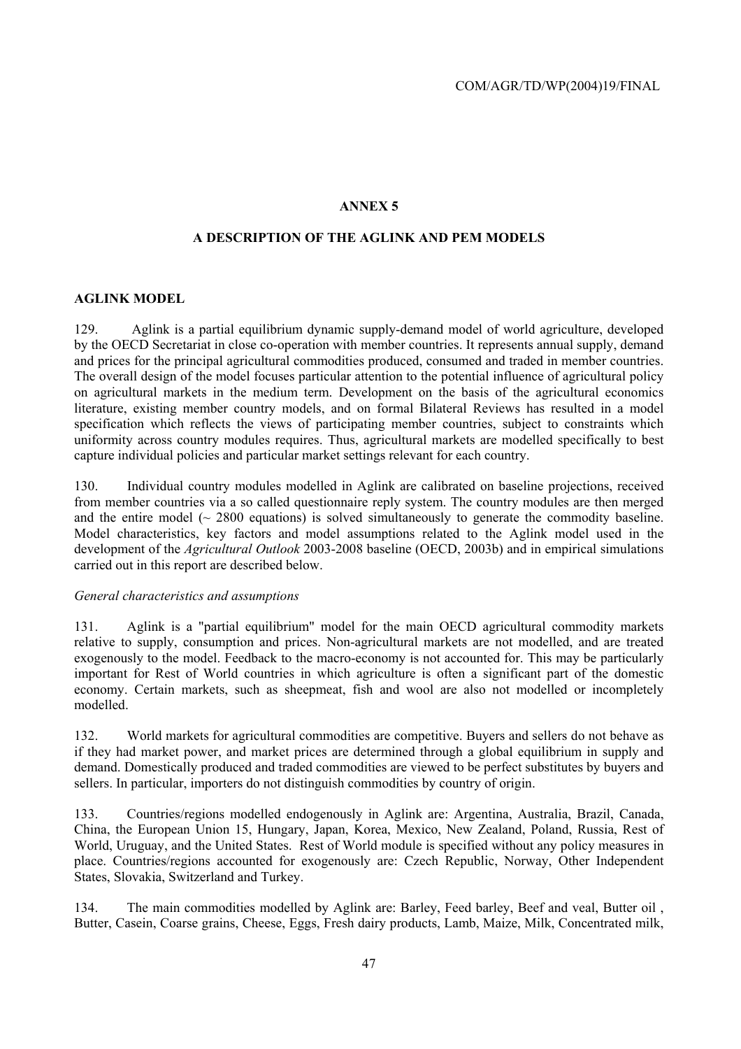## ANNEX 5

## A DESCRIPTION OF THE AGLINK AND PEM MODELS

### AGLINK MODEL

129. Aglink is a partial equilibrium dynamic supply-demand model of world agriculture, developed by the OECD Secretariat in close co-operation with member countries. It represents annual supply, demand and prices for the principal agricultural commodities produced, consumed and traded in member countries. The overall design of the model focuses particular attention to the potential influence of agricultural policy on agricultural markets in the medium term. Development on the basis of the agricultural economics literature, existing member country models, and on formal Bilateral Reviews has resulted in a model specification which reflects the views of participating member countries, subject to constraints which uniformity across country modules requires. Thus, agricultural markets are modelled specifically to best capture individual policies and particular market settings relevant for each country.

130. Individual country modules modelled in Aglink are calibrated on baseline projections, received from member countries via a so called questionnaire reply system. The country modules are then merged and the entire model (~ 2800 equations) is solved simultaneously to generate the commodity baseline. Model characteristics, key factors and model assumptions related to the Aglink model used in the development of the *Agricultural Outlook* 2003-2008 baseline (OECD, 2003b) and in empirical simulations carried out in this report are described below.

*General characteristics and assumptions*

131. Aglink is a "partial equilibrium" model for the main OECD agricultural commodity markets relative to supply, consumption and prices. Non-agricultural markets are not modelled, and are treated exogenously to the model. Feedback to the macro-economy is not accounted for. This may be particularly important for Rest of World countries in which agriculture is often a significant part of the domestic economy. Certain markets, such as sheepmeat, fish and wool are also not modelled or incompletely modelled.

132. World markets for agricultural commodities are competitive. Buyers and sellers do not behave as if they had market power, and market prices are determined through a global equilibrium in supply and demand. Domestically produced and traded commodities are viewed to be perfect substitutes by buyers and sellers. In particular, importers do not distinguish commodities by country of origin.

133. Countries/regions modelled endogenously in Aglink are: Argentina, Australia, Brazil, Canada, China, the European Union 15, Hungary, Japan, Korea, Mexico, New Zealand, Poland, Russia, Rest of World, Uruguay, and the United States. Rest of World module is specified without any policy measures in place. Countries/regions accounted for exogenously are: Czech Republic, Norway, Other Independent States, Slovakia, Switzerland and Turkey.

134. The main commodities modelled by Aglink are: Barley, Feed barley, Beef and veal, Butter oil , Butter, Casein, Coarse grains, Cheese, Eggs, Fresh dairy products, Lamb, Maize, Milk, Concentrated milk,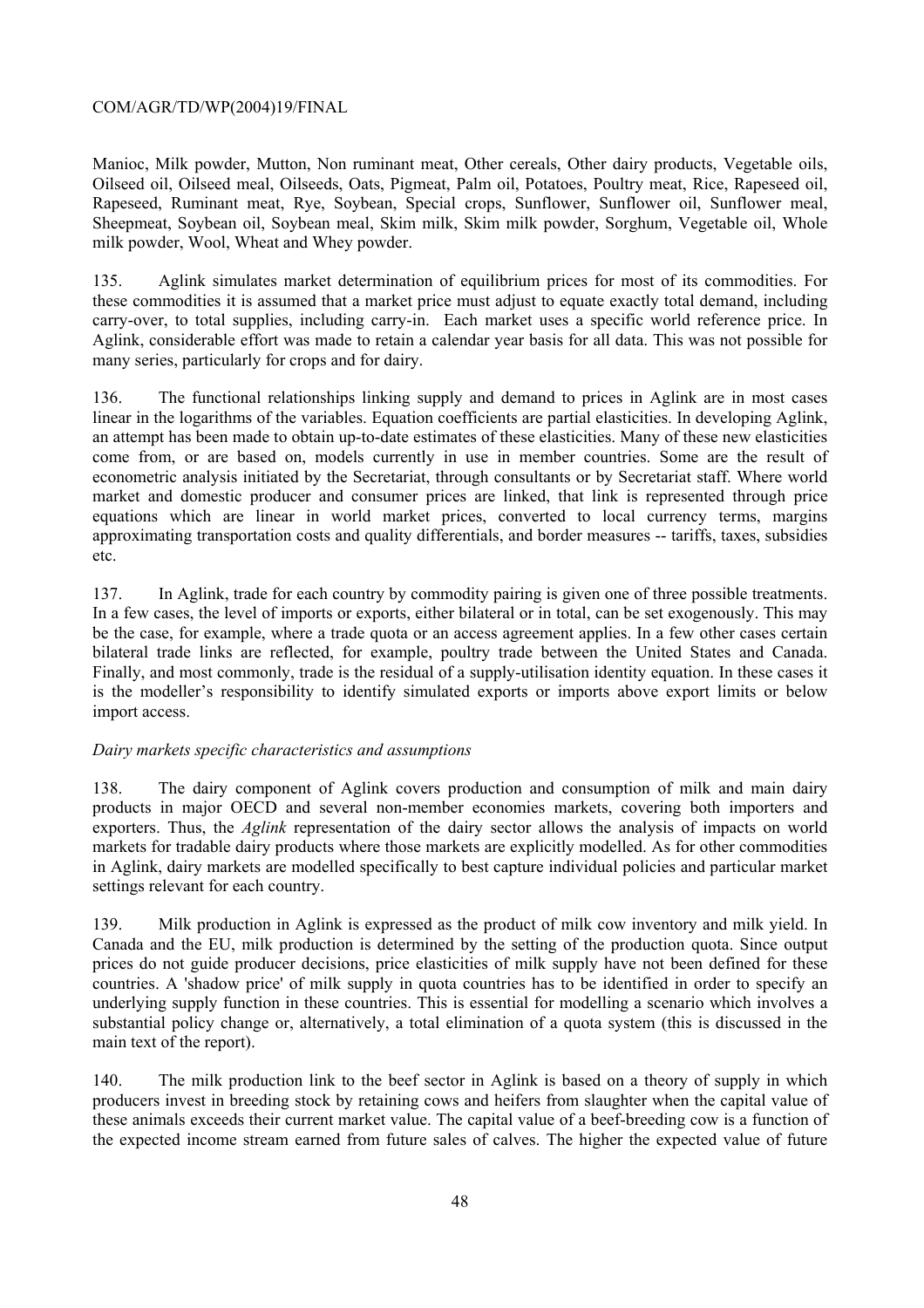Manioc, Milk powder, Mutton, Non ruminant meat, Other cereals, Other dairy products, Vegetable oils, Oilseed oil, Oilseed meal, Oilseeds, Oats, Pigmeat, Palm oil, Potatoes, Poultry meat, Rice, Rapeseed oil, Rapeseed, Ruminant meat, Rye, Soybean, Special crops, Sunflower, Sunflower oil, Sunflower meal, Sheepmeat, Soybean oil, Soybean meal, Skim milk, Skim milk powder, Sorghum, Vegetable oil, Whole milk powder, Wool, Wheat and Whey powder.

135. Aglink simulates market determination of equilibrium prices for most of its commodities. For these commodities it is assumed that a market price must adjust to equate exactly total demand, including carry-over, to total supplies, including carry-in. Each market uses a specific world reference price. In Aglink, considerable effort was made to retain a calendar year basis for all data. This was not possible for many series, particularly for crops and for dairy.

136. The functional relationships linking supply and demand to prices in Aglink are in most cases linear in the logarithms of the variables. Equation coefficients are partial elasticities. In developing Aglink, an attempt has been made to obtain up-to-date estimates of these elasticities. Many of these new elasticities come from, or are based on, models currently in use in member countries. Some are the result of econometric analysis initiated by the Secretariat, through consultants or by Secretariat staff. Where world market and domestic producer and consumer prices are linked, that link is represented through price equations which are linear in world market prices, converted to local currency terms, margins approximating transportation costs and quality differentials, and border measures -- tariffs, taxes, subsidies etc.

137. In Aglink, trade for each country by commodity pairing is given one of three possible treatments. In a few cases, the level of imports or exports, either bilateral or in total, can be set exogenously. This may be the case, for example, where a trade quota or an access agreement applies. In a few other cases certain bilateral trade links are reflected, for example, poultry trade between the United States and Canada. Finally, and most commonly, trade is the residual of a supply-utilisation identity equation. In these cases it is the modeller's responsibility to identify simulated exports or imports above export limits or below import access.

*Dairy markets specific characteristics and assumptions*

138. The dairy component of Aglink covers production and consumption of milk and main dairy products in major OECD and several non-member economies markets, covering both importers and exporters. Thus, the *Aglink* representation of the dairy sector allows the analysis of impacts on world markets for tradable dairy products where those markets are explicitly modelled. As for other commodities in Aglink, dairy markets are modelled specifically to best capture individual policies and particular market settings relevant for each country.

139. Milk production in Aglink is expressed as the product of milk cow inventory and milk yield. In Canada and the EU, milk production is determined by the setting of the production quota. Since output prices do not guide producer decisions, price elasticities of milk supply have not been defined for these countries. A 'shadow price' of milk supply in quota countries has to be identified in order to specify an underlying supply function in these countries. This is essential for modelling a scenario which involves a substantial policy change or, alternatively, a total elimination of a quota system (this is discussed in the main text of the report).

140. The milk production link to the beef sector in Aglink is based on a theory of supply in which producers invest in breeding stock by retaining cows and heifers from slaughter when the capital value of these animals exceeds their current market value. The capital value of a beef-breeding cow is a function of the expected income stream earned from future sales of calves. The higher the expected value of future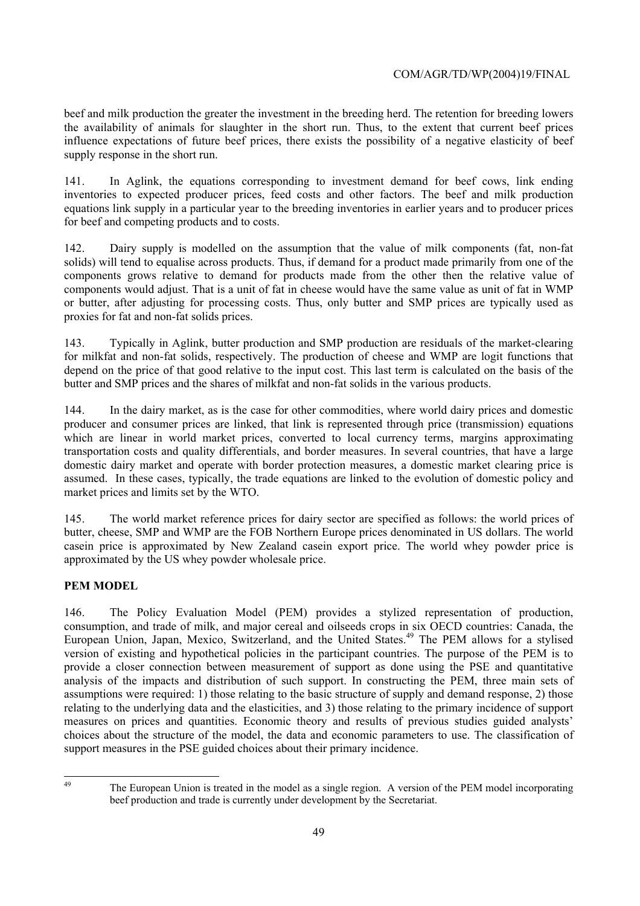beef and milk production the greater the investment in the breeding herd. The retention for breeding lowers the availability of animals for slaughter in the short run. Thus, to the extent that current beef prices influence expectations of future beef prices, there exists the possibility of a negative elasticity of beef supply response in the short run.

141. In Aglink, the equations corresponding to investment demand for beef cows, link ending inventories to expected producer prices, feed costs and other factors. The beef and milk production equations link supply in a particular year to the breeding inventories in earlier years and to producer prices for beef and competing products and to costs.

142. Dairy supply is modelled on the assumption that the value of milk components (fat, non-fat solids) will tend to equalise across products. Thus, if demand for a product made primarily from one of the components grows relative to demand for products made from the other then the relative value of components would adjust. That is a unit of fat in cheese would have the same value as unit of fat in WMP or butter, after adjusting for processing costs. Thus, only butter and SMP prices are typically used as proxies for fat and non-fat solids prices.

143. Typically in Aglink, butter production and SMP production are residuals of the market-clearing for milkfat and non-fat solids, respectively. The production of cheese and WMP are logit functions that depend on the price of that good relative to the input cost. This last term is calculated on the basis of the butter and SMP prices and the shares of milkfat and non-fat solids in the various products.

144. In the dairy market, as is the case for other commodities, where world dairy prices and domestic producer and consumer prices are linked, that link is represented through price (transmission) equations which are linear in world market prices, converted to local currency terms, margins approximating transportation costs and quality differentials, and border measures. In several countries, that have a large domestic dairy market and operate with border protection measures, a domestic market clearing price is assumed. In these cases, typically, the trade equations are linked to the evolution of domestic policy and market prices and limits set by the WTO.

145. The world market reference prices for dairy sector are specified as follows: the world prices of butter, cheese, SMP and WMP are the FOB Northern Europe prices denominated in US dollars. The world casein price is approximated by New Zealand casein export price. The world whey powder price is approximated by the US whey powder wholesale price.

**PEM MODEL**

146. The Policy Evaluation Model (PEM) provides a stylized representation of production, consumption, and trade of milk, and major cereal and oilseeds crops in six OECD countries: Canada, the European Union, Japan, Mexico, Switzerland, and the United States.[49] The PEM allows for a stylised version of existing and hypothetical policies in the participant countries. The purpose of the PEM is to provide a closer connection between measurement of support as done using the PSE and quantitative analysis of the impacts and distribution of such support. In constructing the PEM, three main sets of assumptions were required: 1) those relating to the basic structure of supply and demand response, 2) those relating to the underlying data and the elasticities, and 3) those relating to the primary incidence of support measures on prices and quantities. Economic theory and results of previous studies guided analysts' choices about the structure of the model, the data and economic parameters to use. The classification of support measures in the PSE guided choices about their primary incidence.

[49] The European Union is treated in the model as a single region. A version of the PEM model incorporating beef production and trade is currently under development by the Secretariat.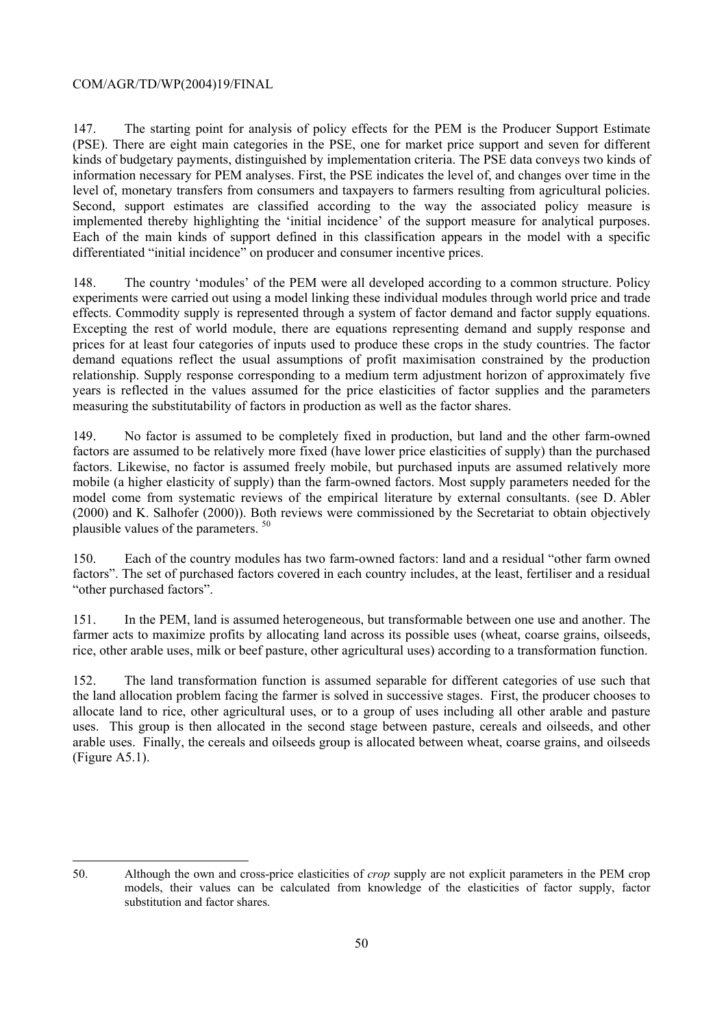147. The starting point for analysis of policy effects for the PEM is the Producer Support Estimate (PSE). There are eight main categories in the PSE, one for market price support and seven for different kinds of budgetary payments, distinguished by implementation criteria. The PSE data conveys two kinds of information necessary for PEM analyses. First, the PSE indicates the level of, and changes over time in the level of, monetary transfers from consumers and taxpayers to farmers resulting from agricultural policies. Second, support estimates are classified according to the way the associated policy measure is implemented thereby highlighting the 'initial incidence' of the support measure for analytical purposes. Each of the main kinds of support defined in this classification appears in the model with a specific differentiated "initial incidence" on producer and consumer incentive prices.

148. The country 'modules' of the PEM were all developed according to a common structure. Policy experiments were carried out using a model linking these individual modules through world price and trade effects. Commodity supply is represented through a system of factor demand and factor supply equations. Excepting the rest of world module, there are equations representing demand and supply response and prices for at least four categories of inputs used to produce these crops in the study countries. The factor demand equations reflect the usual assumptions of profit maximisation constrained by the production relationship. Supply response corresponding to a medium term adjustment horizon of approximately five years is reflected in the values assumed for the price elasticities of factor supplies and the parameters measuring the substitutability of factors in production as well as the factor shares.

149. No factor is assumed to be completely fixed in production, but land and the other farm-owned factors are assumed to be relatively more fixed (have lower price elasticities of supply) than the purchased factors. Likewise, no factor is assumed freely mobile, but purchased inputs are assumed relatively more mobile (a higher elasticity of supply) than the farm-owned factors. Most supply parameters needed for the model come from systematic reviews of the empirical literature by external consultants. (see D. Abler (2000) and K. Salhofer (2000)). Both reviews were commissioned by the Secretariat to obtain objectively plausible values of the parameters. [50]

150. Each of the country modules has two farm-owned factors: land and a residual "other farm owned factors". The set of purchased factors covered in each country includes, at the least, fertiliser and a residual "other purchased factors".

151. In the PEM, land is assumed heterogeneous, but transformable between one use and another. The farmer acts to maximize profits by allocating land across its possible uses (wheat, coarse grains, oilseeds, rice, other arable uses, milk or beef pasture, other agricultural uses) according to a transformation function.

152. The land transformation function is assumed separable for different categories of use such that the land allocation problem facing the farmer is solved in successive stages. First, the producer chooses to allocate land to rice, other agricultural uses, or to a group of uses including all other arable and pasture uses. This group is then allocated in the second stage between pasture, cereals and oilseeds, and other arable uses. Finally, the cereals and oilseeds group is allocated between wheat, coarse grains, and oilseeds (Figure A5.1).

50. Although the own and cross-price elasticities of *crop* supply are not explicit parameters in the PEM crop models, their values can be calculated from knowledge of the elasticities of factor supply, factor substitution and factor shares.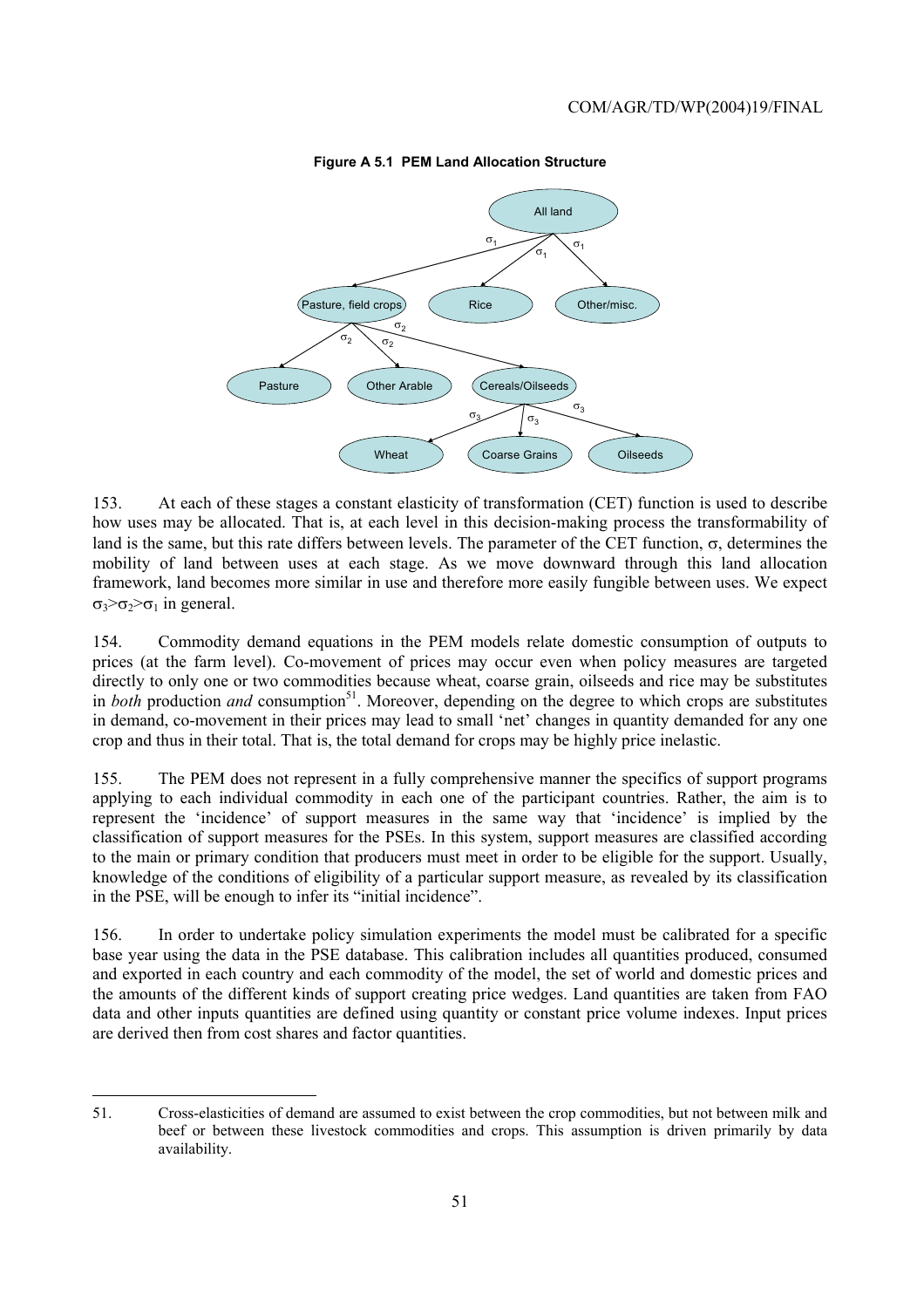**Figure A 5.1 PEM Land Allocation Structure**

All land

$\sigma_1$ $\sigma_1$ $\sigma_1$

Pasture, field crops

Rice

Other/misc.

$\sigma_2$ $\sigma_2$ $\sigma_2$

Pasture

Other Arable

Cereals/Oilseeds

$\sigma_3$ $\sigma_3$ $\sigma_3$

Wheat

Coarse Grains

Oilseeds

153. At each of these stages a constant elasticity of transformation (CET) function is used to describe how uses may be allocated. That is, at each level in this decision-making process the transformability of land is the same, but this rate differs between levels. The parameter of the CET function, $\sigma$, determines the mobility of land between uses at each stage. As we move downward through this land allocation framework, land becomes more similar in use and therefore more easily fungible between uses. We expect $\sigma_3 > \sigma_2 > \sigma_1$ in general.

154. Commodity demand equations in the PEM models relate domestic consumption of outputs to prices (at the farm level). Co-movement of prices may occur even when policy measures are targeted directly to only one or two commodities because wheat, coarse grain, oilseeds and rice may be substitutes in *both* production *and* consumption[51]. Moreover, depending on the degree to which crops are substitutes in demand, co-movement in their prices may lead to small 'net' changes in quantity demanded for any one crop and thus in their total. That is, the total demand for crops may be highly price inelastic.

155. The PEM does not represent in a fully comprehensive manner the specifics of support programs applying to each individual commodity in each one of the participant countries. Rather, the aim is to represent the 'incidence' of support measures in the same way that 'incidence' is implied by the classification of support measures for the PSEs. In this system, support measures are classified according to the main or primary condition that producers must meet in order to be eligible for the support. Usually, knowledge of the conditions of eligibility of a particular support measure, as revealed by its classification in the PSE, will be enough to infer its "initial incidence".

156. In order to undertake policy simulation experiments the model must be calibrated for a specific base year using the data in the PSE database. This calibration includes all quantities produced, consumed and exported in each country and each commodity of the model, the set of world and domestic prices and the amounts of the different kinds of support creating price wedges. Land quantities are taken from FAO data and other inputs quantities are defined using quantity or constant price volume indexes. Input prices are derived then from cost shares and factor quantities.

---

51. Cross-elasticities of demand are assumed to exist between the crop commodities, but not between milk and beef or between these livestock commodities and crops. This assumption is driven primarily by data availability.